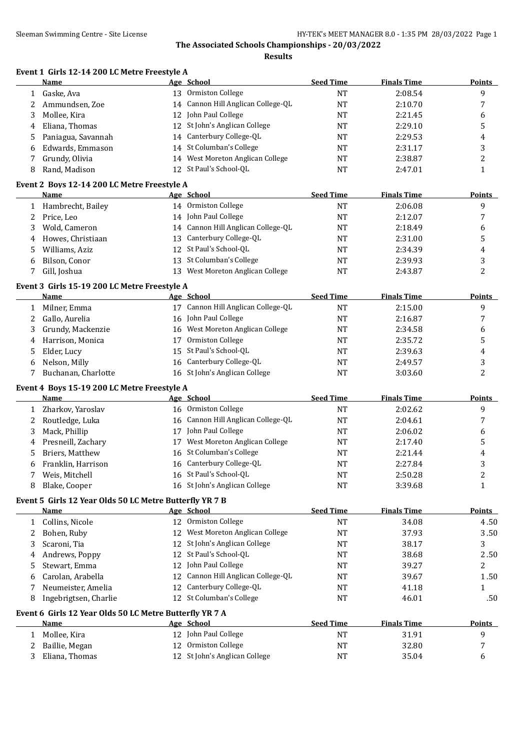## The Associated Schools Championships - 20/03/2022

### Results

#### Event 1 Girls 12-14 200 LC Metre Freestyle A

| | Name | Age | School | Seed Time | Finals Time | Points |
|---|---|---|---|---|---|---|
| 1 | Gaske, Ava | 13 | Ormiston College | NT | 2:08.54 | 9 |
| 2 | Ammundsen, Zoe | 14 | Cannon Hill Anglican College-QL | NT | 2:10.70 | 7 |
| 3 | Mollee, Kira | 12 | John Paul College | NT | 2:21.45 | 6 |
| 4 | Eliana, Thomas | 12 | St John's Anglican College | NT | 2:29.10 | 5 |
| 5 | Paniagua, Savannah | 14 | Canterbury College-QL | NT | 2:29.53 | 4 |
| 6 | Edwards, Emmason | 14 | St Columban's College | NT | 2:31.17 | 3 |
| 7 | Grundy, Olivia | 14 | West Moreton Anglican College | NT | 2:38.87 | 2 |
| 8 | Rand, Madison | 12 | St Paul's School-QL | NT | 2:47.01 | 1 |

#### Event 2 Boys 12-14 200 LC Metre Freestyle A

| | Name | Age | School | Seed Time | Finals Time | Points |
|---|---|---|---|---|---|---|
| 1 | Hambrecht, Bailey | 14 | Ormiston College | NT | 2:06.08 | 9 |
| 2 | Price, Leo | 14 | John Paul College | NT | 2:12.07 | 7 |
| 3 | Wold, Cameron | 14 | Cannon Hill Anglican College-QL | NT | 2:18.49 | 6 |
| 4 | Howes, Christiaan | 13 | Canterbury College-QL | NT | 2:31.00 | 5 |
| 5 | Williams, Aziz | 12 | St Paul's School-QL | NT | 2:34.39 | 4 |
| 6 | Bilson, Conor | 13 | St Columban's College | NT | 2:39.93 | 3 |
| 7 | Gill, Joshua | 13 | West Moreton Anglican College | NT | 2:43.87 | 2 |

#### Event 3 Girls 15-19 200 LC Metre Freestyle A

| | Name | Age | School | Seed Time | Finals Time | Points |
|---|---|---|---|---|---|---|
| 1 | Milner, Emma | 17 | Cannon Hill Anglican College-QL | NT | 2:15.00 | 9 |
| 2 | Gallo, Aurelia | 16 | John Paul College | NT | 2:16.87 | 7 |
| 3 | Grundy, Mackenzie | 16 | West Moreton Anglican College | NT | 2:34.58 | 6 |
| 4 | Harrison, Monica | 17 | Ormiston College | NT | 2:35.72 | 5 |
| 5 | Elder, Lucy | 15 | St Paul's School-QL | NT | 2:39.63 | 4 |
| 6 | Nelson, Milly | 16 | Canterbury College-QL | NT | 2:49.57 | 3 |
| 7 | Buchanan, Charlotte | 16 | St John's Anglican College | NT | 3:03.60 | 2 |

#### Event 4 Boys 15-19 200 LC Metre Freestyle A

| | Name | Age | School | Seed Time | Finals Time | Points |
|---|---|---|---|---|---|---|
| 1 | Zharkov, Yaroslav | 16 | Ormiston College | NT | 2:02.62 | 9 |
| 2 | Routledge, Luka | 16 | Cannon Hill Anglican College-QL | NT | 2:04.61 | 7 |
| 3 | Mack, Phillip | 17 | John Paul College | NT | 2:06.02 | 6 |
| 4 | Presneill, Zachary | 17 | West Moreton Anglican College | NT | 2:17.40 | 5 |
| 5 | Briers, Matthew | 16 | St Columban's College | NT | 2:21.44 | 4 |
| 6 | Franklin, Harrison | 16 | Canterbury College-QL | NT | 2:27.84 | 3 |
| 7 | Weis, Mitchell | 16 | St Paul's School-QL | NT | 2:50.28 | 2 |
| 8 | Blake, Cooper | 16 | St John's Anglican College | NT | 3:39.68 | 1 |

#### Event 5 Girls 12 Year Olds 50 LC Metre Butterfly YR 7 B

| | Name | Age | School | Seed Time | Finals Time | Points |
|---|---|---|---|---|---|---|
| 1 | Collins, Nicole | 12 | Ormiston College | NT | 34.08 | 4.50 |
| 2 | Bohen, Ruby | 12 | West Moreton Anglican College | NT | 37.93 | 3.50 |
| 3 | Scaroni, Tia | 12 | St John's Anglican College | NT | 38.17 | 3 |
| 4 | Andrews, Poppy | 12 | St Paul's School-QL | NT | 38.68 | 2.50 |
| 5 | Stewart, Emma | 12 | John Paul College | NT | 39.27 | 2 |
| 6 | Carolan, Arabella | 12 | Cannon Hill Anglican College-QL | NT | 39.67 | 1.50 |
| 7 | Neumeister, Amelia | 12 | Canterbury College-QL | NT | 41.18 | 1 |
| 8 | Ingebrigtsen, Charlie | 12 | St Columban's College | NT | 46.01 | .50 |

#### Event 6 Girls 12 Year Olds 50 LC Metre Butterfly YR 7 A

| | Name | Age | School | Seed Time | Finals Time | Points |
|---|---|---|---|---|---|---|
| 1 | Mollee, Kira | 12 | John Paul College | NT | 31.91 | 9 |
| 2 | Baillie, Megan | 12 | Ormiston College | NT | 32.80 | 7 |
| 3 | Eliana, Thomas | 12 | St John's Anglican College | NT | 35.04 | 6 |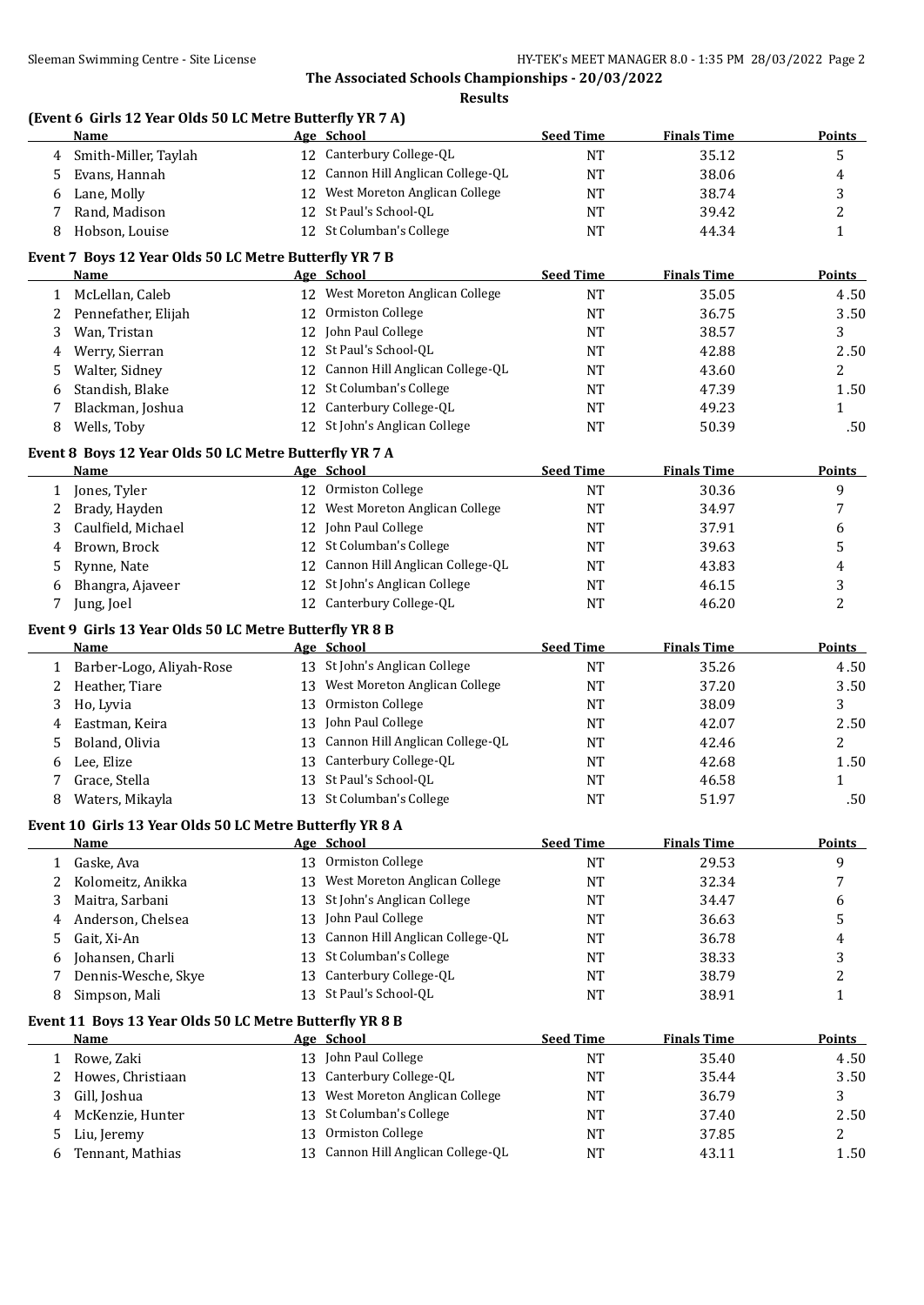## The Associated Schools Championships - 20/03/2022

### Results

**(Event 6 Girls 12 Year Olds 50 LC Metre Butterfly YR 7 A)**

| | Name | Age | School | Seed Time | Finals Time | Points |
|---|---|---|---|---|---|---|
| 4 | Smith-Miller, Taylah | 12 | Canterbury College-QL | NT | 35.12 | 5 |
| 5 | Evans, Hannah | 12 | Cannon Hill Anglican College-QL | NT | 38.06 | 4 |
| 6 | Lane, Molly | 12 | West Moreton Anglican College | NT | 38.74 | 3 |
| 7 | Rand, Madison | 12 | St Paul's School-QL | NT | 39.42 | 2 |
| 8 | Hobson, Louise | 12 | St Columban's College | NT | 44.34 | 1 |

**Event 7 Boys 12 Year Olds 50 LC Metre Butterfly YR 7 B**

| | Name | Age | School | Seed Time | Finals Time | Points |
|---|---|---|---|---|---|---|
| 1 | McLellan, Caleb | 12 | West Moreton Anglican College | NT | 35.05 | 4.50 |
| 2 | Pennefather, Elijah | 12 | Ormiston College | NT | 36.75 | 3.50 |
| 3 | Wan, Tristan | 12 | John Paul College | NT | 38.57 | 3 |
| 4 | Werry, Sierran | 12 | St Paul's School-QL | NT | 42.88 | 2.50 |
| 5 | Walter, Sidney | 12 | Cannon Hill Anglican College-QL | NT | 43.60 | 2 |
| 6 | Standish, Blake | 12 | St Columban's College | NT | 47.39 | 1.50 |
| 7 | Blackman, Joshua | 12 | Canterbury College-QL | NT | 49.23 | 1 |
| 8 | Wells, Toby | 12 | St John's Anglican College | NT | 50.39 | .50 |

**Event 8 Boys 12 Year Olds 50 LC Metre Butterfly YR 7 A**

| | Name | Age | School | Seed Time | Finals Time | Points |
|---|---|---|---|---|---|---|
| 1 | Jones, Tyler | 12 | Ormiston College | NT | 30.36 | 9 |
| 2 | Brady, Hayden | 12 | West Moreton Anglican College | NT | 34.97 | 7 |
| 3 | Caulfield, Michael | 12 | John Paul College | NT | 37.91 | 6 |
| 4 | Brown, Brock | 12 | St Columban's College | NT | 39.63 | 5 |
| 5 | Rynne, Nate | 12 | Cannon Hill Anglican College-QL | NT | 43.83 | 4 |
| 6 | Bhangra, Ajaveer | 12 | St John's Anglican College | NT | 46.15 | 3 |
| 7 | Jung, Joel | 12 | Canterbury College-QL | NT | 46.20 | 2 |

**Event 9 Girls 13 Year Olds 50 LC Metre Butterfly YR 8 B**

| | Name | Age | School | Seed Time | Finals Time | Points |
|---|---|---|---|---|---|---|
| 1 | Barber-Logo, Aliyah-Rose | 13 | St John's Anglican College | NT | 35.26 | 4.50 |
| 2 | Heather, Tiare | 13 | West Moreton Anglican College | NT | 37.20 | 3.50 |
| 3 | Ho, Lyvia | 13 | Ormiston College | NT | 38.09 | 3 |
| 4 | Eastman, Keira | 13 | John Paul College | NT | 42.07 | 2.50 |
| 5 | Boland, Olivia | 13 | Cannon Hill Anglican College-QL | NT | 42.46 | 2 |
| 6 | Lee, Elize | 13 | Canterbury College-QL | NT | 42.68 | 1.50 |
| 7 | Grace, Stella | 13 | St Paul's School-QL | NT | 46.58 | 1 |
| 8 | Waters, Mikayla | 13 | St Columban's College | NT | 51.97 | .50 |

**Event 10 Girls 13 Year Olds 50 LC Metre Butterfly YR 8 A**

| | Name | Age | School | Seed Time | Finals Time | Points |
|---|---|---|---|---|---|---|
| 1 | Gaske, Ava | 13 | Ormiston College | NT | 29.53 | 9 |
| 2 | Kolomeitz, Anikka | 13 | West Moreton Anglican College | NT | 32.34 | 7 |
| 3 | Maitra, Sarbani | 13 | St John's Anglican College | NT | 34.47 | 6 |
| 4 | Anderson, Chelsea | 13 | John Paul College | NT | 36.63 | 5 |
| 5 | Gait, Xi-An | 13 | Cannon Hill Anglican College-QL | NT | 36.78 | 4 |
| 6 | Johansen, Charli | 13 | St Columban's College | NT | 38.33 | 3 |
| 7 | Dennis-Wesche, Skye | 13 | Canterbury College-QL | NT | 38.79 | 2 |
| 8 | Simpson, Mali | 13 | St Paul's School-QL | NT | 38.91 | 1 |

**Event 11 Boys 13 Year Olds 50 LC Metre Butterfly YR 8 B**

| | Name | Age | School | Seed Time | Finals Time | Points |
|---|---|---|---|---|---|---|
| 1 | Rowe, Zaki | 13 | John Paul College | NT | 35.40 | 4.50 |
| 2 | Howes, Christiaan | 13 | Canterbury College-QL | NT | 35.44 | 3.50 |
| 3 | Gill, Joshua | 13 | West Moreton Anglican College | NT | 36.79 | 3 |
| 4 | McKenzie, Hunter | 13 | St Columban's College | NT | 37.40 | 2.50 |
| 5 | Liu, Jeremy | 13 | Ormiston College | NT | 37.85 | 2 |
| 6 | Tennant, Mathias | 13 | Cannon Hill Anglican College-QL | NT | 43.11 | 1.50 |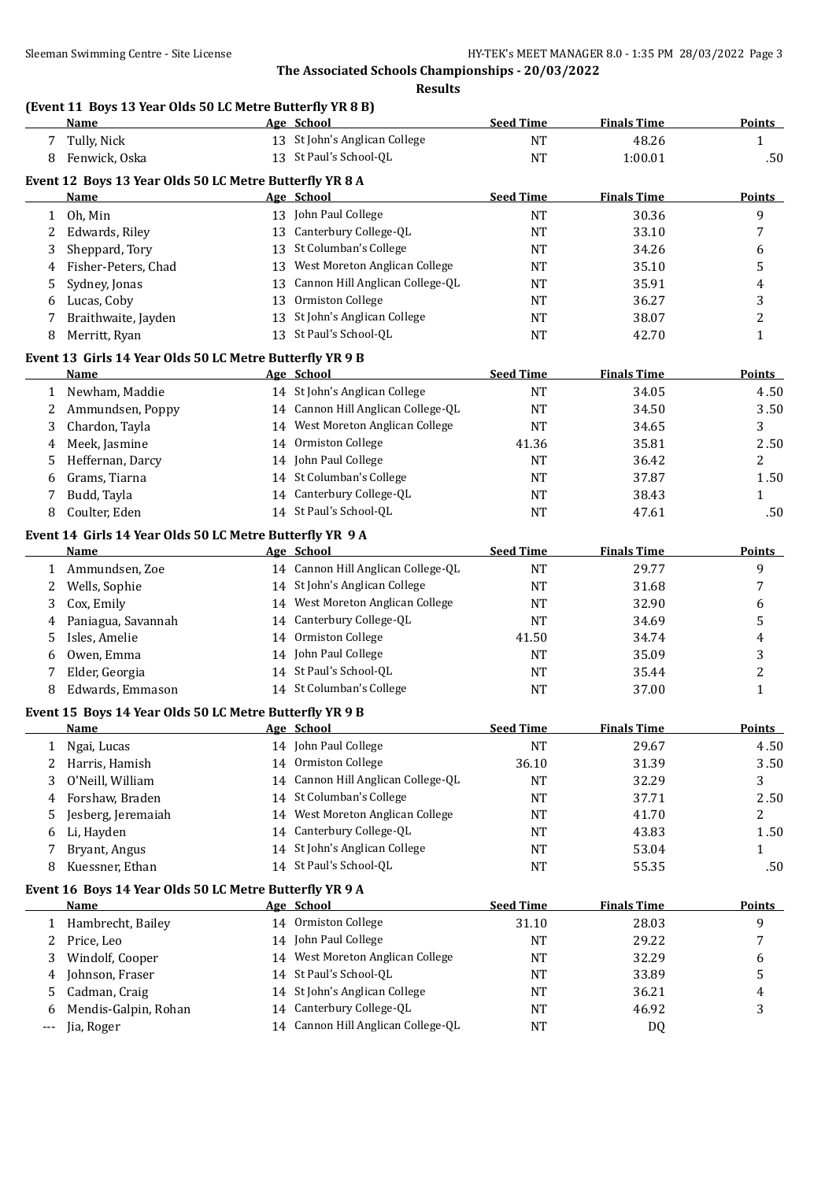The Associated Schools Championships - 20/03/2022

**Results**

**(Event 11 Boys 13 Year Olds 50 LC Metre Butterfly YR 8 B)**

| | Name | Age | School | Seed Time | Finals Time | Points |
|---|---|---|---|---|---|---|
| 7 | Tully, Nick | 13 | St John's Anglican College | NT | 48.26 | 1 |
| 8 | Fenwick, Oska | 13 | St Paul's School-QL | NT | 1:00.01 | .50 |

**Event 12 Boys 13 Year Olds 50 LC Metre Butterfly YR 8 A**

| | Name | Age | School | Seed Time | Finals Time | Points |
|---|---|---|---|---|---|---|
| 1 | Oh, Min | 13 | John Paul College | NT | 30.36 | 9 |
| 2 | Edwards, Riley | 13 | Canterbury College-QL | NT | 33.10 | 7 |
| 3 | Sheppard, Tory | 13 | St Columban's College | NT | 34.26 | 6 |
| 4 | Fisher-Peters, Chad | 13 | West Moreton Anglican College | NT | 35.10 | 5 |
| 5 | Sydney, Jonas | 13 | Cannon Hill Anglican College-QL | NT | 35.91 | 4 |
| 6 | Lucas, Coby | 13 | Ormiston College | NT | 36.27 | 3 |
| 7 | Braithwaite, Jayden | 13 | St John's Anglican College | NT | 38.07 | 2 |
| 8 | Merritt, Ryan | 13 | St Paul's School-QL | NT | 42.70 | 1 |

**Event 13 Girls 14 Year Olds 50 LC Metre Butterfly YR 9 B**

| | Name | Age | School | Seed Time | Finals Time | Points |
|---|---|---|---|---|---|---|
| 1 | Newham, Maddie | 14 | St John's Anglican College | NT | 34.05 | 4.50 |
| 2 | Ammundsen, Poppy | 14 | Cannon Hill Anglican College-QL | NT | 34.50 | 3.50 |
| 3 | Chardon, Tayla | 14 | West Moreton Anglican College | NT | 34.65 | 3 |
| 4 | Meek, Jasmine | 14 | Ormiston College | 41.36 | 35.81 | 2.50 |
| 5 | Heffernan, Darcy | 14 | John Paul College | NT | 36.42 | 2 |
| 6 | Grams, Tiarna | 14 | St Columban's College | NT | 37.87 | 1.50 |
| 7 | Budd, Tayla | 14 | Canterbury College-QL | NT | 38.43 | 1 |
| 8 | Coulter, Eden | 14 | St Paul's School-QL | NT | 47.61 | .50 |

**Event 14 Girls 14 Year Olds 50 LC Metre Butterfly YR 9 A**

| | Name | Age | School | Seed Time | Finals Time | Points |
|---|---|---|---|---|---|---|
| 1 | Ammundsen, Zoe | 14 | Cannon Hill Anglican College-QL | NT | 29.77 | 9 |
| 2 | Wells, Sophie | 14 | St John's Anglican College | NT | 31.68 | 7 |
| 3 | Cox, Emily | 14 | West Moreton Anglican College | NT | 32.90 | 6 |
| 4 | Paniagua, Savannah | 14 | Canterbury College-QL | NT | 34.69 | 5 |
| 5 | Isles, Amelie | 14 | Ormiston College | 41.50 | 34.74 | 4 |
| 6 | Owen, Emma | 14 | John Paul College | NT | 35.09 | 3 |
| 7 | Elder, Georgia | 14 | St Paul's School-QL | NT | 35.44 | 2 |
| 8 | Edwards, Emmason | 14 | St Columban's College | NT | 37.00 | 1 |

**Event 15 Boys 14 Year Olds 50 LC Metre Butterfly YR 9 B**

| | Name | Age | School | Seed Time | Finals Time | Points |
|---|---|---|---|---|---|---|
| 1 | Ngai, Lucas | 14 | John Paul College | NT | 29.67 | 4.50 |
| 2 | Harris, Hamish | 14 | Ormiston College | 36.10 | 31.39 | 3.50 |
| 3 | O'Neill, William | 14 | Cannon Hill Anglican College-QL | NT | 32.29 | 3 |
| 4 | Forshaw, Braden | 14 | St Columban's College | NT | 37.71 | 2.50 |
| 5 | Jesberg, Jeremaiah | 14 | West Moreton Anglican College | NT | 41.70 | 2 |
| 6 | Li, Hayden | 14 | Canterbury College-QL | NT | 43.83 | 1.50 |
| 7 | Bryant, Angus | 14 | St John's Anglican College | NT | 53.04 | 1 |
| 8 | Kuessner, Ethan | 14 | St Paul's School-QL | NT | 55.35 | .50 |

**Event 16 Boys 14 Year Olds 50 LC Metre Butterfly YR 9 A**

| | Name | Age | School | Seed Time | Finals Time | Points |
|---|---|---|---|---|---|---|
| 1 | Hambrecht, Bailey | 14 | Ormiston College | 31.10 | 28.03 | 9 |
| 2 | Price, Leo | 14 | John Paul College | NT | 29.22 | 7 |
| 3 | Windolf, Cooper | 14 | West Moreton Anglican College | NT | 32.29 | 6 |
| 4 | Johnson, Fraser | 14 | St Paul's School-QL | NT | 33.89 | 5 |
| 5 | Cadman, Craig | 14 | St John's Anglican College | NT | 36.21 | 4 |
| 6 | Mendis-Galpin, Rohan | 14 | Canterbury College-QL | NT | 46.92 | 3 |
| --- | Jia, Roger | 14 | Cannon Hill Anglican College-QL | NT | DQ | |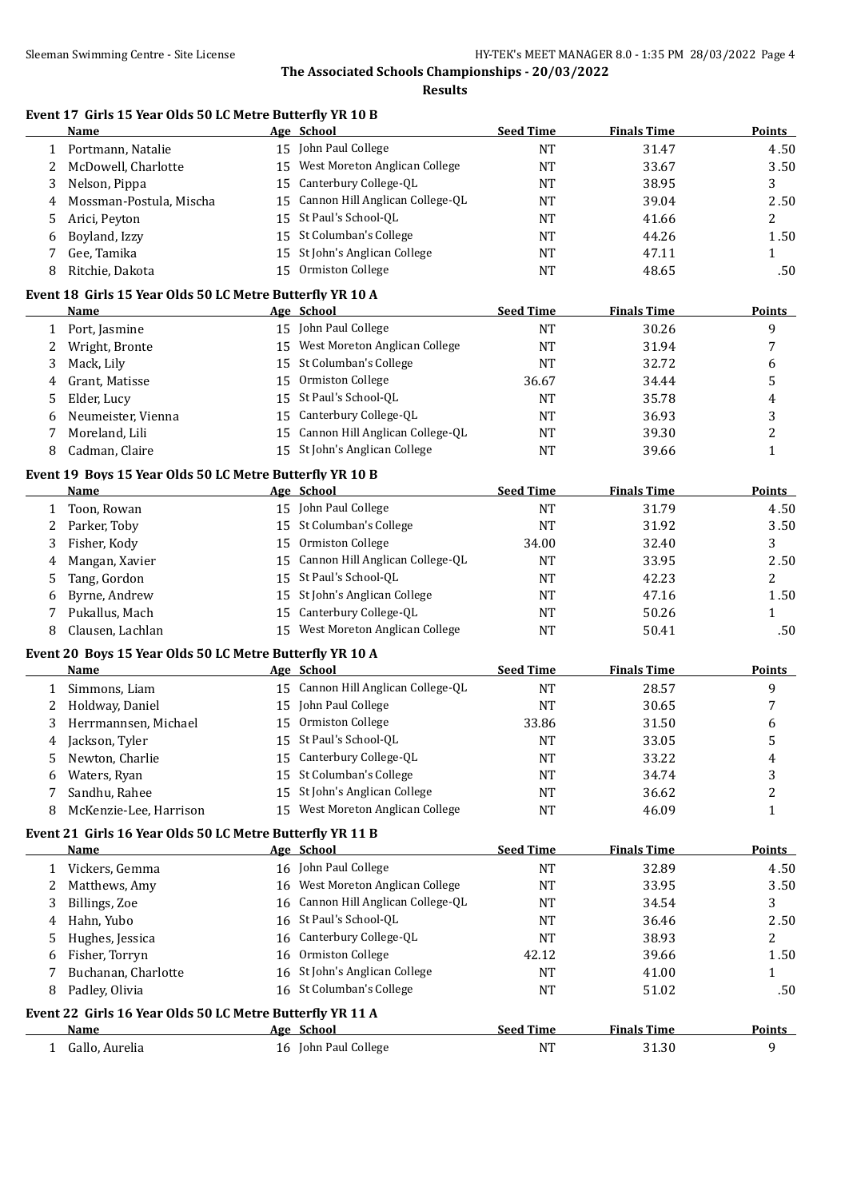**The Associated Schools Championships - 20/03/2022**

**Results**

### Event 17 Girls 15 Year Olds 50 LC Metre Butterfly YR 10 B

| | Name | Age | School | Seed Time | Finals Time | Points |
|---|---|---|---|---|---|---|
| 1 | Portmann, Natalie | 15 | John Paul College | NT | 31.47 | 4.50 |
| 2 | McDowell, Charlotte | 15 | West Moreton Anglican College | NT | 33.67 | 3.50 |
| 3 | Nelson, Pippa | 15 | Canterbury College-QL | NT | 38.95 | 3 |
| 4 | Mossman-Postula, Mischa | 15 | Cannon Hill Anglican College-QL | NT | 39.04 | 2.50 |
| 5 | Arici, Peyton | 15 | St Paul's School-QL | NT | 41.66 | 2 |
| 6 | Boyland, Izzy | 15 | St Columban's College | NT | 44.26 | 1.50 |
| 7 | Gee, Tamika | 15 | St John's Anglican College | NT | 47.11 | 1 |
| 8 | Ritchie, Dakota | 15 | Ormiston College | NT | 48.65 | .50 |

### Event 18 Girls 15 Year Olds 50 LC Metre Butterfly YR 10 A

| | Name | Age | School | Seed Time | Finals Time | Points |
|---|---|---|---|---|---|---|
| 1 | Port, Jasmine | 15 | John Paul College | NT | 30.26 | 9 |
| 2 | Wright, Bronte | 15 | West Moreton Anglican College | NT | 31.94 | 7 |
| 3 | Mack, Lily | 15 | St Columban's College | NT | 32.72 | 6 |
| 4 | Grant, Matisse | 15 | Ormiston College | 36.67 | 34.44 | 5 |
| 5 | Elder, Lucy | 15 | St Paul's School-QL | NT | 35.78 | 4 |
| 6 | Neumeister, Vienna | 15 | Canterbury College-QL | NT | 36.93 | 3 |
| 7 | Moreland, Lili | 15 | Cannon Hill Anglican College-QL | NT | 39.30 | 2 |
| 8 | Cadman, Claire | 15 | St John's Anglican College | NT | 39.66 | 1 |

### Event 19 Boys 15 Year Olds 50 LC Metre Butterfly YR 10 B

| | Name | Age | School | Seed Time | Finals Time | Points |
|---|---|---|---|---|---|---|
| 1 | Toon, Rowan | 15 | John Paul College | NT | 31.79 | 4.50 |
| 2 | Parker, Toby | 15 | St Columban's College | NT | 31.92 | 3.50 |
| 3 | Fisher, Kody | 15 | Ormiston College | 34.00 | 32.40 | 3 |
| 4 | Mangan, Xavier | 15 | Cannon Hill Anglican College-QL | NT | 33.95 | 2.50 |
| 5 | Tang, Gordon | 15 | St Paul's School-QL | NT | 42.23 | 2 |
| 6 | Byrne, Andrew | 15 | St John's Anglican College | NT | 47.16 | 1.50 |
| 7 | Pukallus, Mach | 15 | Canterbury College-QL | NT | 50.26 | 1 |
| 8 | Clausen, Lachlan | 15 | West Moreton Anglican College | NT | 50.41 | .50 |

### Event 20 Boys 15 Year Olds 50 LC Metre Butterfly YR 10 A

| | Name | Age | School | Seed Time | Finals Time | Points |
|---|---|---|---|---|---|---|
| 1 | Simmons, Liam | 15 | Cannon Hill Anglican College-QL | NT | 28.57 | 9 |
| 2 | Holdway, Daniel | 15 | John Paul College | NT | 30.65 | 7 |
| 3 | Herrmannsen, Michael | 15 | Ormiston College | 33.86 | 31.50 | 6 |
| 4 | Jackson, Tyler | 15 | St Paul's School-QL | NT | 33.05 | 5 |
| 5 | Newton, Charlie | 15 | Canterbury College-QL | NT | 33.22 | 4 |
| 6 | Waters, Ryan | 15 | St Columban's College | NT | 34.74 | 3 |
| 7 | Sandhu, Rahee | 15 | St John's Anglican College | NT | 36.62 | 2 |
| 8 | McKenzie-Lee, Harrison | 15 | West Moreton Anglican College | NT | 46.09 | 1 |

### Event 21 Girls 16 Year Olds 50 LC Metre Butterfly YR 11 B

| | Name | Age | School | Seed Time | Finals Time | Points |
|---|---|---|---|---|---|---|
| 1 | Vickers, Gemma | 16 | John Paul College | NT | 32.89 | 4.50 |
| 2 | Matthews, Amy | 16 | West Moreton Anglican College | NT | 33.95 | 3.50 |
| 3 | Billings, Zoe | 16 | Cannon Hill Anglican College-QL | NT | 34.54 | 3 |
| 4 | Hahn, Yubo | 16 | St Paul's School-QL | NT | 36.46 | 2.50 |
| 5 | Hughes, Jessica | 16 | Canterbury College-QL | NT | 38.93 | 2 |
| 6 | Fisher, Torryn | 16 | Ormiston College | 42.12 | 39.66 | 1.50 |
| 7 | Buchanan, Charlotte | 16 | St John's Anglican College | NT | 41.00 | 1 |
| 8 | Padley, Olivia | 16 | St Columban's College | NT | 51.02 | .50 |

### Event 22 Girls 16 Year Olds 50 LC Metre Butterfly YR 11 A

| | Name | Age | School | Seed Time | Finals Time | Points |
|---|---|---|---|---|---|---|
| 1 | Gallo, Aurelia | 16 | John Paul College | NT | 31.30 | 9 |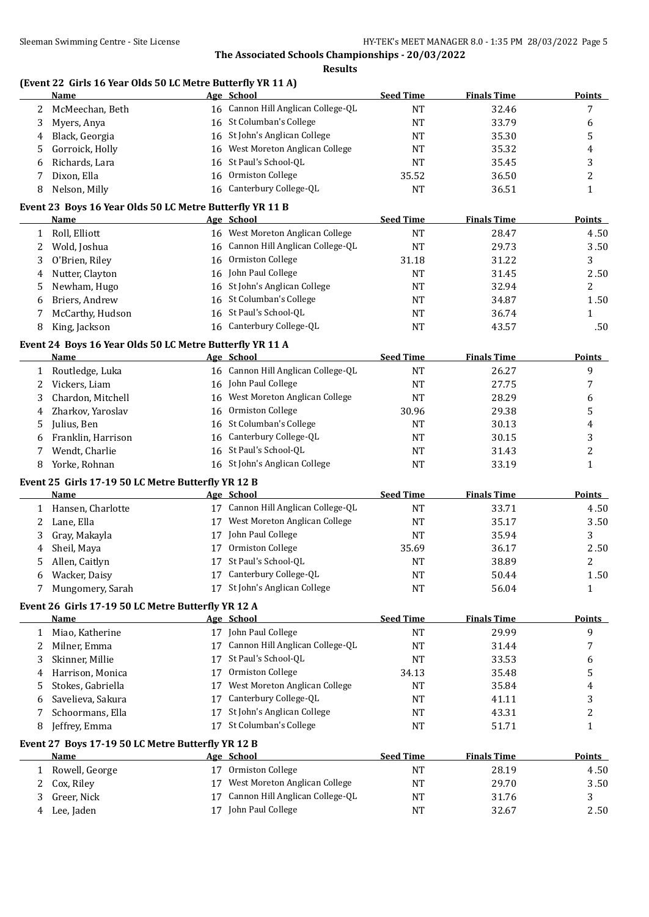## The Associated Schools Championships - 20/03/2022

### Results

**(Event 22 Girls 16 Year Olds 50 LC Metre Butterfly YR 11 A)**

| | Name | Age | School | Seed Time | Finals Time | Points |
|---|---|---|---|---|---|---|
| 2 | McMeechan, Beth | 16 | Cannon Hill Anglican College-QL | NT | 32.46 | 7 |
| 3 | Myers, Anya | 16 | St Columban's College | NT | 33.79 | 6 |
| 4 | Black, Georgia | 16 | St John's Anglican College | NT | 35.30 | 5 |
| 5 | Gorroick, Holly | 16 | West Moreton Anglican College | NT | 35.32 | 4 |
| 6 | Richards, Lara | 16 | St Paul's School-QL | NT | 35.45 | 3 |
| 7 | Dixon, Ella | 16 | Ormiston College | 35.52 | 36.50 | 2 |
| 8 | Nelson, Milly | 16 | Canterbury College-QL | NT | 36.51 | 1 |

**Event 23 Boys 16 Year Olds 50 LC Metre Butterfly YR 11 B**

| | Name | Age | School | Seed Time | Finals Time | Points |
|---|---|---|---|---|---|---|
| 1 | Roll, Elliott | 16 | West Moreton Anglican College | NT | 28.47 | 4.50 |
| 2 | Wold, Joshua | 16 | Cannon Hill Anglican College-QL | NT | 29.73 | 3.50 |
| 3 | O'Brien, Riley | 16 | Ormiston College | 31.18 | 31.22 | 3 |
| 4 | Nutter, Clayton | 16 | John Paul College | NT | 31.45 | 2.50 |
| 5 | Newham, Hugo | 16 | St John's Anglican College | NT | 32.94 | 2 |
| 6 | Briers, Andrew | 16 | St Columban's College | NT | 34.87 | 1.50 |
| 7 | McCarthy, Hudson | 16 | St Paul's School-QL | NT | 36.74 | 1 |
| 8 | King, Jackson | 16 | Canterbury College-QL | NT | 43.57 | .50 |

**Event 24 Boys 16 Year Olds 50 LC Metre Butterfly YR 11 A**

| | Name | Age | School | Seed Time | Finals Time | Points |
|---|---|---|---|---|---|---|
| 1 | Routledge, Luka | 16 | Cannon Hill Anglican College-QL | NT | 26.27 | 9 |
| 2 | Vickers, Liam | 16 | John Paul College | NT | 27.75 | 7 |
| 3 | Chardon, Mitchell | 16 | West Moreton Anglican College | NT | 28.29 | 6 |
| 4 | Zharkov, Yaroslav | 16 | Ormiston College | 30.96 | 29.38 | 5 |
| 5 | Julius, Ben | 16 | St Columban's College | NT | 30.13 | 4 |
| 6 | Franklin, Harrison | 16 | Canterbury College-QL | NT | 30.15 | 3 |
| 7 | Wendt, Charlie | 16 | St Paul's School-QL | NT | 31.43 | 2 |
| 8 | Yorke, Rohnan | 16 | St John's Anglican College | NT | 33.19 | 1 |

**Event 25 Girls 17-19 50 LC Metre Butterfly YR 12 B**

| | Name | Age | School | Seed Time | Finals Time | Points |
|---|---|---|---|---|---|---|
| 1 | Hansen, Charlotte | 17 | Cannon Hill Anglican College-QL | NT | 33.71 | 4.50 |
| 2 | Lane, Ella | 17 | West Moreton Anglican College | NT | 35.17 | 3.50 |
| 3 | Gray, Makayla | 17 | John Paul College | NT | 35.94 | 3 |
| 4 | Sheil, Maya | 17 | Ormiston College | 35.69 | 36.17 | 2.50 |
| 5 | Allen, Caitlyn | 17 | St Paul's School-QL | NT | 38.89 | 2 |
| 6 | Wacker, Daisy | 17 | Canterbury College-QL | NT | 50.44 | 1.50 |
| 7 | Mungomery, Sarah | 17 | St John's Anglican College | NT | 56.04 | 1 |

**Event 26 Girls 17-19 50 LC Metre Butterfly YR 12 A**

| | Name | Age | School | Seed Time | Finals Time | Points |
|---|---|---|---|---|---|---|
| 1 | Miao, Katherine | 17 | John Paul College | NT | 29.99 | 9 |
| 2 | Milner, Emma | 17 | Cannon Hill Anglican College-QL | NT | 31.44 | 7 |
| 3 | Skinner, Millie | 17 | St Paul's School-QL | NT | 33.53 | 6 |
| 4 | Harrison, Monica | 17 | Ormiston College | 34.13 | 35.48 | 5 |
| 5 | Stokes, Gabriella | 17 | West Moreton Anglican College | NT | 35.84 | 4 |
| 6 | Savelieva, Sakura | 17 | Canterbury College-QL | NT | 41.11 | 3 |
| 7 | Schoormans, Ella | 17 | St John's Anglican College | NT | 43.31 | 2 |
| 8 | Jeffrey, Emma | 17 | St Columban's College | NT | 51.71 | 1 |

**Event 27 Boys 17-19 50 LC Metre Butterfly YR 12 B**

| | Name | Age | School | Seed Time | Finals Time | Points |
|---|---|---|---|---|---|---|
| 1 | Rowell, George | 17 | Ormiston College | NT | 28.19 | 4.50 |
| 2 | Cox, Riley | 17 | West Moreton Anglican College | NT | 29.70 | 3.50 |
| 3 | Greer, Nick | 17 | Cannon Hill Anglican College-QL | NT | 31.76 | 3 |
| 4 | Lee, Jaden | 17 | John Paul College | NT | 32.67 | 2.50 |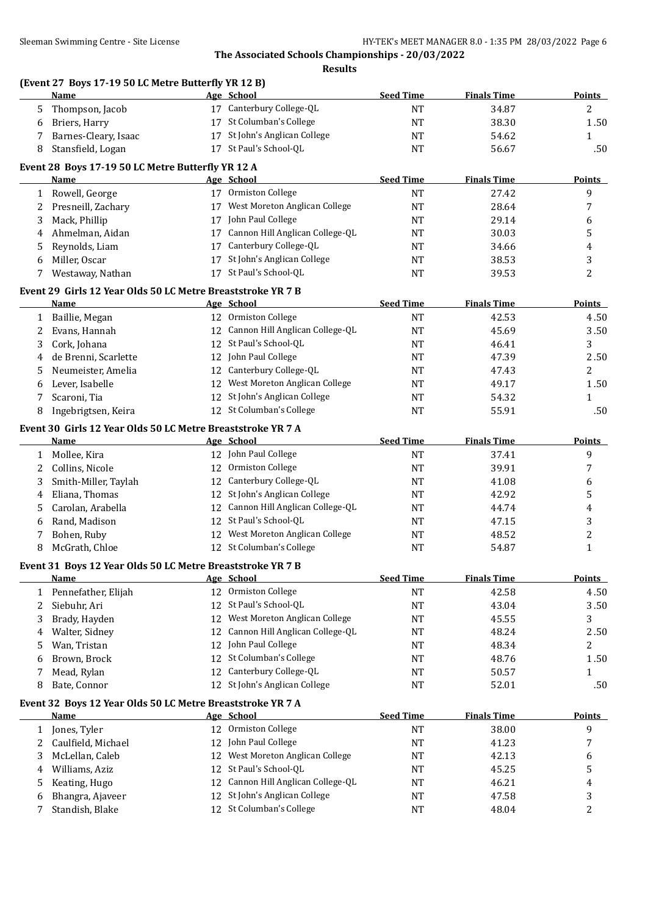## The Associated Schools Championships - 20/03/2022

**Results**

### (Event 27 Boys 17-19 50 LC Metre Butterfly YR 12 B)

| | Name | Age | School | Seed Time | Finals Time | Points |
|---|---|---|---|---|---|---|
| 5 | Thompson, Jacob | 17 | Canterbury College-QL | NT | 34.87 | 2 |
| 6 | Briers, Harry | 17 | St Columban's College | NT | 38.30 | 1.50 |
| 7 | Barnes-Cleary, Isaac | 17 | St John's Anglican College | NT | 54.62 | 1 |
| 8 | Stansfield, Logan | 17 | St Paul's School-QL | NT | 56.67 | .50 |

### Event 28 Boys 17-19 50 LC Metre Butterfly YR 12 A

| | Name | Age | School | Seed Time | Finals Time | Points |
|---|---|---|---|---|---|---|
| 1 | Rowell, George | 17 | Ormiston College | NT | 27.42 | 9 |
| 2 | Presneill, Zachary | 17 | West Moreton Anglican College | NT | 28.64 | 7 |
| 3 | Mack, Phillip | 17 | John Paul College | NT | 29.14 | 6 |
| 4 | Ahmelman, Aidan | 17 | Cannon Hill Anglican College-QL | NT | 30.03 | 5 |
| 5 | Reynolds, Liam | 17 | Canterbury College-QL | NT | 34.66 | 4 |
| 6 | Miller, Oscar | 17 | St John's Anglican College | NT | 38.53 | 3 |
| 7 | Westaway, Nathan | 17 | St Paul's School-QL | NT | 39.53 | 2 |

### Event 29 Girls 12 Year Olds 50 LC Metre Breaststroke YR 7 B

| | Name | Age | School | Seed Time | Finals Time | Points |
|---|---|---|---|---|---|---|
| 1 | Baillie, Megan | 12 | Ormiston College | NT | 42.53 | 4.50 |
| 2 | Evans, Hannah | 12 | Cannon Hill Anglican College-QL | NT | 45.69 | 3.50 |
| 3 | Cork, Johana | 12 | St Paul's School-QL | NT | 46.41 | 3 |
| 4 | de Brenni, Scarlette | 12 | John Paul College | NT | 47.39 | 2.50 |
| 5 | Neumeister, Amelia | 12 | Canterbury College-QL | NT | 47.43 | 2 |
| 6 | Lever, Isabelle | 12 | West Moreton Anglican College | NT | 49.17 | 1.50 |
| 7 | Scaroni, Tia | 12 | St John's Anglican College | NT | 54.32 | 1 |
| 8 | Ingebrigtsen, Keira | 12 | St Columban's College | NT | 55.91 | .50 |

### Event 30 Girls 12 Year Olds 50 LC Metre Breaststroke YR 7 A

| | Name | Age | School | Seed Time | Finals Time | Points |
|---|---|---|---|---|---|---|
| 1 | Mollee, Kira | 12 | John Paul College | NT | 37.41 | 9 |
| 2 | Collins, Nicole | 12 | Ormiston College | NT | 39.91 | 7 |
| 3 | Smith-Miller, Taylah | 12 | Canterbury College-QL | NT | 41.08 | 6 |
| 4 | Eliana, Thomas | 12 | St John's Anglican College | NT | 42.92 | 5 |
| 5 | Carolan, Arabella | 12 | Cannon Hill Anglican College-QL | NT | 44.74 | 4 |
| 6 | Rand, Madison | 12 | St Paul's School-QL | NT | 47.15 | 3 |
| 7 | Bohen, Ruby | 12 | West Moreton Anglican College | NT | 48.52 | 2 |
| 8 | McGrath, Chloe | 12 | St Columban's College | NT | 54.87 | 1 |

### Event 31 Boys 12 Year Olds 50 LC Metre Breaststroke YR 7 B

| | Name | Age | School | Seed Time | Finals Time | Points |
|---|---|---|---|---|---|---|
| 1 | Pennefather, Elijah | 12 | Ormiston College | NT | 42.58 | 4.50 |
| 2 | Siebuhr, Ari | 12 | St Paul's School-QL | NT | 43.04 | 3.50 |
| 3 | Brady, Hayden | 12 | West Moreton Anglican College | NT | 45.55 | 3 |
| 4 | Walter, Sidney | 12 | Cannon Hill Anglican College-QL | NT | 48.24 | 2.50 |
| 5 | Wan, Tristan | 12 | John Paul College | NT | 48.34 | 2 |
| 6 | Brown, Brock | 12 | St Columban's College | NT | 48.76 | 1.50 |
| 7 | Mead, Rylan | 12 | Canterbury College-QL | NT | 50.57 | 1 |
| 8 | Bate, Connor | 12 | St John's Anglican College | NT | 52.01 | .50 |

### Event 32 Boys 12 Year Olds 50 LC Metre Breaststroke YR 7 A

| | Name | Age | School | Seed Time | Finals Time | Points |
|---|---|---|---|---|---|---|
| 1 | Jones, Tyler | 12 | Ormiston College | NT | 38.00 | 9 |
| 2 | Caulfield, Michael | 12 | John Paul College | NT | 41.23 | 7 |
| 3 | McLellan, Caleb | 12 | West Moreton Anglican College | NT | 42.13 | 6 |
| 4 | Williams, Aziz | 12 | St Paul's School-QL | NT | 45.25 | 5 |
| 5 | Keating, Hugo | 12 | Cannon Hill Anglican College-QL | NT | 46.21 | 4 |
| 6 | Bhangra, Ajaveer | 12 | St John's Anglican College | NT | 47.58 | 3 |
| 7 | Standish, Blake | 12 | St Columban's College | NT | 48.04 | 2 |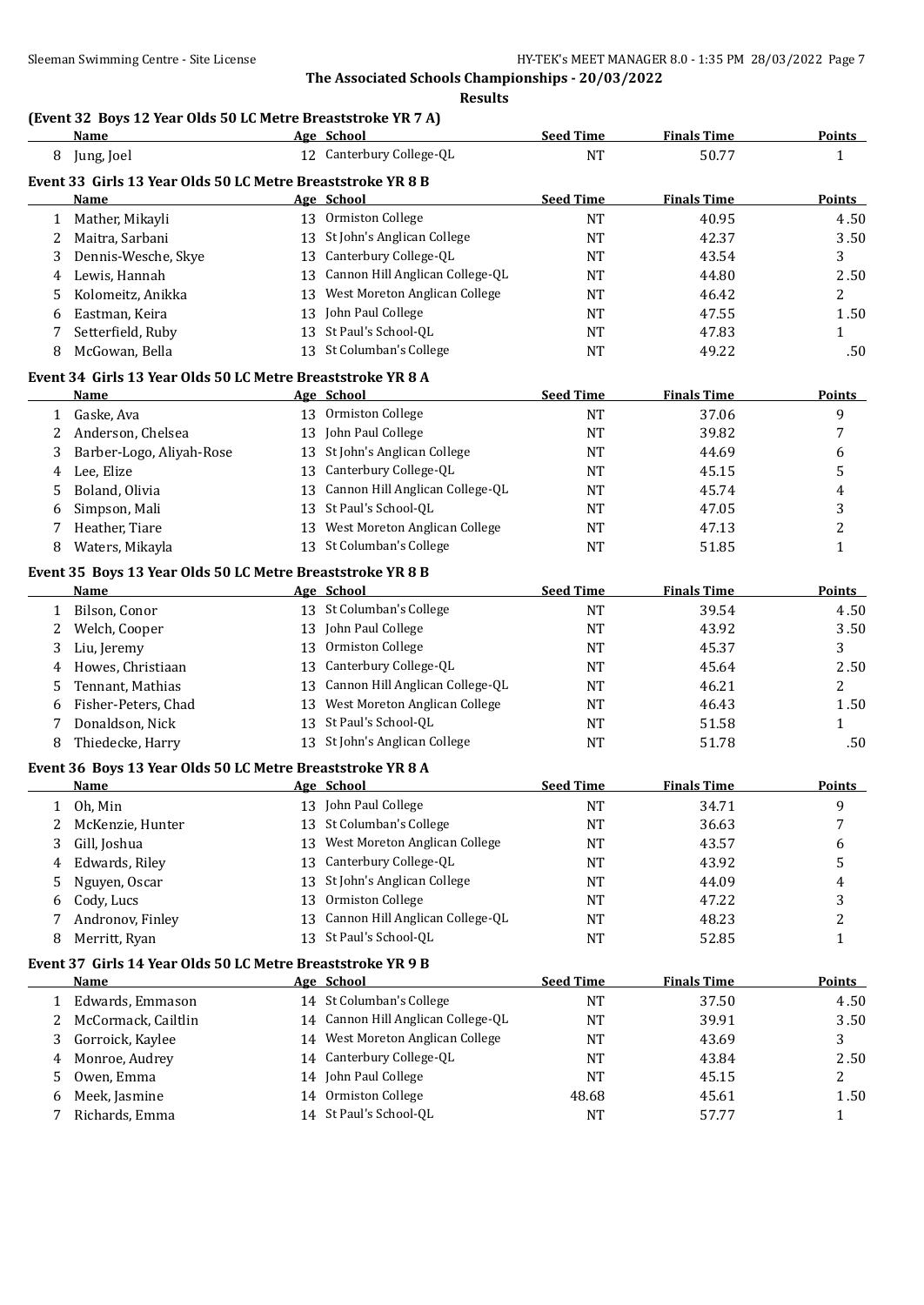**The Associated Schools Championships - 20/03/2022**

**Results**

### (Event 32 Boys 12 Year Olds 50 LC Metre Breaststroke YR 7 A)

| | Name | Age | School | Seed Time | Finals Time | Points |
|---|---|---|---|---|---|---|
| 8 | Jung, Joel | 12 | Canterbury College-QL | NT | 50.77 | 1 |

### Event 33 Girls 13 Year Olds 50 LC Metre Breaststroke YR 8 B

| | Name | Age | School | Seed Time | Finals Time | Points |
|---|---|---|---|---|---|---|
| 1 | Mather, Mikayli | 13 | Ormiston College | NT | 40.95 | 4.50 |
| 2 | Maitra, Sarbani | 13 | St John's Anglican College | NT | 42.37 | 3.50 |
| 3 | Dennis-Wesche, Skye | 13 | Canterbury College-QL | NT | 43.54 | 3 |
| 4 | Lewis, Hannah | 13 | Cannon Hill Anglican College-QL | NT | 44.80 | 2.50 |
| 5 | Kolomeitz, Anikka | 13 | West Moreton Anglican College | NT | 46.42 | 2 |
| 6 | Eastman, Keira | 13 | John Paul College | NT | 47.55 | 1.50 |
| 7 | Setterfield, Ruby | 13 | St Paul's School-QL | NT | 47.83 | 1 |
| 8 | McGowan, Bella | 13 | St Columban's College | NT | 49.22 | .50 |

### Event 34 Girls 13 Year Olds 50 LC Metre Breaststroke YR 8 A

| | Name | Age | School | Seed Time | Finals Time | Points |
|---|---|---|---|---|---|---|
| 1 | Gaske, Ava | 13 | Ormiston College | NT | 37.06 | 9 |
| 2 | Anderson, Chelsea | 13 | John Paul College | NT | 39.82 | 7 |
| 3 | Barber-Logo, Aliyah-Rose | 13 | St John's Anglican College | NT | 44.69 | 6 |
| 4 | Lee, Elize | 13 | Canterbury College-QL | NT | 45.15 | 5 |
| 5 | Boland, Olivia | 13 | Cannon Hill Anglican College-QL | NT | 45.74 | 4 |
| 6 | Simpson, Mali | 13 | St Paul's School-QL | NT | 47.05 | 3 |
| 7 | Heather, Tiare | 13 | West Moreton Anglican College | NT | 47.13 | 2 |
| 8 | Waters, Mikayla | 13 | St Columban's College | NT | 51.85 | 1 |

### Event 35 Boys 13 Year Olds 50 LC Metre Breaststroke YR 8 B

| | Name | Age | School | Seed Time | Finals Time | Points |
|---|---|---|---|---|---|---|
| 1 | Bilson, Conor | 13 | St Columban's College | NT | 39.54 | 4.50 |
| 2 | Welch, Cooper | 13 | John Paul College | NT | 43.92 | 3.50 |
| 3 | Liu, Jeremy | 13 | Ormiston College | NT | 45.37 | 3 |
| 4 | Howes, Christiaan | 13 | Canterbury College-QL | NT | 45.64 | 2.50 |
| 5 | Tennant, Mathias | 13 | Cannon Hill Anglican College-QL | NT | 46.21 | 2 |
| 6 | Fisher-Peters, Chad | 13 | West Moreton Anglican College | NT | 46.43 | 1.50 |
| 7 | Donaldson, Nick | 13 | St Paul's School-QL | NT | 51.58 | 1 |
| 8 | Thiedecke, Harry | 13 | St John's Anglican College | NT | 51.78 | .50 |

### Event 36 Boys 13 Year Olds 50 LC Metre Breaststroke YR 8 A

| | Name | Age | School | Seed Time | Finals Time | Points |
|---|---|---|---|---|---|---|
| 1 | Oh, Min | 13 | John Paul College | NT | 34.71 | 9 |
| 2 | McKenzie, Hunter | 13 | St Columban's College | NT | 36.63 | 7 |
| 3 | Gill, Joshua | 13 | West Moreton Anglican College | NT | 43.57 | 6 |
| 4 | Edwards, Riley | 13 | Canterbury College-QL | NT | 43.92 | 5 |
| 5 | Nguyen, Oscar | 13 | St John's Anglican College | NT | 44.09 | 4 |
| 6 | Cody, Lucs | 13 | Ormiston College | NT | 47.22 | 3 |
| 7 | Andronov, Finley | 13 | Cannon Hill Anglican College-QL | NT | 48.23 | 2 |
| 8 | Merritt, Ryan | 13 | St Paul's School-QL | NT | 52.85 | 1 |

### Event 37 Girls 14 Year Olds 50 LC Metre Breaststroke YR 9 B

| | Name | Age | School | Seed Time | Finals Time | Points |
|---|---|---|---|---|---|---|
| 1 | Edwards, Emmason | 14 | St Columban's College | NT | 37.50 | 4.50 |
| 2 | McCormack, Cailtlin | 14 | Cannon Hill Anglican College-QL | NT | 39.91 | 3.50 |
| 3 | Gorroick, Kaylee | 14 | West Moreton Anglican College | NT | 43.69 | 3 |
| 4 | Monroe, Audrey | 14 | Canterbury College-QL | NT | 43.84 | 2.50 |
| 5 | Owen, Emma | 14 | John Paul College | NT | 45.15 | 2 |
| 6 | Meek, Jasmine | 14 | Ormiston College | 48.68 | 45.61 | 1.50 |
| 7 | Richards, Emma | 14 | St Paul's School-QL | NT | 57.77 | 1 |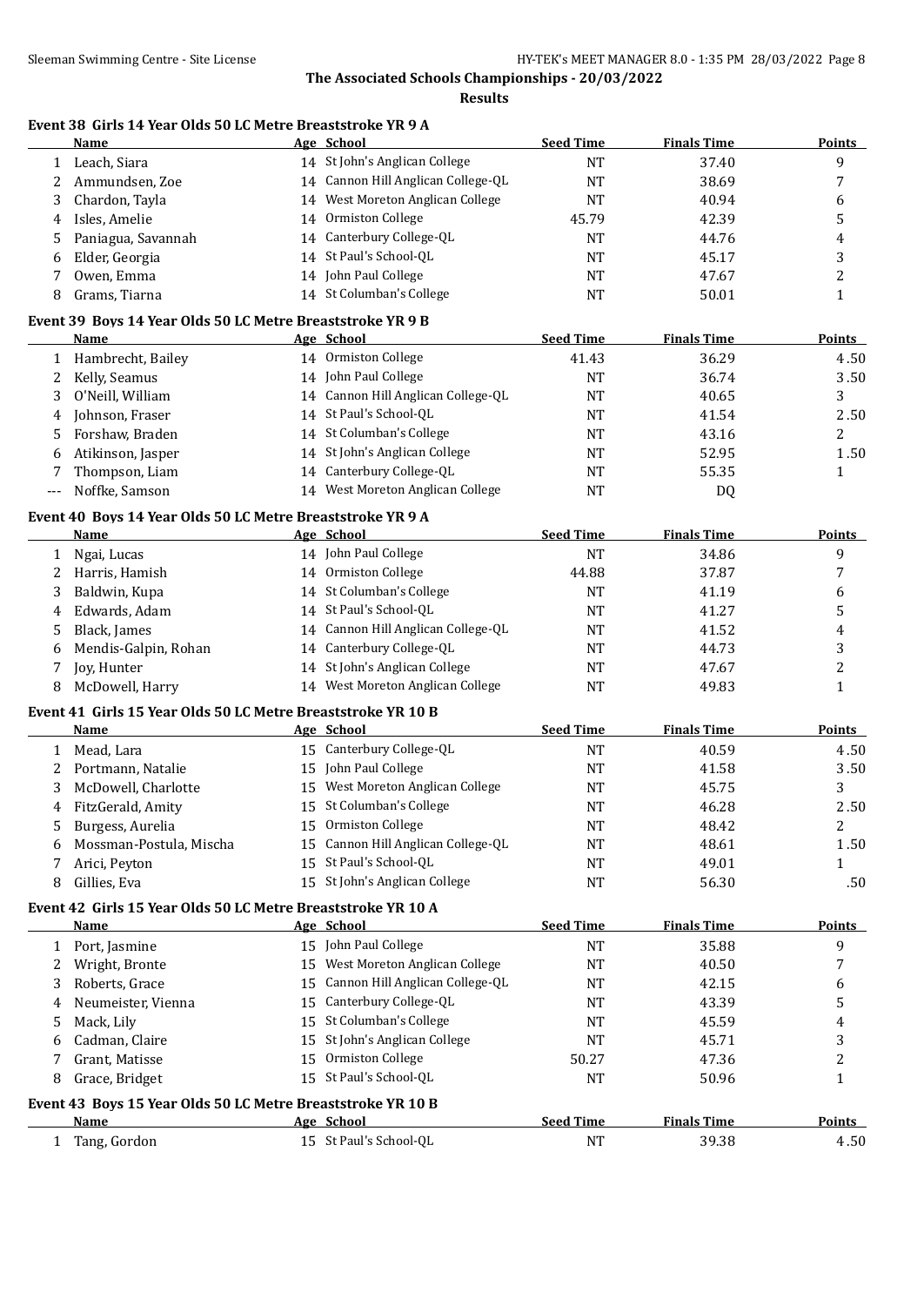The Associated Schools Championships - 20/03/2022

Results

### Event 38 Girls 14 Year Olds 50 LC Metre Breaststroke YR 9 A

| | Name | Age | School | Seed Time | Finals Time | Points |
|---|---|---|---|---|---|---|
| 1 | Leach, Siara | 14 | St John's Anglican College | NT | 37.40 | 9 |
| 2 | Ammundsen, Zoe | 14 | Cannon Hill Anglican College-QL | NT | 38.69 | 7 |
| 3 | Chardon, Tayla | 14 | West Moreton Anglican College | NT | 40.94 | 6 |
| 4 | Isles, Amelie | 14 | Ormiston College | 45.79 | 42.39 | 5 |
| 5 | Paniagua, Savannah | 14 | Canterbury College-QL | NT | 44.76 | 4 |
| 6 | Elder, Georgia | 14 | St Paul's School-QL | NT | 45.17 | 3 |
| 7 | Owen, Emma | 14 | John Paul College | NT | 47.67 | 2 |
| 8 | Grams, Tiarna | 14 | St Columban's College | NT | 50.01 | 1 |

### Event 39 Boys 14 Year Olds 50 LC Metre Breaststroke YR 9 B

| | Name | Age | School | Seed Time | Finals Time | Points |
|---|---|---|---|---|---|---|
| 1 | Hambrecht, Bailey | 14 | Ormiston College | 41.43 | 36.29 | 4.50 |
| 2 | Kelly, Seamus | 14 | John Paul College | NT | 36.74 | 3.50 |
| 3 | O'Neill, William | 14 | Cannon Hill Anglican College-QL | NT | 40.65 | 3 |
| 4 | Johnson, Fraser | 14 | St Paul's School-QL | NT | 41.54 | 2.50 |
| 5 | Forshaw, Braden | 14 | St Columban's College | NT | 43.16 | 2 |
| 6 | Atikinson, Jasper | 14 | St John's Anglican College | NT | 52.95 | 1.50 |
| 7 | Thompson, Liam | 14 | Canterbury College-QL | NT | 55.35 | 1 |
| --- | Noffke, Samson | 14 | West Moreton Anglican College | NT | DQ | |

### Event 40 Boys 14 Year Olds 50 LC Metre Breaststroke YR 9 A

| | Name | Age | School | Seed Time | Finals Time | Points |
|---|---|---|---|---|---|---|
| 1 | Ngai, Lucas | 14 | John Paul College | NT | 34.86 | 9 |
| 2 | Harris, Hamish | 14 | Ormiston College | 44.88 | 37.87 | 7 |
| 3 | Baldwin, Kupa | 14 | St Columban's College | NT | 41.19 | 6 |
| 4 | Edwards, Adam | 14 | St Paul's School-QL | NT | 41.27 | 5 |
| 5 | Black, James | 14 | Cannon Hill Anglican College-QL | NT | 41.52 | 4 |
| 6 | Mendis-Galpin, Rohan | 14 | Canterbury College-QL | NT | 44.73 | 3 |
| 7 | Joy, Hunter | 14 | St John's Anglican College | NT | 47.67 | 2 |
| 8 | McDowell, Harry | 14 | West Moreton Anglican College | NT | 49.83 | 1 |

### Event 41 Girls 15 Year Olds 50 LC Metre Breaststroke YR 10 B

| | Name | Age | School | Seed Time | Finals Time | Points |
|---|---|---|---|---|---|---|
| 1 | Mead, Lara | 15 | Canterbury College-QL | NT | 40.59 | 4.50 |
| 2 | Portmann, Natalie | 15 | John Paul College | NT | 41.58 | 3.50 |
| 3 | McDowell, Charlotte | 15 | West Moreton Anglican College | NT | 45.75 | 3 |
| 4 | FitzGerald, Amity | 15 | St Columban's College | NT | 46.28 | 2.50 |
| 5 | Burgess, Aurelia | 15 | Ormiston College | NT | 48.42 | 2 |
| 6 | Mossman-Postula, Mischa | 15 | Cannon Hill Anglican College-QL | NT | 48.61 | 1.50 |
| 7 | Arici, Peyton | 15 | St Paul's School-QL | NT | 49.01 | 1 |
| 8 | Gillies, Eva | 15 | St John's Anglican College | NT | 56.30 | .50 |

### Event 42 Girls 15 Year Olds 50 LC Metre Breaststroke YR 10 A

| | Name | Age | School | Seed Time | Finals Time | Points |
|---|---|---|---|---|---|---|
| 1 | Port, Jasmine | 15 | John Paul College | NT | 35.88 | 9 |
| 2 | Wright, Bronte | 15 | West Moreton Anglican College | NT | 40.50 | 7 |
| 3 | Roberts, Grace | 15 | Cannon Hill Anglican College-QL | NT | 42.15 | 6 |
| 4 | Neumeister, Vienna | 15 | Canterbury College-QL | NT | 43.39 | 5 |
| 5 | Mack, Lily | 15 | St Columban's College | NT | 45.59 | 4 |
| 6 | Cadman, Claire | 15 | St John's Anglican College | NT | 45.71 | 3 |
| 7 | Grant, Matisse | 15 | Ormiston College | 50.27 | 47.36 | 2 |
| 8 | Grace, Bridget | 15 | St Paul's School-QL | NT | 50.96 | 1 |

### Event 43 Boys 15 Year Olds 50 LC Metre Breaststroke YR 10 B

| | Name | Age | School | Seed Time | Finals Time | Points |
|---|---|---|---|---|---|---|
| 1 | Tang, Gordon | 15 | St Paul's School-QL | NT | 39.38 | 4.50 |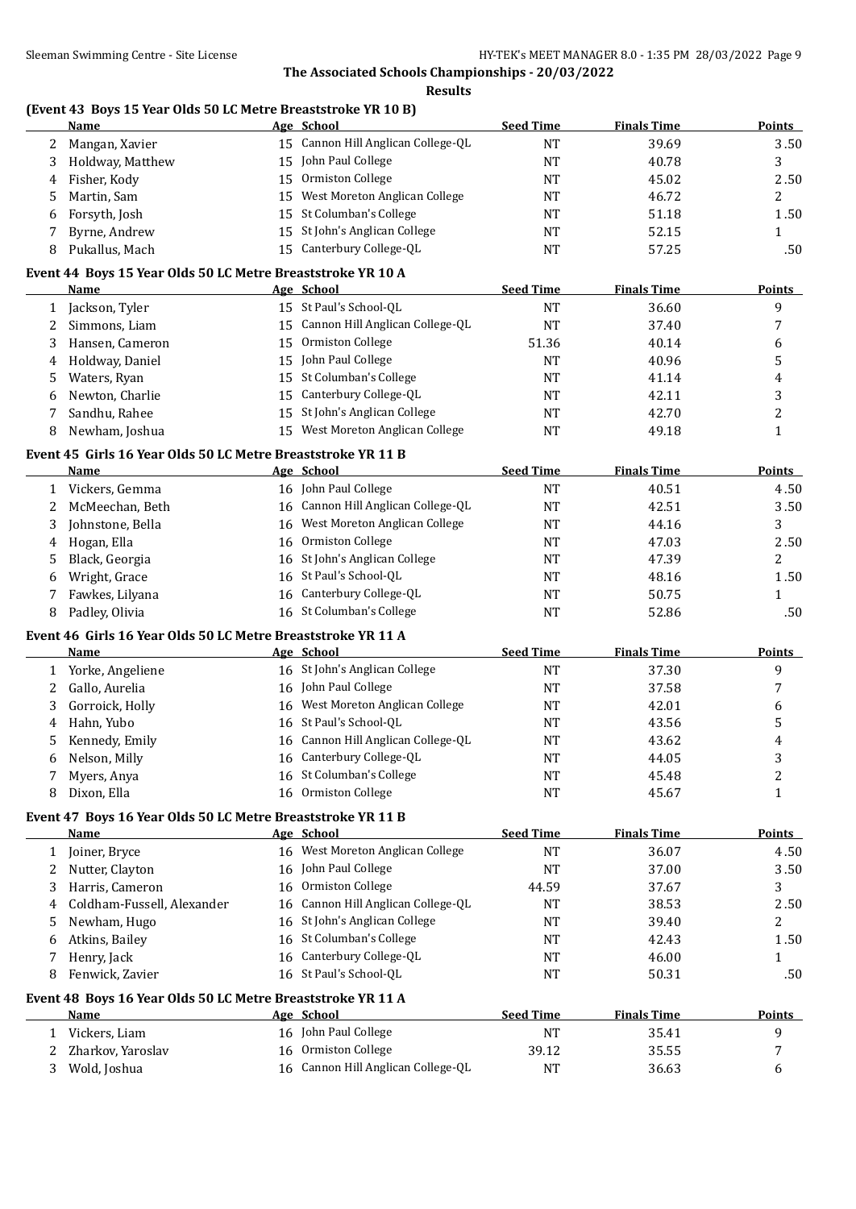## The Associated Schools Championships - 20/03/2022

### Results

### (Event 43 Boys 15 Year Olds 50 LC Metre Breaststroke YR 10 B)

| | Name | Age | School | Seed Time | Finals Time | Points |
|---|---|---|---|---|---|---|
| 2 | Mangan, Xavier | 15 | Cannon Hill Anglican College-QL | NT | 39.69 | 3.50 |
| 3 | Holdway, Matthew | 15 | John Paul College | NT | 40.78 | 3 |
| 4 | Fisher, Kody | 15 | Ormiston College | NT | 45.02 | 2.50 |
| 5 | Martin, Sam | 15 | West Moreton Anglican College | NT | 46.72 | 2 |
| 6 | Forsyth, Josh | 15 | St Columban's College | NT | 51.18 | 1.50 |
| 7 | Byrne, Andrew | 15 | St John's Anglican College | NT | 52.15 | 1 |
| 8 | Pukallus, Mach | 15 | Canterbury College-QL | NT | 57.25 | .50 |

### Event 44 Boys 15 Year Olds 50 LC Metre Breaststroke YR 10 A

| | Name | Age | School | Seed Time | Finals Time | Points |
|---|---|---|---|---|---|---|
| 1 | Jackson, Tyler | 15 | St Paul's School-QL | NT | 36.60 | 9 |
| 2 | Simmons, Liam | 15 | Cannon Hill Anglican College-QL | NT | 37.40 | 7 |
| 3 | Hansen, Cameron | 15 | Ormiston College | 51.36 | 40.14 | 6 |
| 4 | Holdway, Daniel | 15 | John Paul College | NT | 40.96 | 5 |
| 5 | Waters, Ryan | 15 | St Columban's College | NT | 41.14 | 4 |
| 6 | Newton, Charlie | 15 | Canterbury College-QL | NT | 42.11 | 3 |
| 7 | Sandhu, Rahee | 15 | St John's Anglican College | NT | 42.70 | 2 |
| 8 | Newham, Joshua | 15 | West Moreton Anglican College | NT | 49.18 | 1 |

### Event 45 Girls 16 Year Olds 50 LC Metre Breaststroke YR 11 B

| | Name | Age | School | Seed Time | Finals Time | Points |
|---|---|---|---|---|---|---|
| 1 | Vickers, Gemma | 16 | John Paul College | NT | 40.51 | 4.50 |
| 2 | McMeechan, Beth | 16 | Cannon Hill Anglican College-QL | NT | 42.51 | 3.50 |
| 3 | Johnstone, Bella | 16 | West Moreton Anglican College | NT | 44.16 | 3 |
| 4 | Hogan, Ella | 16 | Ormiston College | NT | 47.03 | 2.50 |
| 5 | Black, Georgia | 16 | St John's Anglican College | NT | 47.39 | 2 |
| 6 | Wright, Grace | 16 | St Paul's School-QL | NT | 48.16 | 1.50 |
| 7 | Fawkes, Lilyana | 16 | Canterbury College-QL | NT | 50.75 | 1 |
| 8 | Padley, Olivia | 16 | St Columban's College | NT | 52.86 | .50 |

### Event 46 Girls 16 Year Olds 50 LC Metre Breaststroke YR 11 A

| | Name | Age | School | Seed Time | Finals Time | Points |
|---|---|---|---|---|---|---|
| 1 | Yorke, Angeliene | 16 | St John's Anglican College | NT | 37.30 | 9 |
| 2 | Gallo, Aurelia | 16 | John Paul College | NT | 37.58 | 7 |
| 3 | Gorroick, Holly | 16 | West Moreton Anglican College | NT | 42.01 | 6 |
| 4 | Hahn, Yubo | 16 | St Paul's School-QL | NT | 43.56 | 5 |
| 5 | Kennedy, Emily | 16 | Cannon Hill Anglican College-QL | NT | 43.62 | 4 |
| 6 | Nelson, Milly | 16 | Canterbury College-QL | NT | 44.05 | 3 |
| 7 | Myers, Anya | 16 | St Columban's College | NT | 45.48 | 2 |
| 8 | Dixon, Ella | 16 | Ormiston College | NT | 45.67 | 1 |

### Event 47 Boys 16 Year Olds 50 LC Metre Breaststroke YR 11 B

| | Name | Age | School | Seed Time | Finals Time | Points |
|---|---|---|---|---|---|---|
| 1 | Joiner, Bryce | 16 | West Moreton Anglican College | NT | 36.07 | 4.50 |
| 2 | Nutter, Clayton | 16 | John Paul College | NT | 37.00 | 3.50 |
| 3 | Harris, Cameron | 16 | Ormiston College | 44.59 | 37.67 | 3 |
| 4 | Coldham-Fussell, Alexander | 16 | Cannon Hill Anglican College-QL | NT | 38.53 | 2.50 |
| 5 | Newham, Hugo | 16 | St John's Anglican College | NT | 39.40 | 2 |
| 6 | Atkins, Bailey | 16 | St Columban's College | NT | 42.43 | 1.50 |
| 7 | Henry, Jack | 16 | Canterbury College-QL | NT | 46.00 | 1 |
| 8 | Fenwick, Zavier | 16 | St Paul's School-QL | NT | 50.31 | .50 |

### Event 48 Boys 16 Year Olds 50 LC Metre Breaststroke YR 11 A

| | Name | Age | School | Seed Time | Finals Time | Points |
|---|---|---|---|---|---|---|
| 1 | Vickers, Liam | 16 | John Paul College | NT | 35.41 | 9 |
| 2 | Zharkov, Yaroslav | 16 | Ormiston College | 39.12 | 35.55 | 7 |
| 3 | Wold, Joshua | 16 | Cannon Hill Anglican College-QL | NT | 36.63 | 6 |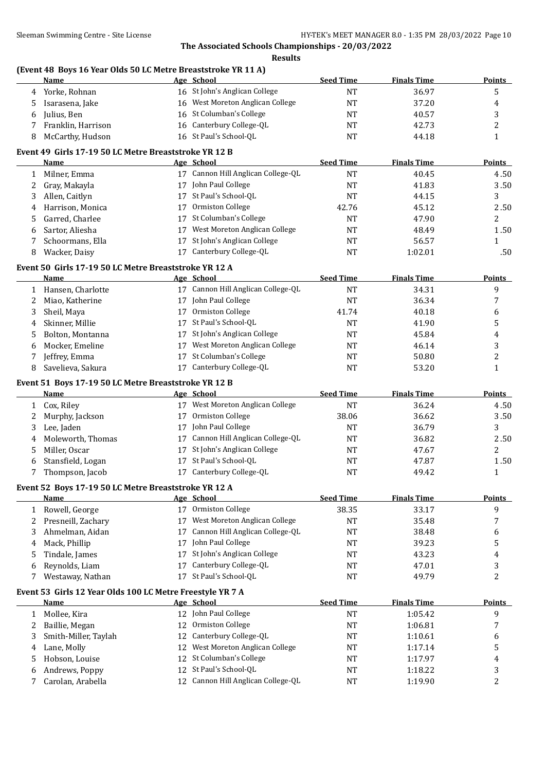## The Associated Schools Championships - 20/03/2022

### Results

### (Event 48 Boys 16 Year Olds 50 LC Metre Breaststroke YR 11 A)

| | Name | Age | School | Seed Time | Finals Time | Points |
|---|---|---|---|---|---|---|
| 4 | Yorke, Rohnan | 16 | St John's Anglican College | NT | 36.97 | 5 |
| 5 | Isarasena, Jake | 16 | West Moreton Anglican College | NT | 37.20 | 4 |
| 6 | Julius, Ben | 16 | St Columban's College | NT | 40.57 | 3 |
| 7 | Franklin, Harrison | 16 | Canterbury College-QL | NT | 42.73 | 2 |
| 8 | McCarthy, Hudson | 16 | St Paul's School-QL | NT | 44.18 | 1 |

### Event 49 Girls 17-19 50 LC Metre Breaststroke YR 12 B

| | Name | Age | School | Seed Time | Finals Time | Points |
|---|---|---|---|---|---|---|
| 1 | Milner, Emma | 17 | Cannon Hill Anglican College-QL | NT | 40.45 | 4.50 |
| 2 | Gray, Makayla | 17 | John Paul College | NT | 41.83 | 3.50 |
| 3 | Allen, Caitlyn | 17 | St Paul's School-QL | NT | 44.15 | 3 |
| 4 | Harrison, Monica | 17 | Ormiston College | 42.76 | 45.12 | 2.50 |
| 5 | Garred, Charlee | 17 | St Columban's College | NT | 47.90 | 2 |
| 6 | Sartor, Aliesha | 17 | West Moreton Anglican College | NT | 48.49 | 1.50 |
| 7 | Schoormans, Ella | 17 | St John's Anglican College | NT | 56.57 | 1 |
| 8 | Wacker, Daisy | 17 | Canterbury College-QL | NT | 1:02.01 | .50 |

### Event 50 Girls 17-19 50 LC Metre Breaststroke YR 12 A

| | Name | Age | School | Seed Time | Finals Time | Points |
|---|---|---|---|---|---|---|
| 1 | Hansen, Charlotte | 17 | Cannon Hill Anglican College-QL | NT | 34.31 | 9 |
| 2 | Miao, Katherine | 17 | John Paul College | NT | 36.34 | 7 |
| 3 | Sheil, Maya | 17 | Ormiston College | 41.74 | 40.18 | 6 |
| 4 | Skinner, Millie | 17 | St Paul's School-QL | NT | 41.90 | 5 |
| 5 | Bolton, Montanna | 17 | St John's Anglican College | NT | 45.84 | 4 |
| 6 | Mocker, Emeline | 17 | West Moreton Anglican College | NT | 46.14 | 3 |
| 7 | Jeffrey, Emma | 17 | St Columban's College | NT | 50.80 | 2 |
| 8 | Savelieva, Sakura | 17 | Canterbury College-QL | NT | 53.20 | 1 |

### Event 51 Boys 17-19 50 LC Metre Breaststroke YR 12 B

| | Name | Age | School | Seed Time | Finals Time | Points |
|---|---|---|---|---|---|---|
| 1 | Cox, Riley | 17 | West Moreton Anglican College | NT | 36.24 | 4.50 |
| 2 | Murphy, Jackson | 17 | Ormiston College | 38.06 | 36.62 | 3.50 |
| 3 | Lee, Jaden | 17 | John Paul College | NT | 36.79 | 3 |
| 4 | Moleworth, Thomas | 17 | Cannon Hill Anglican College-QL | NT | 36.82 | 2.50 |
| 5 | Miller, Oscar | 17 | St John's Anglican College | NT | 47.67 | 2 |
| 6 | Stansfield, Logan | 17 | St Paul's School-QL | NT | 47.87 | 1.50 |
| 7 | Thompson, Jacob | 17 | Canterbury College-QL | NT | 49.42 | 1 |

### Event 52 Boys 17-19 50 LC Metre Breaststroke YR 12 A

| | Name | Age | School | Seed Time | Finals Time | Points |
|---|---|---|---|---|---|---|
| 1 | Rowell, George | 17 | Ormiston College | 38.35 | 33.17 | 9 |
| 2 | Presneill, Zachary | 17 | West Moreton Anglican College | NT | 35.48 | 7 |
| 3 | Ahmelman, Aidan | 17 | Cannon Hill Anglican College-QL | NT | 38.48 | 6 |
| 4 | Mack, Phillip | 17 | John Paul College | NT | 39.23 | 5 |
| 5 | Tindale, James | 17 | St John's Anglican College | NT | 43.23 | 4 |
| 6 | Reynolds, Liam | 17 | Canterbury College-QL | NT | 47.01 | 3 |
| 7 | Westaway, Nathan | 17 | St Paul's School-QL | NT | 49.79 | 2 |

### Event 53 Girls 12 Year Olds 100 LC Metre Freestyle YR 7 A

| | Name | Age | School | Seed Time | Finals Time | Points |
|---|---|---|---|---|---|---|
| 1 | Mollee, Kira | 12 | John Paul College | NT | 1:05.42 | 9 |
| 2 | Baillie, Megan | 12 | Ormiston College | NT | 1:06.81 | 7 |
| 3 | Smith-Miller, Taylah | 12 | Canterbury College-QL | NT | 1:10.61 | 6 |
| 4 | Lane, Molly | 12 | West Moreton Anglican College | NT | 1:17.14 | 5 |
| 5 | Hobson, Louise | 12 | St Columban's College | NT | 1:17.97 | 4 |
| 6 | Andrews, Poppy | 12 | St Paul's School-QL | NT | 1:18.22 | 3 |
| 7 | Carolan, Arabella | 12 | Cannon Hill Anglican College-QL | NT | 1:19.90 | 2 |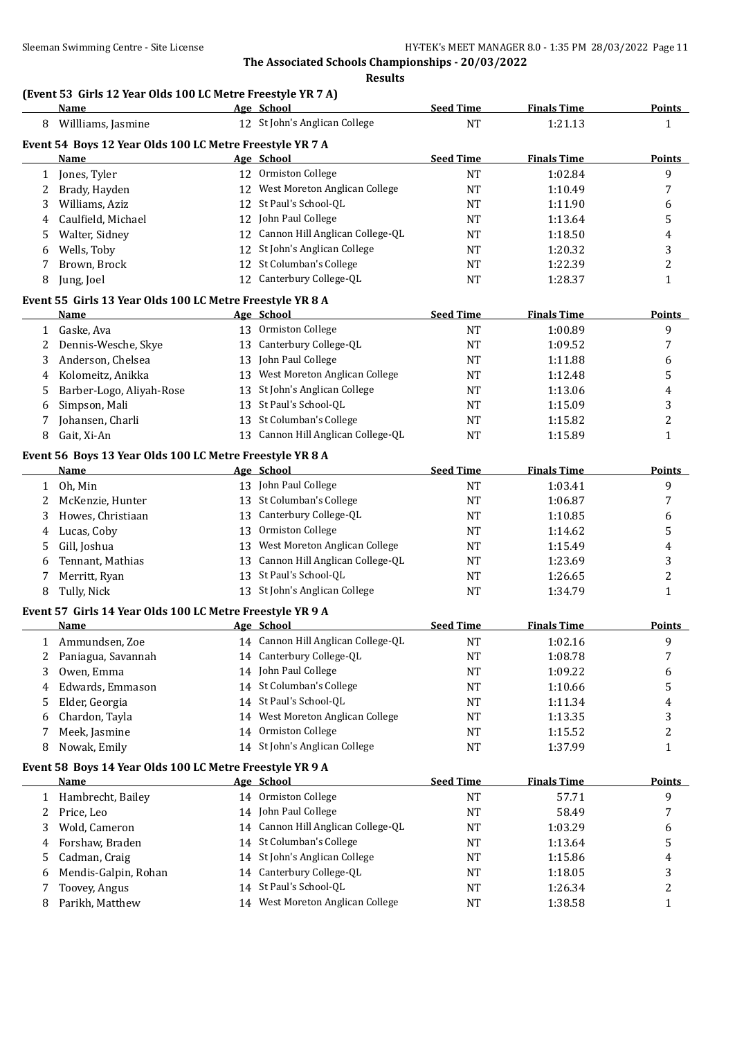## The Associated Schools Championships - 20/03/2022

### Results

**(Event 53 Girls 12 Year Olds 100 LC Metre Freestyle YR 7 A)**

| | Name | Age | School | Seed Time | Finals Time | Points |
|---|---|---|---|---|---|---|
| 8 | Willliams, Jasmine | 12 | St John's Anglican College | NT | 1:21.13 | 1 |

**Event 54 Boys 12 Year Olds 100 LC Metre Freestyle YR 7 A**

| | Name | Age | School | Seed Time | Finals Time | Points |
|---|---|---|---|---|---|---|
| 1 | Jones, Tyler | 12 | Ormiston College | NT | 1:02.84 | 9 |
| 2 | Brady, Hayden | 12 | West Moreton Anglican College | NT | 1:10.49 | 7 |
| 3 | Williams, Aziz | 12 | St Paul's School-QL | NT | 1:11.90 | 6 |
| 4 | Caulfield, Michael | 12 | John Paul College | NT | 1:13.64 | 5 |
| 5 | Walter, Sidney | 12 | Cannon Hill Anglican College-QL | NT | 1:18.50 | 4 |
| 6 | Wells, Toby | 12 | St John's Anglican College | NT | 1:20.32 | 3 |
| 7 | Brown, Brock | 12 | St Columban's College | NT | 1:22.39 | 2 |
| 8 | Jung, Joel | 12 | Canterbury College-QL | NT | 1:28.37 | 1 |

**Event 55 Girls 13 Year Olds 100 LC Metre Freestyle YR 8 A**

| | Name | Age | School | Seed Time | Finals Time | Points |
|---|---|---|---|---|---|---|
| 1 | Gaske, Ava | 13 | Ormiston College | NT | 1:00.89 | 9 |
| 2 | Dennis-Wesche, Skye | 13 | Canterbury College-QL | NT | 1:09.52 | 7 |
| 3 | Anderson, Chelsea | 13 | John Paul College | NT | 1:11.88 | 6 |
| 4 | Kolomeitz, Anikka | 13 | West Moreton Anglican College | NT | 1:12.48 | 5 |
| 5 | Barber-Logo, Aliyah-Rose | 13 | St John's Anglican College | NT | 1:13.06 | 4 |
| 6 | Simpson, Mali | 13 | St Paul's School-QL | NT | 1:15.09 | 3 |
| 7 | Johansen, Charli | 13 | St Columban's College | NT | 1:15.82 | 2 |
| 8 | Gait, Xi-An | 13 | Cannon Hill Anglican College-QL | NT | 1:15.89 | 1 |

**Event 56 Boys 13 Year Olds 100 LC Metre Freestyle YR 8 A**

| | Name | Age | School | Seed Time | Finals Time | Points |
|---|---|---|---|---|---|---|
| 1 | Oh, Min | 13 | John Paul College | NT | 1:03.41 | 9 |
| 2 | McKenzie, Hunter | 13 | St Columban's College | NT | 1:06.87 | 7 |
| 3 | Howes, Christiaan | 13 | Canterbury College-QL | NT | 1:10.85 | 6 |
| 4 | Lucas, Coby | 13 | Ormiston College | NT | 1:14.62 | 5 |
| 5 | Gill, Joshua | 13 | West Moreton Anglican College | NT | 1:15.49 | 4 |
| 6 | Tennant, Mathias | 13 | Cannon Hill Anglican College-QL | NT | 1:23.69 | 3 |
| 7 | Merritt, Ryan | 13 | St Paul's School-QL | NT | 1:26.65 | 2 |
| 8 | Tully, Nick | 13 | St John's Anglican College | NT | 1:34.79 | 1 |

**Event 57 Girls 14 Year Olds 100 LC Metre Freestyle YR 9 A**

| | Name | Age | School | Seed Time | Finals Time | Points |
|---|---|---|---|---|---|---|
| 1 | Ammundsen, Zoe | 14 | Cannon Hill Anglican College-QL | NT | 1:02.16 | 9 |
| 2 | Paniagua, Savannah | 14 | Canterbury College-QL | NT | 1:08.78 | 7 |
| 3 | Owen, Emma | 14 | John Paul College | NT | 1:09.22 | 6 |
| 4 | Edwards, Emmason | 14 | St Columban's College | NT | 1:10.66 | 5 |
| 5 | Elder, Georgia | 14 | St Paul's School-QL | NT | 1:11.34 | 4 |
| 6 | Chardon, Tayla | 14 | West Moreton Anglican College | NT | 1:13.35 | 3 |
| 7 | Meek, Jasmine | 14 | Ormiston College | NT | 1:15.52 | 2 |
| 8 | Nowak, Emily | 14 | St John's Anglican College | NT | 1:37.99 | 1 |

**Event 58 Boys 14 Year Olds 100 LC Metre Freestyle YR 9 A**

| | Name | Age | School | Seed Time | Finals Time | Points |
|---|---|---|---|---|---|---|
| 1 | Hambrecht, Bailey | 14 | Ormiston College | NT | 57.71 | 9 |
| 2 | Price, Leo | 14 | John Paul College | NT | 58.49 | 7 |
| 3 | Wold, Cameron | 14 | Cannon Hill Anglican College-QL | NT | 1:03.29 | 6 |
| 4 | Forshaw, Braden | 14 | St Columban's College | NT | 1:13.64 | 5 |
| 5 | Cadman, Craig | 14 | St John's Anglican College | NT | 1:15.86 | 4 |
| 6 | Mendis-Galpin, Rohan | 14 | Canterbury College-QL | NT | 1:18.05 | 3 |
| 7 | Toovey, Angus | 14 | St Paul's School-QL | NT | 1:26.34 | 2 |
| 8 | Parikh, Matthew | 14 | West Moreton Anglican College | NT | 1:38.58 | 1 |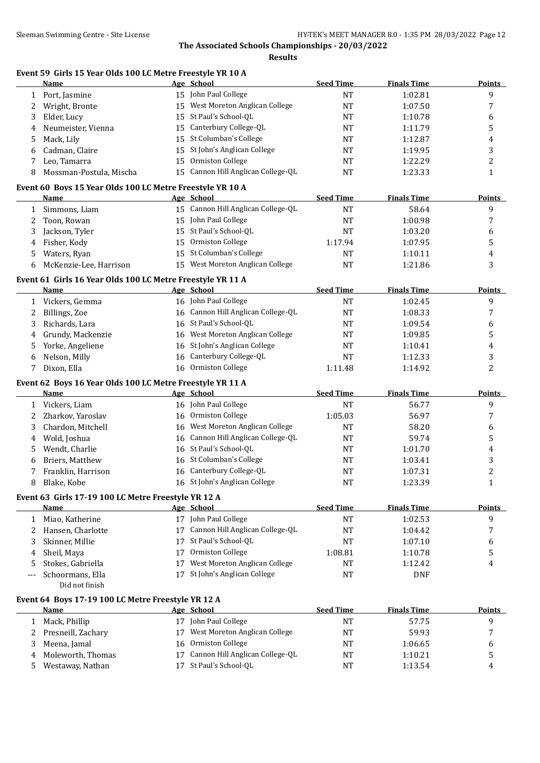The Associated Schools Championships - 20/03/2022

**Results**

### Event 59 Girls 15 Year Olds 100 LC Metre Freestyle YR 10 A

| | Name | Age | School | Seed Time | Finals Time | Points |
|---|---|---|---|---|---|---|
| 1 | Port, Jasmine | 15 | John Paul College | NT | 1:02.81 | 9 |
| 2 | Wright, Bronte | 15 | West Moreton Anglican College | NT | 1:07.50 | 7 |
| 3 | Elder, Lucy | 15 | St Paul's School-QL | NT | 1:10.78 | 6 |
| 4 | Neumeister, Vienna | 15 | Canterbury College-QL | NT | 1:11.79 | 5 |
| 5 | Mack, Lily | 15 | St Columban's College | NT | 1:12.87 | 4 |
| 6 | Cadman, Claire | 15 | St John's Anglican College | NT | 1:19.95 | 3 |
| 7 | Leo, Tamarra | 15 | Ormiston College | NT | 1:22.29 | 2 |
| 8 | Mossman-Postula, Mischa | 15 | Cannon Hill Anglican College-QL | NT | 1:23.33 | 1 |

### Event 60 Boys 15 Year Olds 100 LC Metre Freestyle YR 10 A

| | Name | Age | School | Seed Time | Finals Time | Points |
|---|---|---|---|---|---|---|
| 1 | Simmons, Liam | 15 | Cannon Hill Anglican College-QL | NT | 58.64 | 9 |
| 2 | Toon, Rowan | 15 | John Paul College | NT | 1:00.98 | 7 |
| 3 | Jackson, Tyler | 15 | St Paul's School-QL | NT | 1:03.20 | 6 |
| 4 | Fisher, Kody | 15 | Ormiston College | 1:17.94 | 1:07.95 | 5 |
| 5 | Waters, Ryan | 15 | St Columban's College | NT | 1:10.11 | 4 |
| 6 | McKenzie-Lee, Harrison | 15 | West Moreton Anglican College | NT | 1:21.86 | 3 |

### Event 61 Girls 16 Year Olds 100 LC Metre Freestyle YR 11 A

| | Name | Age | School | Seed Time | Finals Time | Points |
|---|---|---|---|---|---|---|
| 1 | Vickers, Gemma | 16 | John Paul College | NT | 1:02.45 | 9 |
| 2 | Billings, Zoe | 16 | Cannon Hill Anglican College-QL | NT | 1:08.33 | 7 |
| 3 | Richards, Lara | 16 | St Paul's School-QL | NT | 1:09.54 | 6 |
| 4 | Grundy, Mackenzie | 16 | West Moreton Anglican College | NT | 1:09.85 | 5 |
| 5 | Yorke, Angeliene | 16 | St John's Anglican College | NT | 1:10.41 | 4 |
| 6 | Nelson, Milly | 16 | Canterbury College-QL | NT | 1:12.33 | 3 |
| 7 | Dixon, Ella | 16 | Ormiston College | 1:11.48 | 1:14.92 | 2 |

### Event 62 Boys 16 Year Olds 100 LC Metre Freestyle YR 11 A

| | Name | Age | School | Seed Time | Finals Time | Points |
|---|---|---|---|---|---|---|
| 1 | Vickers, Liam | 16 | John Paul College | NT | 56.77 | 9 |
| 2 | Zharkov, Yaroslav | 16 | Ormiston College | 1:05.03 | 56.97 | 7 |
| 3 | Chardon, Mitchell | 16 | West Moreton Anglican College | NT | 58.20 | 6 |
| 4 | Wold, Joshua | 16 | Cannon Hill Anglican College-QL | NT | 59.74 | 5 |
| 5 | Wendt, Charlie | 16 | St Paul's School-QL | NT | 1:01.70 | 4 |
| 6 | Briers, Matthew | 16 | St Columban's College | NT | 1:03.41 | 3 |
| 7 | Franklin, Harrison | 16 | Canterbury College-QL | NT | 1:07.31 | 2 |
| 8 | Blake, Kobe | 16 | St John's Anglican College | NT | 1:23.39 | 1 |

### Event 63 Girls 17-19 100 LC Metre Freestyle YR 12 A

| | Name | Age | School | Seed Time | Finals Time | Points |
|---|---|---|---|---|---|---|
| 1 | Miao, Katherine | 17 | John Paul College | NT | 1:02.53 | 9 |
| 2 | Hansen, Charlotte | 17 | Cannon Hill Anglican College-QL | NT | 1:04.42 | 7 |
| 3 | Skinner, Millie | 17 | St Paul's School-QL | NT | 1:07.10 | 6 |
| 4 | Sheil, Maya | 17 | Ormiston College | 1:08.81 | 1:10.78 | 5 |
| 5 | Stokes, Gabriella | 17 | West Moreton Anglican College | NT | 1:12.42 | 4 |
| --- | Schoormans, Ella<br>Did not finish | 17 | St John's Anglican College | NT | DNF | |

### Event 64 Boys 17-19 100 LC Metre Freestyle YR 12 A

| | Name | Age | School | Seed Time | Finals Time | Points |
|---|---|---|---|---|---|---|
| 1 | Mack, Phillip | 17 | John Paul College | NT | 57.75 | 9 |
| 2 | Presneill, Zachary | 17 | West Moreton Anglican College | NT | 59.93 | 7 |
| 3 | Meena, Jamal | 16 | Ormiston College | NT | 1:06.65 | 6 |
| 4 | Moleworth, Thomas | 17 | Cannon Hill Anglican College-QL | NT | 1:10.21 | 5 |
| 5 | Westaway, Nathan | 17 | St Paul's School-QL | NT | 1:13.54 | 4 |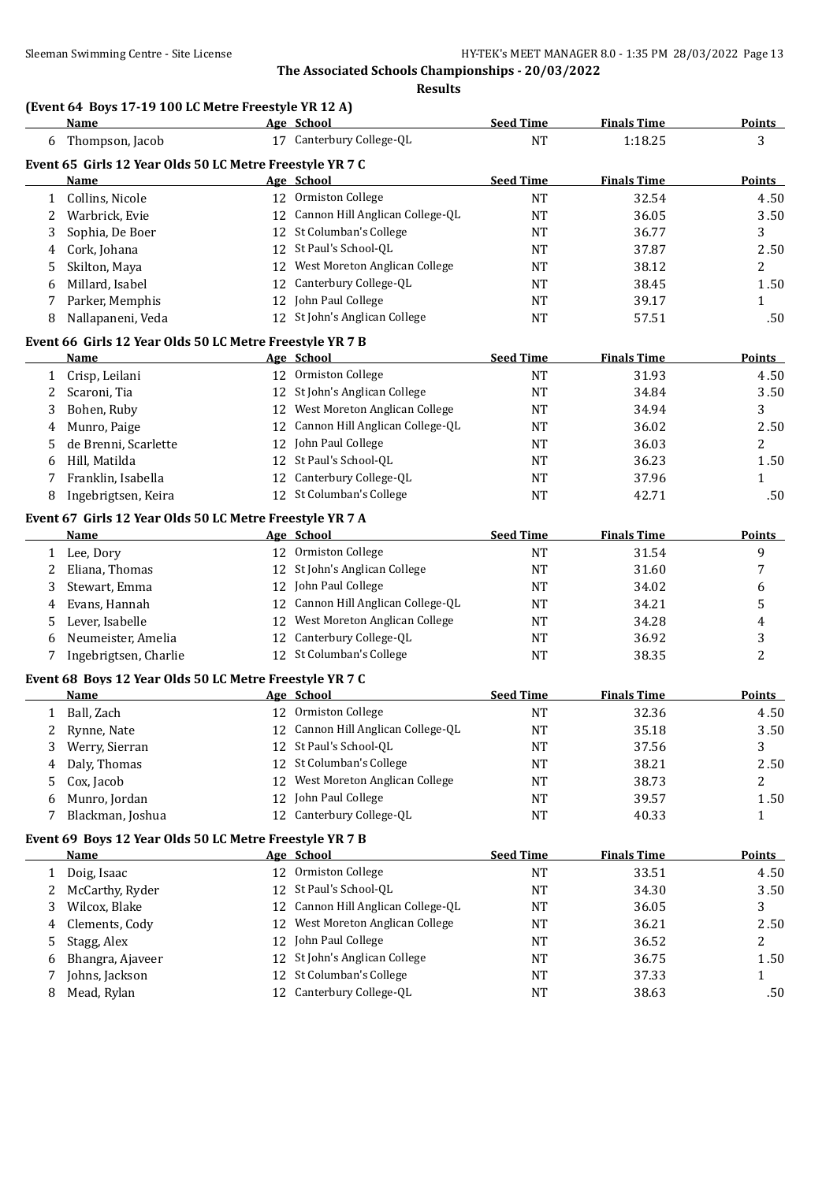**The Associated Schools Championships - 20/03/2022**

**Results**

### (Event 64 Boys 17-19 100 LC Metre Freestyle YR 12 A)

| | Name | Age | School | Seed Time | Finals Time | Points |
|---|---|---|---|---|---|---|
| 6 | Thompson, Jacob | 17 | Canterbury College-QL | NT | 1:18.25 | 3 |

### Event 65 Girls 12 Year Olds 50 LC Metre Freestyle YR 7 C

| | Name | Age | School | Seed Time | Finals Time | Points |
|---|---|---|---|---|---|---|
| 1 | Collins, Nicole | 12 | Ormiston College | NT | 32.54 | 4.50 |
| 2 | Warbrick, Evie | 12 | Cannon Hill Anglican College-QL | NT | 36.05 | 3.50 |
| 3 | Sophia, De Boer | 12 | St Columban's College | NT | 36.77 | 3 |
| 4 | Cork, Johana | 12 | St Paul's School-QL | NT | 37.87 | 2.50 |
| 5 | Skilton, Maya | 12 | West Moreton Anglican College | NT | 38.12 | 2 |
| 6 | Millard, Isabel | 12 | Canterbury College-QL | NT | 38.45 | 1.50 |
| 7 | Parker, Memphis | 12 | John Paul College | NT | 39.17 | 1 |
| 8 | Nallapaneni, Veda | 12 | St John's Anglican College | NT | 57.51 | .50 |

### Event 66 Girls 12 Year Olds 50 LC Metre Freestyle YR 7 B

| | Name | Age | School | Seed Time | Finals Time | Points |
|---|---|---|---|---|---|---|
| 1 | Crisp, Leilani | 12 | Ormiston College | NT | 31.93 | 4.50 |
| 2 | Scaroni, Tia | 12 | St John's Anglican College | NT | 34.84 | 3.50 |
| 3 | Bohen, Ruby | 12 | West Moreton Anglican College | NT | 34.94 | 3 |
| 4 | Munro, Paige | 12 | Cannon Hill Anglican College-QL | NT | 36.02 | 2.50 |
| 5 | de Brenni, Scarlette | 12 | John Paul College | NT | 36.03 | 2 |
| 6 | Hill, Matilda | 12 | St Paul's School-QL | NT | 36.23 | 1.50 |
| 7 | Franklin, Isabella | 12 | Canterbury College-QL | NT | 37.96 | 1 |
| 8 | Ingebrigtsen, Keira | 12 | St Columban's College | NT | 42.71 | .50 |

### Event 67 Girls 12 Year Olds 50 LC Metre Freestyle YR 7 A

| | Name | Age | School | Seed Time | Finals Time | Points |
|---|---|---|---|---|---|---|
| 1 | Lee, Dory | 12 | Ormiston College | NT | 31.54 | 9 |
| 2 | Eliana, Thomas | 12 | St John's Anglican College | NT | 31.60 | 7 |
| 3 | Stewart, Emma | 12 | John Paul College | NT | 34.02 | 6 |
| 4 | Evans, Hannah | 12 | Cannon Hill Anglican College-QL | NT | 34.21 | 5 |
| 5 | Lever, Isabelle | 12 | West Moreton Anglican College | NT | 34.28 | 4 |
| 6 | Neumeister, Amelia | 12 | Canterbury College-QL | NT | 36.92 | 3 |
| 7 | Ingebrigtsen, Charlie | 12 | St Columban's College | NT | 38.35 | 2 |

### Event 68 Boys 12 Year Olds 50 LC Metre Freestyle YR 7 C

| | Name | Age | School | Seed Time | Finals Time | Points |
|---|---|---|---|---|---|---|
| 1 | Ball, Zach | 12 | Ormiston College | NT | 32.36 | 4.50 |
| 2 | Rynne, Nate | 12 | Cannon Hill Anglican College-QL | NT | 35.18 | 3.50 |
| 3 | Werry, Sierran | 12 | St Paul's School-QL | NT | 37.56 | 3 |
| 4 | Daly, Thomas | 12 | St Columban's College | NT | 38.21 | 2.50 |
| 5 | Cox, Jacob | 12 | West Moreton Anglican College | NT | 38.73 | 2 |
| 6 | Munro, Jordan | 12 | John Paul College | NT | 39.57 | 1.50 |
| 7 | Blackman, Joshua | 12 | Canterbury College-QL | NT | 40.33 | 1 |

### Event 69 Boys 12 Year Olds 50 LC Metre Freestyle YR 7 B

| | Name | Age | School | Seed Time | Finals Time | Points |
|---|---|---|---|---|---|---|
| 1 | Doig, Isaac | 12 | Ormiston College | NT | 33.51 | 4.50 |
| 2 | McCarthy, Ryder | 12 | St Paul's School-QL | NT | 34.30 | 3.50 |
| 3 | Wilcox, Blake | 12 | Cannon Hill Anglican College-QL | NT | 36.05 | 3 |
| 4 | Clements, Cody | 12 | West Moreton Anglican College | NT | 36.21 | 2.50 |
| 5 | Stagg, Alex | 12 | John Paul College | NT | 36.52 | 2 |
| 6 | Bhangra, Ajaveer | 12 | St John's Anglican College | NT | 36.75 | 1.50 |
| 7 | Johns, Jackson | 12 | St Columban's College | NT | 37.33 | 1 |
| 8 | Mead, Rylan | 12 | Canterbury College-QL | NT | 38.63 | .50 |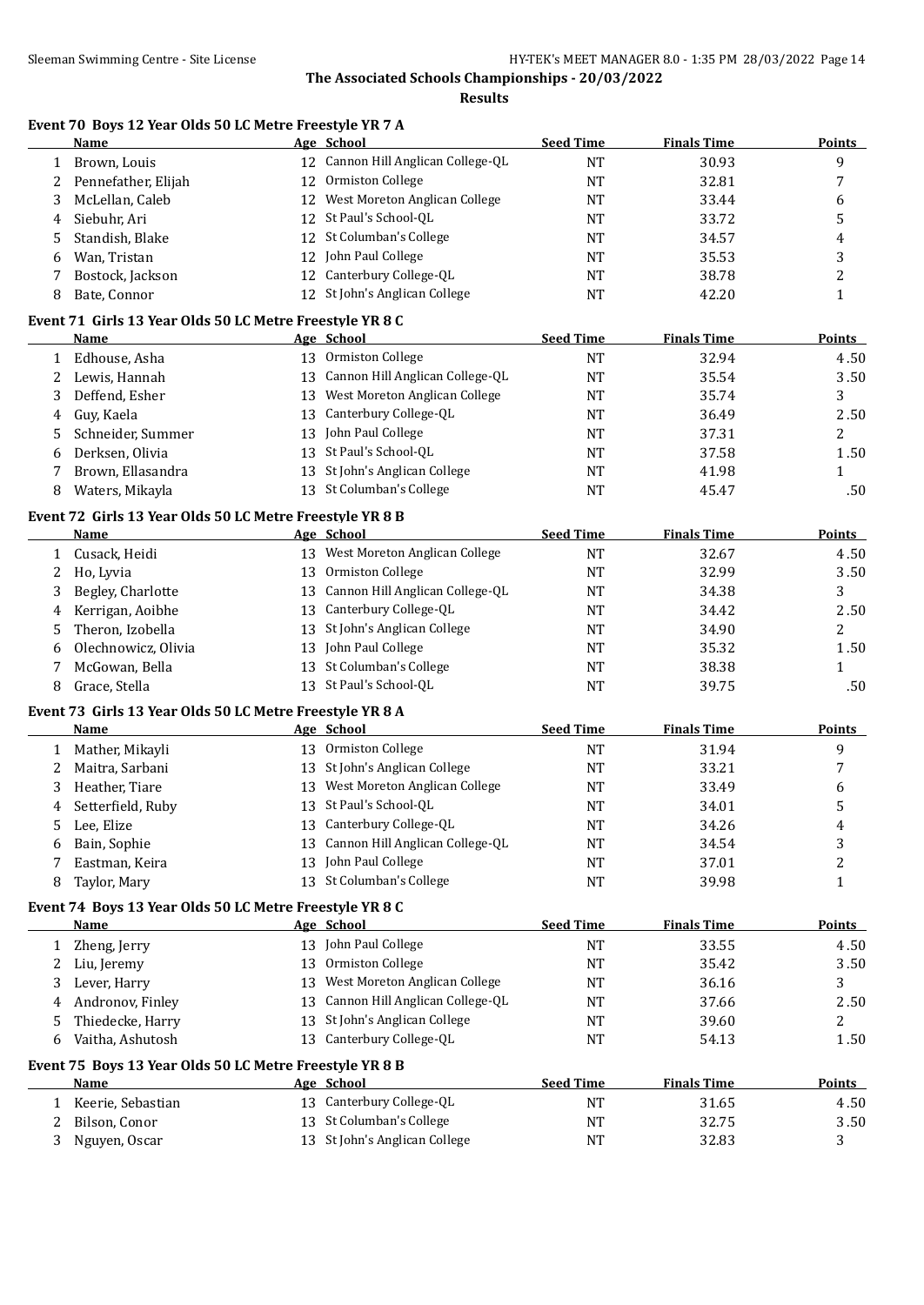**The Associated Schools Championships - 20/03/2022**

**Results**

### Event 70 Boys 12 Year Olds 50 LC Metre Freestyle YR 7 A

| | Name | Age | School | Seed Time | Finals Time | Points |
|---|---|---|---|---|---|---|
| 1 | Brown, Louis | 12 | Cannon Hill Anglican College-QL | NT | 30.93 | 9 |
| 2 | Pennefather, Elijah | 12 | Ormiston College | NT | 32.81 | 7 |
| 3 | McLellan, Caleb | 12 | West Moreton Anglican College | NT | 33.44 | 6 |
| 4 | Siebuhr, Ari | 12 | St Paul's School-QL | NT | 33.72 | 5 |
| 5 | Standish, Blake | 12 | St Columban's College | NT | 34.57 | 4 |
| 6 | Wan, Tristan | 12 | John Paul College | NT | 35.53 | 3 |
| 7 | Bostock, Jackson | 12 | Canterbury College-QL | NT | 38.78 | 2 |
| 8 | Bate, Connor | 12 | St John's Anglican College | NT | 42.20 | 1 |

### Event 71 Girls 13 Year Olds 50 LC Metre Freestyle YR 8 C

| | Name | Age | School | Seed Time | Finals Time | Points |
|---|---|---|---|---|---|---|
| 1 | Edhouse, Asha | 13 | Ormiston College | NT | 32.94 | 4.50 |
| 2 | Lewis, Hannah | 13 | Cannon Hill Anglican College-QL | NT | 35.54 | 3.50 |
| 3 | Deffend, Esher | 13 | West Moreton Anglican College | NT | 35.74 | 3 |
| 4 | Guy, Kaela | 13 | Canterbury College-QL | NT | 36.49 | 2.50 |
| 5 | Schneider, Summer | 13 | John Paul College | NT | 37.31 | 2 |
| 6 | Derksen, Olivia | 13 | St Paul's School-QL | NT | 37.58 | 1.50 |
| 7 | Brown, Ellasandra | 13 | St John's Anglican College | NT | 41.98 | 1 |
| 8 | Waters, Mikayla | 13 | St Columban's College | NT | 45.47 | .50 |

### Event 72 Girls 13 Year Olds 50 LC Metre Freestyle YR 8 B

| | Name | Age | School | Seed Time | Finals Time | Points |
|---|---|---|---|---|---|---|
| 1 | Cusack, Heidi | 13 | West Moreton Anglican College | NT | 32.67 | 4.50 |
| 2 | Ho, Lyvia | 13 | Ormiston College | NT | 32.99 | 3.50 |
| 3 | Begley, Charlotte | 13 | Cannon Hill Anglican College-QL | NT | 34.38 | 3 |
| 4 | Kerrigan, Aoibhe | 13 | Canterbury College-QL | NT | 34.42 | 2.50 |
| 5 | Theron, Izobella | 13 | St John's Anglican College | NT | 34.90 | 2 |
| 6 | Olechnowicz, Olivia | 13 | John Paul College | NT | 35.32 | 1.50 |
| 7 | McGowan, Bella | 13 | St Columban's College | NT | 38.38 | 1 |
| 8 | Grace, Stella | 13 | St Paul's School-QL | NT | 39.75 | .50 |

### Event 73 Girls 13 Year Olds 50 LC Metre Freestyle YR 8 A

| | Name | Age | School | Seed Time | Finals Time | Points |
|---|---|---|---|---|---|---|
| 1 | Mather, Mikayli | 13 | Ormiston College | NT | 31.94 | 9 |
| 2 | Maitra, Sarbani | 13 | St John's Anglican College | NT | 33.21 | 7 |
| 3 | Heather, Tiare | 13 | West Moreton Anglican College | NT | 33.49 | 6 |
| 4 | Setterfield, Ruby | 13 | St Paul's School-QL | NT | 34.01 | 5 |
| 5 | Lee, Elize | 13 | Canterbury College-QL | NT | 34.26 | 4 |
| 6 | Bain, Sophie | 13 | Cannon Hill Anglican College-QL | NT | 34.54 | 3 |
| 7 | Eastman, Keira | 13 | John Paul College | NT | 37.01 | 2 |
| 8 | Taylor, Mary | 13 | St Columban's College | NT | 39.98 | 1 |

### Event 74 Boys 13 Year Olds 50 LC Metre Freestyle YR 8 C

| | Name | Age | School | Seed Time | Finals Time | Points |
|---|---|---|---|---|---|---|
| 1 | Zheng, Jerry | 13 | John Paul College | NT | 33.55 | 4.50 |
| 2 | Liu, Jeremy | 13 | Ormiston College | NT | 35.42 | 3.50 |
| 3 | Lever, Harry | 13 | West Moreton Anglican College | NT | 36.16 | 3 |
| 4 | Andronov, Finley | 13 | Cannon Hill Anglican College-QL | NT | 37.66 | 2.50 |
| 5 | Thiedecke, Harry | 13 | St John's Anglican College | NT | 39.60 | 2 |
| 6 | Vaitha, Ashutosh | 13 | Canterbury College-QL | NT | 54.13 | 1.50 |

### Event 75 Boys 13 Year Olds 50 LC Metre Freestyle YR 8 B

| | Name | Age | School | Seed Time | Finals Time | Points |
|---|---|---|---|---|---|---|
| 1 | Keerie, Sebastian | 13 | Canterbury College-QL | NT | 31.65 | 4.50 |
| 2 | Bilson, Conor | 13 | St Columban's College | NT | 32.75 | 3.50 |
| 3 | Nguyen, Oscar | 13 | St John's Anglican College | NT | 32.83 | 3 |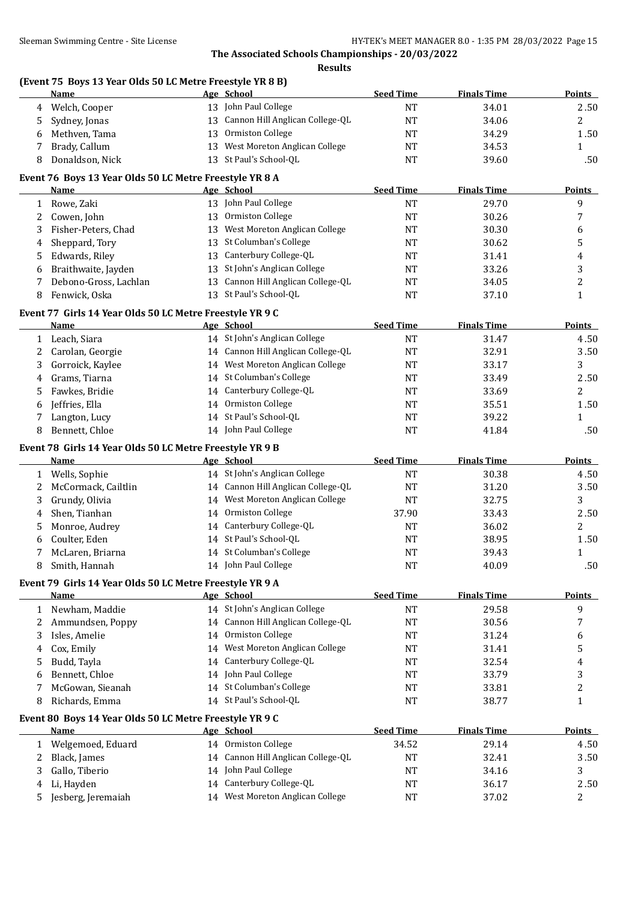**The Associated Schools Championships - 20/03/2022**

**Results**

### (Event 75 Boys 13 Year Olds 50 LC Metre Freestyle YR 8 B)

| | Name | Age | School | Seed Time | Finals Time | Points |
|---|---|---|---|---|---|---|
| 4 | Welch, Cooper | 13 | John Paul College | NT | 34.01 | 2.50 |
| 5 | Sydney, Jonas | 13 | Cannon Hill Anglican College-QL | NT | 34.06 | 2 |
| 6 | Methven, Tama | 13 | Ormiston College | NT | 34.29 | 1.50 |
| 7 | Brady, Callum | 13 | West Moreton Anglican College | NT | 34.53 | 1 |
| 8 | Donaldson, Nick | 13 | St Paul's School-QL | NT | 39.60 | .50 |

### Event 76 Boys 13 Year Olds 50 LC Metre Freestyle YR 8 A

| | Name | Age | School | Seed Time | Finals Time | Points |
|---|---|---|---|---|---|---|
| 1 | Rowe, Zaki | 13 | John Paul College | NT | 29.70 | 9 |
| 2 | Cowen, John | 13 | Ormiston College | NT | 30.26 | 7 |
| 3 | Fisher-Peters, Chad | 13 | West Moreton Anglican College | NT | 30.30 | 6 |
| 4 | Sheppard, Tory | 13 | St Columban's College | NT | 30.62 | 5 |
| 5 | Edwards, Riley | 13 | Canterbury College-QL | NT | 31.41 | 4 |
| 6 | Braithwaite, Jayden | 13 | St John's Anglican College | NT | 33.26 | 3 |
| 7 | Debono-Gross, Lachlan | 13 | Cannon Hill Anglican College-QL | NT | 34.05 | 2 |
| 8 | Fenwick, Oska | 13 | St Paul's School-QL | NT | 37.10 | 1 |

### Event 77 Girls 14 Year Olds 50 LC Metre Freestyle YR 9 C

| | Name | Age | School | Seed Time | Finals Time | Points |
|---|---|---|---|---|---|---|
| 1 | Leach, Siara | 14 | St John's Anglican College | NT | 31.47 | 4.50 |
| 2 | Carolan, Georgie | 14 | Cannon Hill Anglican College-QL | NT | 32.91 | 3.50 |
| 3 | Gorroick, Kaylee | 14 | West Moreton Anglican College | NT | 33.17 | 3 |
| 4 | Grams, Tiarna | 14 | St Columban's College | NT | 33.49 | 2.50 |
| 5 | Fawkes, Bridie | 14 | Canterbury College-QL | NT | 33.69 | 2 |
| 6 | Jeffries, Ella | 14 | Ormiston College | NT | 35.51 | 1.50 |
| 7 | Langton, Lucy | 14 | St Paul's School-QL | NT | 39.22 | 1 |
| 8 | Bennett, Chloe | 14 | John Paul College | NT | 41.84 | .50 |

### Event 78 Girls 14 Year Olds 50 LC Metre Freestyle YR 9 B

| | Name | Age | School | Seed Time | Finals Time | Points |
|---|---|---|---|---|---|---|
| 1 | Wells, Sophie | 14 | St John's Anglican College | NT | 30.38 | 4.50 |
| 2 | McCormack, Cailtlin | 14 | Cannon Hill Anglican College-QL | NT | 31.20 | 3.50 |
| 3 | Grundy, Olivia | 14 | West Moreton Anglican College | NT | 32.75 | 3 |
| 4 | Shen, Tianhan | 14 | Ormiston College | 37.90 | 33.43 | 2.50 |
| 5 | Monroe, Audrey | 14 | Canterbury College-QL | NT | 36.02 | 2 |
| 6 | Coulter, Eden | 14 | St Paul's School-QL | NT | 38.95 | 1.50 |
| 7 | McLaren, Briarna | 14 | St Columban's College | NT | 39.43 | 1 |
| 8 | Smith, Hannah | 14 | John Paul College | NT | 40.09 | .50 |

### Event 79 Girls 14 Year Olds 50 LC Metre Freestyle YR 9 A

| | Name | Age | School | Seed Time | Finals Time | Points |
|---|---|---|---|---|---|---|
| 1 | Newham, Maddie | 14 | St John's Anglican College | NT | 29.58 | 9 |
| 2 | Ammundsen, Poppy | 14 | Cannon Hill Anglican College-QL | NT | 30.56 | 7 |
| 3 | Isles, Amelie | 14 | Ormiston College | NT | 31.24 | 6 |
| 4 | Cox, Emily | 14 | West Moreton Anglican College | NT | 31.41 | 5 |
| 5 | Budd, Tayla | 14 | Canterbury College-QL | NT | 32.54 | 4 |
| 6 | Bennett, Chloe | 14 | John Paul College | NT | 33.79 | 3 |
| 7 | McGowan, Sieanah | 14 | St Columban's College | NT | 33.81 | 2 |
| 8 | Richards, Emma | 14 | St Paul's School-QL | NT | 38.77 | 1 |

### Event 80 Boys 14 Year Olds 50 LC Metre Freestyle YR 9 C

| | Name | Age | School | Seed Time | Finals Time | Points |
|---|---|---|---|---|---|---|
| 1 | Welgemoed, Eduard | 14 | Ormiston College | 34.52 | 29.14 | 4.50 |
| 2 | Black, James | 14 | Cannon Hill Anglican College-QL | NT | 32.41 | 3.50 |
| 3 | Gallo, Tiberio | 14 | John Paul College | NT | 34.16 | 3 |
| 4 | Li, Hayden | 14 | Canterbury College-QL | NT | 36.17 | 2.50 |
| 5 | Jesberg, Jeremaiah | 14 | West Moreton Anglican College | NT | 37.02 | 2 |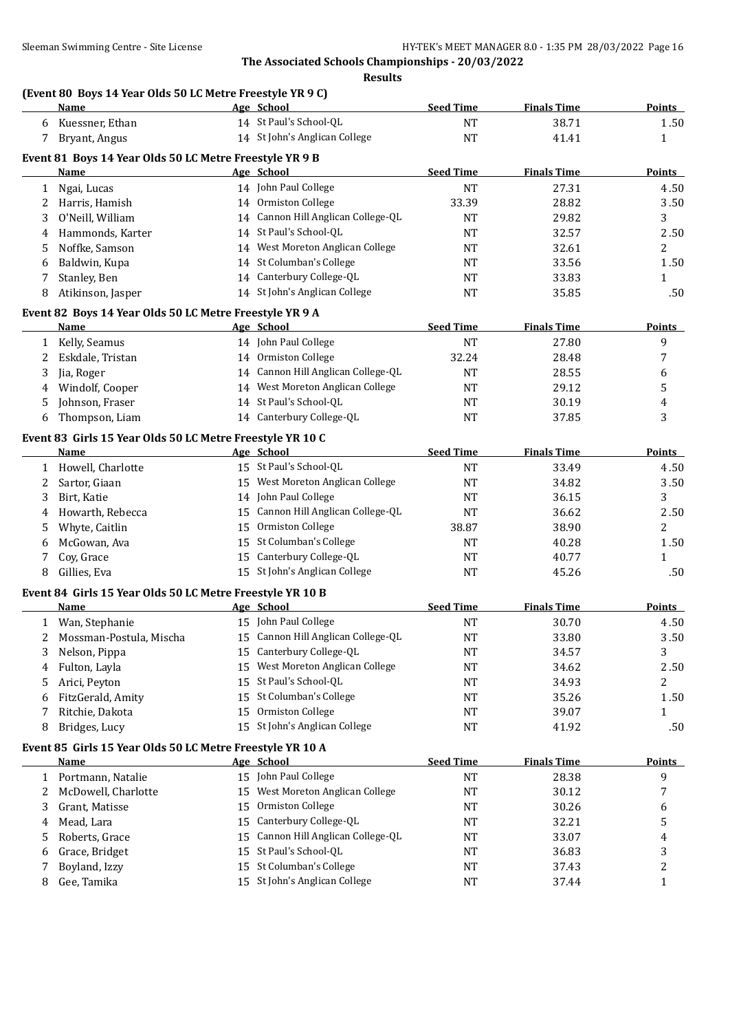**The Associated Schools Championships - 20/03/2022**

**Results**

**(Event 80 Boys 14 Year Olds 50 LC Metre Freestyle YR 9 C)**

| | Name | Age | School | Seed Time | Finals Time | Points |
|---|---|---|---|---|---|---|
| 6 | Kuessner, Ethan | 14 | St Paul's School-QL | NT | 38.71 | 1.50 |
| 7 | Bryant, Angus | 14 | St John's Anglican College | NT | 41.41 | 1 |

**Event 81 Boys 14 Year Olds 50 LC Metre Freestyle YR 9 B**

| | Name | Age | School | Seed Time | Finals Time | Points |
|---|---|---|---|---|---|---|
| 1 | Ngai, Lucas | 14 | John Paul College | NT | 27.31 | 4.50 |
| 2 | Harris, Hamish | 14 | Ormiston College | 33.39 | 28.82 | 3.50 |
| 3 | O'Neill, William | 14 | Cannon Hill Anglican College-QL | NT | 29.82 | 3 |
| 4 | Hammonds, Karter | 14 | St Paul's School-QL | NT | 32.57 | 2.50 |
| 5 | Noffke, Samson | 14 | West Moreton Anglican College | NT | 32.61 | 2 |
| 6 | Baldwin, Kupa | 14 | St Columban's College | NT | 33.56 | 1.50 |
| 7 | Stanley, Ben | 14 | Canterbury College-QL | NT | 33.83 | 1 |
| 8 | Atikinson, Jasper | 14 | St John's Anglican College | NT | 35.85 | .50 |

**Event 82 Boys 14 Year Olds 50 LC Metre Freestyle YR 9 A**

| | Name | Age | School | Seed Time | Finals Time | Points |
|---|---|---|---|---|---|---|
| 1 | Kelly, Seamus | 14 | John Paul College | NT | 27.80 | 9 |
| 2 | Eskdale, Tristan | 14 | Ormiston College | 32.24 | 28.48 | 7 |
| 3 | Jia, Roger | 14 | Cannon Hill Anglican College-QL | NT | 28.55 | 6 |
| 4 | Windolf, Cooper | 14 | West Moreton Anglican College | NT | 29.12 | 5 |
| 5 | Johnson, Fraser | 14 | St Paul's School-QL | NT | 30.19 | 4 |
| 6 | Thompson, Liam | 14 | Canterbury College-QL | NT | 37.85 | 3 |

**Event 83 Girls 15 Year Olds 50 LC Metre Freestyle YR 10 C**

| | Name | Age | School | Seed Time | Finals Time | Points |
|---|---|---|---|---|---|---|
| 1 | Howell, Charlotte | 15 | St Paul's School-QL | NT | 33.49 | 4.50 |
| 2 | Sartor, Giaan | 15 | West Moreton Anglican College | NT | 34.82 | 3.50 |
| 3 | Birt, Katie | 14 | John Paul College | NT | 36.15 | 3 |
| 4 | Howarth, Rebecca | 15 | Cannon Hill Anglican College-QL | NT | 36.62 | 2.50 |
| 5 | Whyte, Caitlin | 15 | Ormiston College | 38.87 | 38.90 | 2 |
| 6 | McGowan, Ava | 15 | St Columban's College | NT | 40.28 | 1.50 |
| 7 | Coy, Grace | 15 | Canterbury College-QL | NT | 40.77 | 1 |
| 8 | Gillies, Eva | 15 | St John's Anglican College | NT | 45.26 | .50 |

**Event 84 Girls 15 Year Olds 50 LC Metre Freestyle YR 10 B**

| | Name | Age | School | Seed Time | Finals Time | Points |
|---|---|---|---|---|---|---|
| 1 | Wan, Stephanie | 15 | John Paul College | NT | 30.70 | 4.50 |
| 2 | Mossman-Postula, Mischa | 15 | Cannon Hill Anglican College-QL | NT | 33.80 | 3.50 |
| 3 | Nelson, Pippa | 15 | Canterbury College-QL | NT | 34.57 | 3 |
| 4 | Fulton, Layla | 15 | West Moreton Anglican College | NT | 34.62 | 2.50 |
| 5 | Arici, Peyton | 15 | St Paul's School-QL | NT | 34.93 | 2 |
| 6 | FitzGerald, Amity | 15 | St Columban's College | NT | 35.26 | 1.50 |
| 7 | Ritchie, Dakota | 15 | Ormiston College | NT | 39.07 | 1 |
| 8 | Bridges, Lucy | 15 | St John's Anglican College | NT | 41.92 | .50 |

**Event 85 Girls 15 Year Olds 50 LC Metre Freestyle YR 10 A**

| | Name | Age | School | Seed Time | Finals Time | Points |
|---|---|---|---|---|---|---|
| 1 | Portmann, Natalie | 15 | John Paul College | NT | 28.38 | 9 |
| 2 | McDowell, Charlotte | 15 | West Moreton Anglican College | NT | 30.12 | 7 |
| 3 | Grant, Matisse | 15 | Ormiston College | NT | 30.26 | 6 |
| 4 | Mead, Lara | 15 | Canterbury College-QL | NT | 32.21 | 5 |
| 5 | Roberts, Grace | 15 | Cannon Hill Anglican College-QL | NT | 33.07 | 4 |
| 6 | Grace, Bridget | 15 | St Paul's School-QL | NT | 36.83 | 3 |
| 7 | Boyland, Izzy | 15 | St Columban's College | NT | 37.43 | 2 |
| 8 | Gee, Tamika | 15 | St John's Anglican College | NT | 37.44 | 1 |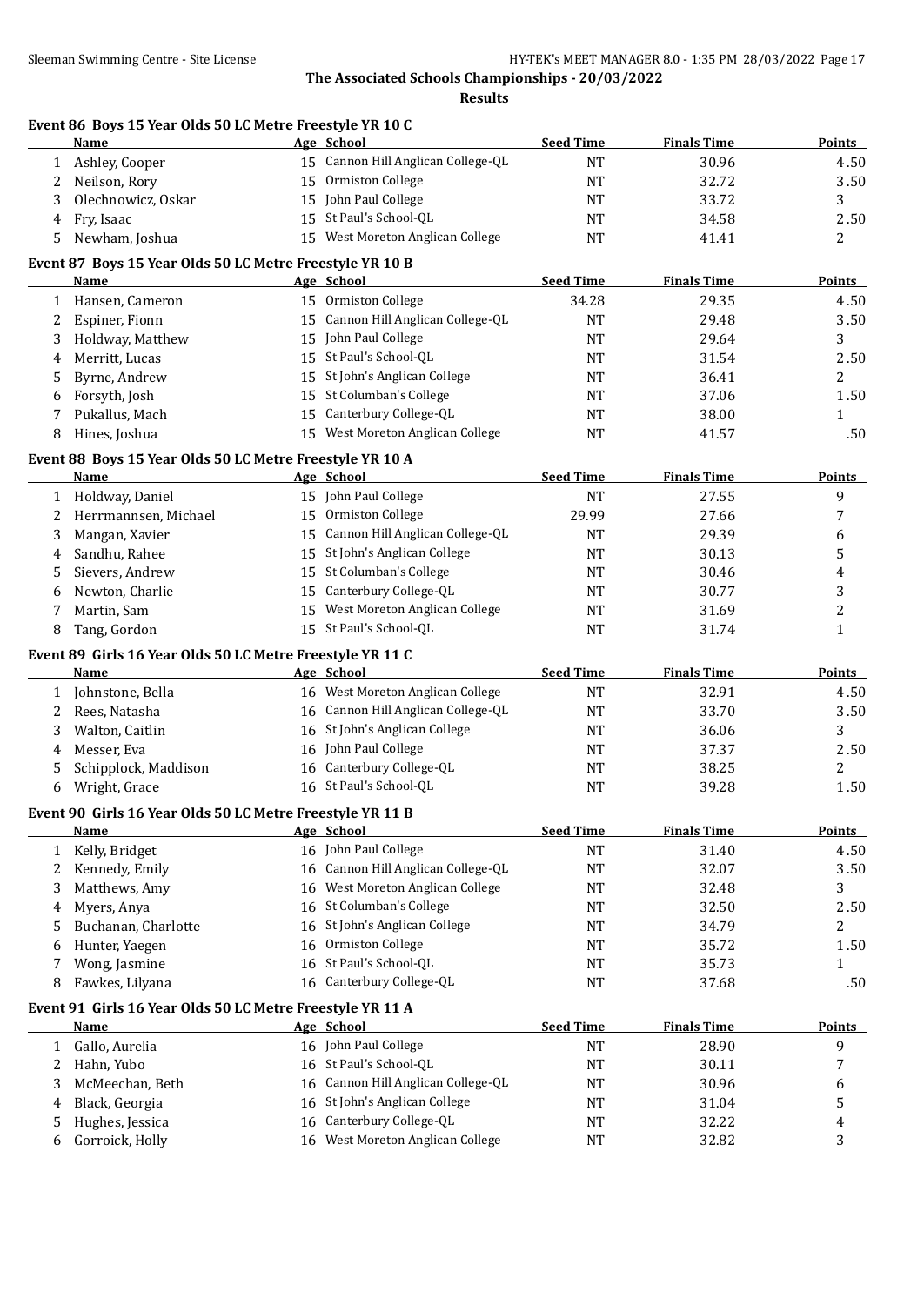**The Associated Schools Championships - 20/03/2022**

**Results**

### Event 86 Boys 15 Year Olds 50 LC Metre Freestyle YR 10 C

| | Name | Age | School | Seed Time | Finals Time | Points |
|---|---|---|---|---|---|---|
| 1 | Ashley, Cooper | 15 | Cannon Hill Anglican College-QL | NT | 30.96 | 4.50 |
| 2 | Neilson, Rory | 15 | Ormiston College | NT | 32.72 | 3.50 |
| 3 | Olechnowicz, Oskar | 15 | John Paul College | NT | 33.72 | 3 |
| 4 | Fry, Isaac | 15 | St Paul's School-QL | NT | 34.58 | 2.50 |
| 5 | Newham, Joshua | 15 | West Moreton Anglican College | NT | 41.41 | 2 |

### Event 87 Boys 15 Year Olds 50 LC Metre Freestyle YR 10 B

| | Name | Age | School | Seed Time | Finals Time | Points |
|---|---|---|---|---|---|---|
| 1 | Hansen, Cameron | 15 | Ormiston College | 34.28 | 29.35 | 4.50 |
| 2 | Espiner, Fionn | 15 | Cannon Hill Anglican College-QL | NT | 29.48 | 3.50 |
| 3 | Holdway, Matthew | 15 | John Paul College | NT | 29.64 | 3 |
| 4 | Merritt, Lucas | 15 | St Paul's School-QL | NT | 31.54 | 2.50 |
| 5 | Byrne, Andrew | 15 | St John's Anglican College | NT | 36.41 | 2 |
| 6 | Forsyth, Josh | 15 | St Columban's College | NT | 37.06 | 1.50 |
| 7 | Pukallus, Mach | 15 | Canterbury College-QL | NT | 38.00 | 1 |
| 8 | Hines, Joshua | 15 | West Moreton Anglican College | NT | 41.57 | .50 |

### Event 88 Boys 15 Year Olds 50 LC Metre Freestyle YR 10 A

| | Name | Age | School | Seed Time | Finals Time | Points |
|---|---|---|---|---|---|---|
| 1 | Holdway, Daniel | 15 | John Paul College | NT | 27.55 | 9 |
| 2 | Herrmannsen, Michael | 15 | Ormiston College | 29.99 | 27.66 | 7 |
| 3 | Mangan, Xavier | 15 | Cannon Hill Anglican College-QL | NT | 29.39 | 6 |
| 4 | Sandhu, Rahee | 15 | St John's Anglican College | NT | 30.13 | 5 |
| 5 | Sievers, Andrew | 15 | St Columban's College | NT | 30.46 | 4 |
| 6 | Newton, Charlie | 15 | Canterbury College-QL | NT | 30.77 | 3 |
| 7 | Martin, Sam | 15 | West Moreton Anglican College | NT | 31.69 | 2 |
| 8 | Tang, Gordon | 15 | St Paul's School-QL | NT | 31.74 | 1 |

### Event 89 Girls 16 Year Olds 50 LC Metre Freestyle YR 11 C

| | Name | Age | School | Seed Time | Finals Time | Points |
|---|---|---|---|---|---|---|
| 1 | Johnstone, Bella | 16 | West Moreton Anglican College | NT | 32.91 | 4.50 |
| 2 | Rees, Natasha | 16 | Cannon Hill Anglican College-QL | NT | 33.70 | 3.50 |
| 3 | Walton, Caitlin | 16 | St John's Anglican College | NT | 36.06 | 3 |
| 4 | Messer, Eva | 16 | John Paul College | NT | 37.37 | 2.50 |
| 5 | Schipplock, Maddison | 16 | Canterbury College-QL | NT | 38.25 | 2 |
| 6 | Wright, Grace | 16 | St Paul's School-QL | NT | 39.28 | 1.50 |

### Event 90 Girls 16 Year Olds 50 LC Metre Freestyle YR 11 B

| | Name | Age | School | Seed Time | Finals Time | Points |
|---|---|---|---|---|---|---|
| 1 | Kelly, Bridget | 16 | John Paul College | NT | 31.40 | 4.50 |
| 2 | Kennedy, Emily | 16 | Cannon Hill Anglican College-QL | NT | 32.07 | 3.50 |
| 3 | Matthews, Amy | 16 | West Moreton Anglican College | NT | 32.48 | 3 |
| 4 | Myers, Anya | 16 | St Columban's College | NT | 32.50 | 2.50 |
| 5 | Buchanan, Charlotte | 16 | St John's Anglican College | NT | 34.79 | 2 |
| 6 | Hunter, Yaegen | 16 | Ormiston College | NT | 35.72 | 1.50 |
| 7 | Wong, Jasmine | 16 | St Paul's School-QL | NT | 35.73 | 1 |
| 8 | Fawkes, Lilyana | 16 | Canterbury College-QL | NT | 37.68 | .50 |

### Event 91 Girls 16 Year Olds 50 LC Metre Freestyle YR 11 A

| | Name | Age | School | Seed Time | Finals Time | Points |
|---|---|---|---|---|---|---|
| 1 | Gallo, Aurelia | 16 | John Paul College | NT | 28.90 | 9 |
| 2 | Hahn, Yubo | 16 | St Paul's School-QL | NT | 30.11 | 7 |
| 3 | McMeechan, Beth | 16 | Cannon Hill Anglican College-QL | NT | 30.96 | 6 |
| 4 | Black, Georgia | 16 | St John's Anglican College | NT | 31.04 | 5 |
| 5 | Hughes, Jessica | 16 | Canterbury College-QL | NT | 32.22 | 4 |
| 6 | Gorroick, Holly | 16 | West Moreton Anglican College | NT | 32.82 | 3 |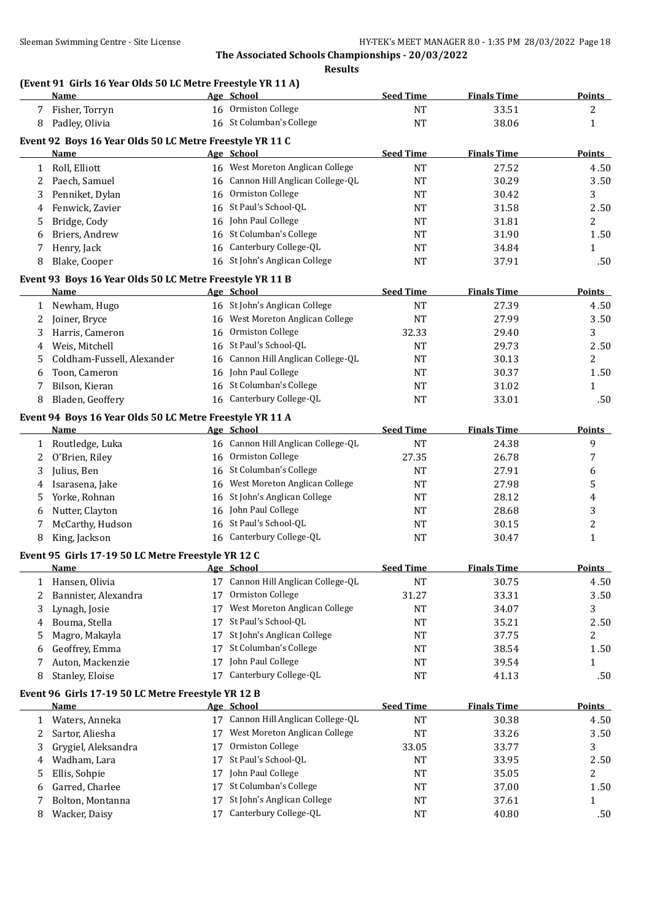## The Associated Schools Championships - 20/03/2022

### Results

**(Event 91 Girls 16 Year Olds 50 LC Metre Freestyle YR 11 A)**

| | Name | Age | School | Seed Time | Finals Time | Points |
|---|---|---|---|---|---|---|
| 7 | Fisher, Torryn | 16 | Ormiston College | NT | 33.51 | 2 |
| 8 | Padley, Olivia | 16 | St Columban's College | NT | 38.06 | 1 |

**Event 92 Boys 16 Year Olds 50 LC Metre Freestyle YR 11 C**

| | Name | Age | School | Seed Time | Finals Time | Points |
|---|---|---|---|---|---|---|
| 1 | Roll, Elliott | 16 | West Moreton Anglican College | NT | 27.52 | 4.50 |
| 2 | Paech, Samuel | 16 | Cannon Hill Anglican College-QL | NT | 30.29 | 3.50 |
| 3 | Penniket, Dylan | 16 | Ormiston College | NT | 30.42 | 3 |
| 4 | Fenwick, Zavier | 16 | St Paul's School-QL | NT | 31.58 | 2.50 |
| 5 | Bridge, Cody | 16 | John Paul College | NT | 31.81 | 2 |
| 6 | Briers, Andrew | 16 | St Columban's College | NT | 31.90 | 1.50 |
| 7 | Henry, Jack | 16 | Canterbury College-QL | NT | 34.84 | 1 |
| 8 | Blake, Cooper | 16 | St John's Anglican College | NT | 37.91 | .50 |

**Event 93 Boys 16 Year Olds 50 LC Metre Freestyle YR 11 B**

| | Name | Age | School | Seed Time | Finals Time | Points |
|---|---|---|---|---|---|---|
| 1 | Newham, Hugo | 16 | St John's Anglican College | NT | 27.39 | 4.50 |
| 2 | Joiner, Bryce | 16 | West Moreton Anglican College | NT | 27.99 | 3.50 |
| 3 | Harris, Cameron | 16 | Ormiston College | 32.33 | 29.40 | 3 |
| 4 | Weis, Mitchell | 16 | St Paul's School-QL | NT | 29.73 | 2.50 |
| 5 | Coldham-Fussell, Alexander | 16 | Cannon Hill Anglican College-QL | NT | 30.13 | 2 |
| 6 | Toon, Cameron | 16 | John Paul College | NT | 30.37 | 1.50 |
| 7 | Bilson, Kieran | 16 | St Columban's College | NT | 31.02 | 1 |
| 8 | Bladen, Geoffrey | 16 | Canterbury College-QL | NT | 33.01 | .50 |

**Event 94 Boys 16 Year Olds 50 LC Metre Freestyle YR 11 A**

| | Name | Age | School | Seed Time | Finals Time | Points |
|---|---|---|---|---|---|---|
| 1 | Routledge, Luka | 16 | Cannon Hill Anglican College-QL | NT | 24.38 | 9 |
| 2 | O'Brien, Riley | 16 | Ormiston College | 27.35 | 26.78 | 7 |
| 3 | Julius, Ben | 16 | St Columban's College | NT | 27.91 | 6 |
| 4 | Isarasena, Jake | 16 | West Moreton Anglican College | NT | 27.98 | 5 |
| 5 | Yorke, Rohnan | 16 | St John's Anglican College | NT | 28.12 | 4 |
| 6 | Nutter, Clayton | 16 | John Paul College | NT | 28.68 | 3 |
| 7 | McCarthy, Hudson | 16 | St Paul's School-QL | NT | 30.15 | 2 |
| 8 | King, Jackson | 16 | Canterbury College-QL | NT | 30.47 | 1 |

**Event 95 Girls 17-19 50 LC Metre Freestyle YR 12 C**

| | Name | Age | School | Seed Time | Finals Time | Points |
|---|---|---|---|---|---|---|
| 1 | Hansen, Olivia | 17 | Cannon Hill Anglican College-QL | NT | 30.75 | 4.50 |
| 2 | Bannister, Alexandra | 17 | Ormiston College | 31.27 | 33.31 | 3.50 |
| 3 | Lynagh, Josie | 17 | West Moreton Anglican College | NT | 34.07 | 3 |
| 4 | Bouma, Stella | 17 | St Paul's School-QL | NT | 35.21 | 2.50 |
| 5 | Magro, Makayla | 17 | St John's Anglican College | NT | 37.75 | 2 |
| 6 | Geoffrey, Emma | 17 | St Columban's College | NT | 38.54 | 1.50 |
| 7 | Auton, Mackenzie | 17 | John Paul College | NT | 39.54 | 1 |
| 8 | Stanley, Eloise | 17 | Canterbury College-QL | NT | 41.13 | .50 |

**Event 96 Girls 17-19 50 LC Metre Freestyle YR 12 B**

| | Name | Age | School | Seed Time | Finals Time | Points |
|---|---|---|---|---|---|---|
| 1 | Waters, Anneka | 17 | Cannon Hill Anglican College-QL | NT | 30.38 | 4.50 |
| 2 | Sartor, Aliesha | 17 | West Moreton Anglican College | NT | 33.26 | 3.50 |
| 3 | Grygiel, Aleksandra | 17 | Ormiston College | 33.05 | 33.77 | 3 |
| 4 | Wadham, Lara | 17 | St Paul's School-QL | NT | 33.95 | 2.50 |
| 5 | Ellis, Sohpie | 17 | John Paul College | NT | 35.05 | 2 |
| 6 | Garred, Charlee | 17 | St Columban's College | NT | 37.00 | 1.50 |
| 7 | Bolton, Montanna | 17 | St John's Anglican College | NT | 37.61 | 1 |
| 8 | Wacker, Daisy | 17 | Canterbury College-QL | NT | 40.80 | .50 |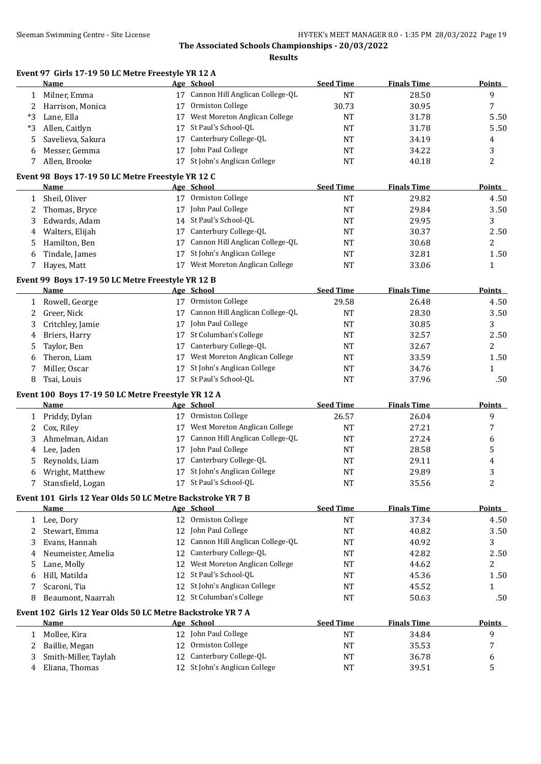The Associated Schools Championships - 20/03/2022

**Results**

### Event 97 Girls 17-19 50 LC Metre Freestyle YR 12 A

| | Name | Age | School | Seed Time | Finals Time | Points |
|---|---|---|---|---|---|---|
| 1 | Milner, Emma | 17 | Cannon Hill Anglican College-QL | NT | 28.50 | 9 |
| 2 | Harrison, Monica | 17 | Ormiston College | 30.73 | 30.95 | 7 |
| *3 | Lane, Ella | 17 | West Moreton Anglican College | NT | 31.78 | 5.50 |
| *3 | Allen, Caitlyn | 17 | St Paul's School-QL | NT | 31.78 | 5.50 |
| 5 | Savelieva, Sakura | 17 | Canterbury College-QL | NT | 34.19 | 4 |
| 6 | Messer, Gemma | 17 | John Paul College | NT | 34.22 | 3 |
| 7 | Allen, Brooke | 17 | St John's Anglican College | NT | 40.18 | 2 |

### Event 98 Boys 17-19 50 LC Metre Freestyle YR 12 C

| | Name | Age | School | Seed Time | Finals Time | Points |
|---|---|---|---|---|---|---|
| 1 | Sheil, Oliver | 17 | Ormiston College | NT | 29.82 | 4.50 |
| 2 | Thomas, Bryce | 17 | John Paul College | NT | 29.84 | 3.50 |
| 3 | Edwards, Adam | 14 | St Paul's School-QL | NT | 29.95 | 3 |
| 4 | Walters, Elijah | 17 | Canterbury College-QL | NT | 30.37 | 2.50 |
| 5 | Hamilton, Ben | 17 | Cannon Hill Anglican College-QL | NT | 30.68 | 2 |
| 6 | Tindale, James | 17 | St John's Anglican College | NT | 32.81 | 1.50 |
| 7 | Hayes, Matt | 17 | West Moreton Anglican College | NT | 33.06 | 1 |

### Event 99 Boys 17-19 50 LC Metre Freestyle YR 12 B

| | Name | Age | School | Seed Time | Finals Time | Points |
|---|---|---|---|---|---|---|
| 1 | Rowell, George | 17 | Ormiston College | 29.58 | 26.48 | 4.50 |
| 2 | Greer, Nick | 17 | Cannon Hill Anglican College-QL | NT | 28.30 | 3.50 |
| 3 | Critchley, Jamie | 17 | John Paul College | NT | 30.85 | 3 |
| 4 | Briers, Harry | 17 | St Columban's College | NT | 32.57 | 2.50 |
| 5 | Taylor, Ben | 17 | Canterbury College-QL | NT | 32.67 | 2 |
| 6 | Theron, Liam | 17 | West Moreton Anglican College | NT | 33.59 | 1.50 |
| 7 | Miller, Oscar | 17 | St John's Anglican College | NT | 34.76 | 1 |
| 8 | Tsai, Louis | 17 | St Paul's School-QL | NT | 37.96 | .50 |

### Event 100 Boys 17-19 50 LC Metre Freestyle YR 12 A

| | Name | Age | School | Seed Time | Finals Time | Points |
|---|---|---|---|---|---|---|
| 1 | Priddy, Dylan | 17 | Ormiston College | 26.57 | 26.04 | 9 |
| 2 | Cox, Riley | 17 | West Moreton Anglican College | NT | 27.21 | 7 |
| 3 | Ahmelman, Aidan | 17 | Cannon Hill Anglican College-QL | NT | 27.24 | 6 |
| 4 | Lee, Jaden | 17 | John Paul College | NT | 28.58 | 5 |
| 5 | Reynolds, Liam | 17 | Canterbury College-QL | NT | 29.11 | 4 |
| 6 | Wright, Matthew | 17 | St John's Anglican College | NT | 29.89 | 3 |
| 7 | Stansfield, Logan | 17 | St Paul's School-QL | NT | 35.56 | 2 |

### Event 101 Girls 12 Year Olds 50 LC Metre Backstroke YR 7 B

| | Name | Age | School | Seed Time | Finals Time | Points |
|---|---|---|---|---|---|---|
| 1 | Lee, Dory | 12 | Ormiston College | NT | 37.34 | 4.50 |
| 2 | Stewart, Emma | 12 | John Paul College | NT | 40.82 | 3.50 |
| 3 | Evans, Hannah | 12 | Cannon Hill Anglican College-QL | NT | 40.92 | 3 |
| 4 | Neumeister, Amelia | 12 | Canterbury College-QL | NT | 42.82 | 2.50 |
| 5 | Lane, Molly | 12 | West Moreton Anglican College | NT | 44.62 | 2 |
| 6 | Hill, Matilda | 12 | St Paul's School-QL | NT | 45.36 | 1.50 |
| 7 | Scaroni, Tia | 12 | St John's Anglican College | NT | 45.52 | 1 |
| 8 | Beaumont, Naarrah | 12 | St Columban's College | NT | 50.63 | .50 |

### Event 102 Girls 12 Year Olds 50 LC Metre Backstroke YR 7 A

| | Name | Age | School | Seed Time | Finals Time | Points |
|---|---|---|---|---|---|---|
| 1 | Mollee, Kira | 12 | John Paul College | NT | 34.84 | 9 |
| 2 | Baillie, Megan | 12 | Ormiston College | NT | 35.53 | 7 |
| 3 | Smith-Miller, Taylah | 12 | Canterbury College-QL | NT | 36.78 | 6 |
| 4 | Eliana, Thomas | 12 | St John's Anglican College | NT | 39.51 | 5 |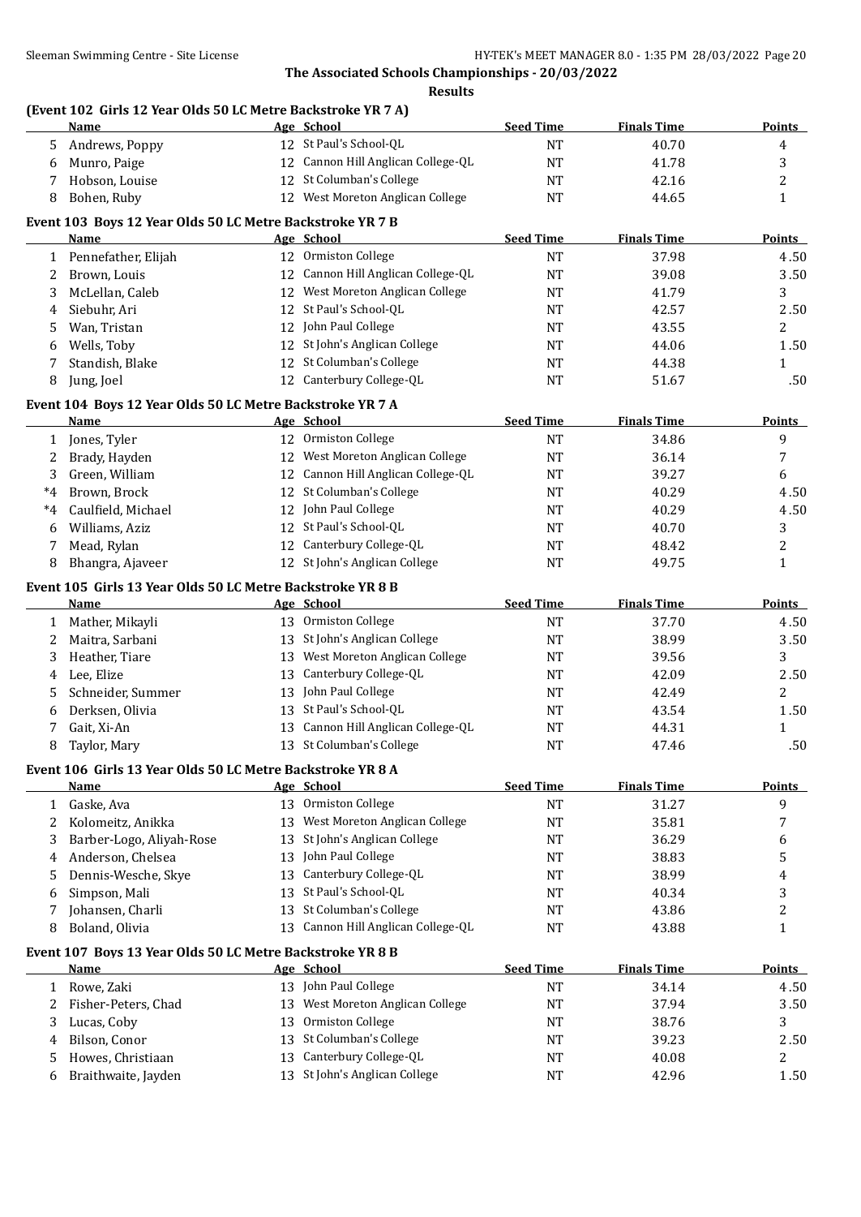The Associated Schools Championships - 20/03/2022

**Results**

### (Event 102 Girls 12 Year Olds 50 LC Metre Backstroke YR 7 A)

| | Name | Age | School | Seed Time | Finals Time | Points |
|---|---|---|---|---|---|---|
| 5 | Andrews, Poppy | 12 | St Paul's School-QL | NT | 40.70 | 4 |
| 6 | Munro, Paige | 12 | Cannon Hill Anglican College-QL | NT | 41.78 | 3 |
| 7 | Hobson, Louise | 12 | St Columban's College | NT | 42.16 | 2 |
| 8 | Bohen, Ruby | 12 | West Moreton Anglican College | NT | 44.65 | 1 |

### Event 103 Boys 12 Year Olds 50 LC Metre Backstroke YR 7 B

| | Name | Age | School | Seed Time | Finals Time | Points |
|---|---|---|---|---|---|---|
| 1 | Pennefather, Elijah | 12 | Ormiston College | NT | 37.98 | 4.50 |
| 2 | Brown, Louis | 12 | Cannon Hill Anglican College-QL | NT | 39.08 | 3.50 |
| 3 | McLellan, Caleb | 12 | West Moreton Anglican College | NT | 41.79 | 3 |
| 4 | Siebuhr, Ari | 12 | St Paul's School-QL | NT | 42.57 | 2.50 |
| 5 | Wan, Tristan | 12 | John Paul College | NT | 43.55 | 2 |
| 6 | Wells, Toby | 12 | St John's Anglican College | NT | 44.06 | 1.50 |
| 7 | Standish, Blake | 12 | St Columban's College | NT | 44.38 | 1 |
| 8 | Jung, Joel | 12 | Canterbury College-QL | NT | 51.67 | .50 |

### Event 104 Boys 12 Year Olds 50 LC Metre Backstroke YR 7 A

| | Name | Age | School | Seed Time | Finals Time | Points |
|---|---|---|---|---|---|---|
| 1 | Jones, Tyler | 12 | Ormiston College | NT | 34.86 | 9 |
| 2 | Brady, Hayden | 12 | West Moreton Anglican College | NT | 36.14 | 7 |
| 3 | Green, William | 12 | Cannon Hill Anglican College-QL | NT | 39.27 | 6 |
| *4 | Brown, Brock | 12 | St Columban's College | NT | 40.29 | 4.50 |
| *4 | Caulfield, Michael | 12 | John Paul College | NT | 40.29 | 4.50 |
| 6 | Williams, Aziz | 12 | St Paul's School-QL | NT | 40.70 | 3 |
| 7 | Mead, Rylan | 12 | Canterbury College-QL | NT | 48.42 | 2 |
| 8 | Bhangra, Ajaveer | 12 | St John's Anglican College | NT | 49.75 | 1 |

### Event 105 Girls 13 Year Olds 50 LC Metre Backstroke YR 8 B

| | Name | Age | School | Seed Time | Finals Time | Points |
|---|---|---|---|---|---|---|
| 1 | Mather, Mikayli | 13 | Ormiston College | NT | 37.70 | 4.50 |
| 2 | Maitra, Sarbani | 13 | St John's Anglican College | NT | 38.99 | 3.50 |
| 3 | Heather, Tiare | 13 | West Moreton Anglican College | NT | 39.56 | 3 |
| 4 | Lee, Elize | 13 | Canterbury College-QL | NT | 42.09 | 2.50 |
| 5 | Schneider, Summer | 13 | John Paul College | NT | 42.49 | 2 |
| 6 | Derksen, Olivia | 13 | St Paul's School-QL | NT | 43.54 | 1.50 |
| 7 | Gait, Xi-An | 13 | Cannon Hill Anglican College-QL | NT | 44.31 | 1 |
| 8 | Taylor, Mary | 13 | St Columban's College | NT | 47.46 | .50 |

### Event 106 Girls 13 Year Olds 50 LC Metre Backstroke YR 8 A

| | Name | Age | School | Seed Time | Finals Time | Points |
|---|---|---|---|---|---|---|
| 1 | Gaske, Ava | 13 | Ormiston College | NT | 31.27 | 9 |
| 2 | Kolomeitz, Anikka | 13 | West Moreton Anglican College | NT | 35.81 | 7 |
| 3 | Barber-Logo, Aliyah-Rose | 13 | St John's Anglican College | NT | 36.29 | 6 |
| 4 | Anderson, Chelsea | 13 | John Paul College | NT | 38.83 | 5 |
| 5 | Dennis-Wesche, Skye | 13 | Canterbury College-QL | NT | 38.99 | 4 |
| 6 | Simpson, Mali | 13 | St Paul's School-QL | NT | 40.34 | 3 |
| 7 | Johansen, Charli | 13 | St Columban's College | NT | 43.86 | 2 |
| 8 | Boland, Olivia | 13 | Cannon Hill Anglican College-QL | NT | 43.88 | 1 |

### Event 107 Boys 13 Year Olds 50 LC Metre Backstroke YR 8 B

| | Name | Age | School | Seed Time | Finals Time | Points |
|---|---|---|---|---|---|---|
| 1 | Rowe, Zaki | 13 | John Paul College | NT | 34.14 | 4.50 |
| 2 | Fisher-Peters, Chad | 13 | West Moreton Anglican College | NT | 37.94 | 3.50 |
| 3 | Lucas, Coby | 13 | Ormiston College | NT | 38.76 | 3 |
| 4 | Bilson, Conor | 13 | St Columban's College | NT | 39.23 | 2.50 |
| 5 | Howes, Christiaan | 13 | Canterbury College-QL | NT | 40.08 | 2 |
| 6 | Braithwaite, Jayden | 13 | St John's Anglican College | NT | 42.96 | 1.50 |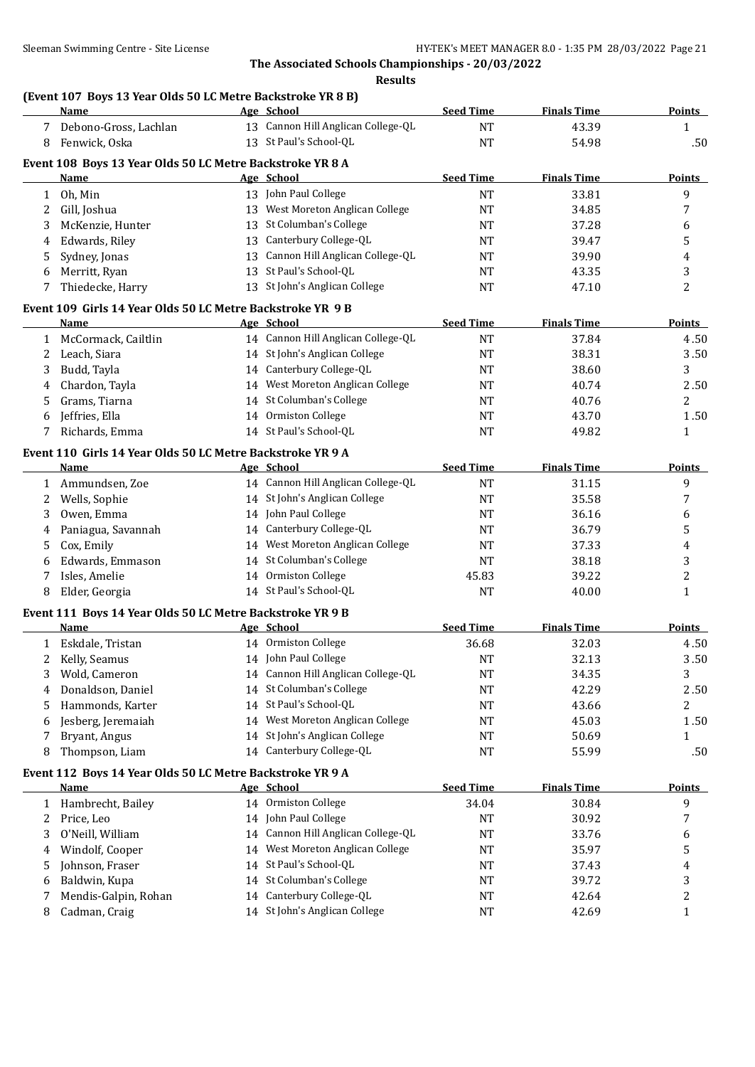**The Associated Schools Championships - 20/03/2022**

**Results**

### (Event 107 Boys 13 Year Olds 50 LC Metre Backstroke YR 8 B)

| | Name | Age | School | Seed Time | Finals Time | Points |
|---|---|---|---|---|---|---|
| 7 | Debono-Gross, Lachlan | 13 | Cannon Hill Anglican College-QL | NT | 43.39 | 1 |
| 8 | Fenwick, Oska | 13 | St Paul's School-QL | NT | 54.98 | .50 |

### Event 108 Boys 13 Year Olds 50 LC Metre Backstroke YR 8 A

| | Name | Age | School | Seed Time | Finals Time | Points |
|---|---|---|---|---|---|---|
| 1 | Oh, Min | 13 | John Paul College | NT | 33.81 | 9 |
| 2 | Gill, Joshua | 13 | West Moreton Anglican College | NT | 34.85 | 7 |
| 3 | McKenzie, Hunter | 13 | St Columban's College | NT | 37.28 | 6 |
| 4 | Edwards, Riley | 13 | Canterbury College-QL | NT | 39.47 | 5 |
| 5 | Sydney, Jonas | 13 | Cannon Hill Anglican College-QL | NT | 39.90 | 4 |
| 6 | Merritt, Ryan | 13 | St Paul's School-QL | NT | 43.35 | 3 |
| 7 | Thiedecke, Harry | 13 | St John's Anglican College | NT | 47.10 | 2 |

### Event 109 Girls 14 Year Olds 50 LC Metre Backstroke YR 9 B

| | Name | Age | School | Seed Time | Finals Time | Points |
|---|---|---|---|---|---|---|
| 1 | McCormack, Cailtlin | 14 | Cannon Hill Anglican College-QL | NT | 37.84 | 4.50 |
| 2 | Leach, Siara | 14 | St John's Anglican College | NT | 38.31 | 3.50 |
| 3 | Budd, Tayla | 14 | Canterbury College-QL | NT | 38.60 | 3 |
| 4 | Chardon, Tayla | 14 | West Moreton Anglican College | NT | 40.74 | 2.50 |
| 5 | Grams, Tiarna | 14 | St Columban's College | NT | 40.76 | 2 |
| 6 | Jeffries, Ella | 14 | Ormiston College | NT | 43.70 | 1.50 |
| 7 | Richards, Emma | 14 | St Paul's School-QL | NT | 49.82 | 1 |

### Event 110 Girls 14 Year Olds 50 LC Metre Backstroke YR 9 A

| | Name | Age | School | Seed Time | Finals Time | Points |
|---|---|---|---|---|---|---|
| 1 | Ammundsen, Zoe | 14 | Cannon Hill Anglican College-QL | NT | 31.15 | 9 |
| 2 | Wells, Sophie | 14 | St John's Anglican College | NT | 35.58 | 7 |
| 3 | Owen, Emma | 14 | John Paul College | NT | 36.16 | 6 |
| 4 | Paniagua, Savannah | 14 | Canterbury College-QL | NT | 36.79 | 5 |
| 5 | Cox, Emily | 14 | West Moreton Anglican College | NT | 37.33 | 4 |
| 6 | Edwards, Emmason | 14 | St Columban's College | NT | 38.18 | 3 |
| 7 | Isles, Amelie | 14 | Ormiston College | 45.83 | 39.22 | 2 |
| 8 | Elder, Georgia | 14 | St Paul's School-QL | NT | 40.00 | 1 |

### Event 111 Boys 14 Year Olds 50 LC Metre Backstroke YR 9 B

| | Name | Age | School | Seed Time | Finals Time | Points |
|---|---|---|---|---|---|---|
| 1 | Eskdale, Tristan | 14 | Ormiston College | 36.68 | 32.03 | 4.50 |
| 2 | Kelly, Seamus | 14 | John Paul College | NT | 32.13 | 3.50 |
| 3 | Wold, Cameron | 14 | Cannon Hill Anglican College-QL | NT | 34.35 | 3 |
| 4 | Donaldson, Daniel | 14 | St Columban's College | NT | 42.29 | 2.50 |
| 5 | Hammonds, Karter | 14 | St Paul's School-QL | NT | 43.66 | 2 |
| 6 | Jesberg, Jeremaiah | 14 | West Moreton Anglican College | NT | 45.03 | 1.50 |
| 7 | Bryant, Angus | 14 | St John's Anglican College | NT | 50.69 | 1 |
| 8 | Thompson, Liam | 14 | Canterbury College-QL | NT | 55.99 | .50 |

### Event 112 Boys 14 Year Olds 50 LC Metre Backstroke YR 9 A

| | Name | Age | School | Seed Time | Finals Time | Points |
|---|---|---|---|---|---|---|
| 1 | Hambrecht, Bailey | 14 | Ormiston College | 34.04 | 30.84 | 9 |
| 2 | Price, Leo | 14 | John Paul College | NT | 30.92 | 7 |
| 3 | O'Neill, William | 14 | Cannon Hill Anglican College-QL | NT | 33.76 | 6 |
| 4 | Windolf, Cooper | 14 | West Moreton Anglican College | NT | 35.97 | 5 |
| 5 | Johnson, Fraser | 14 | St Paul's School-QL | NT | 37.43 | 4 |
| 6 | Baldwin, Kupa | 14 | St Columban's College | NT | 39.72 | 3 |
| 7 | Mendis-Galpin, Rohan | 14 | Canterbury College-QL | NT | 42.64 | 2 |
| 8 | Cadman, Craig | 14 | St John's Anglican College | NT | 42.69 | 1 |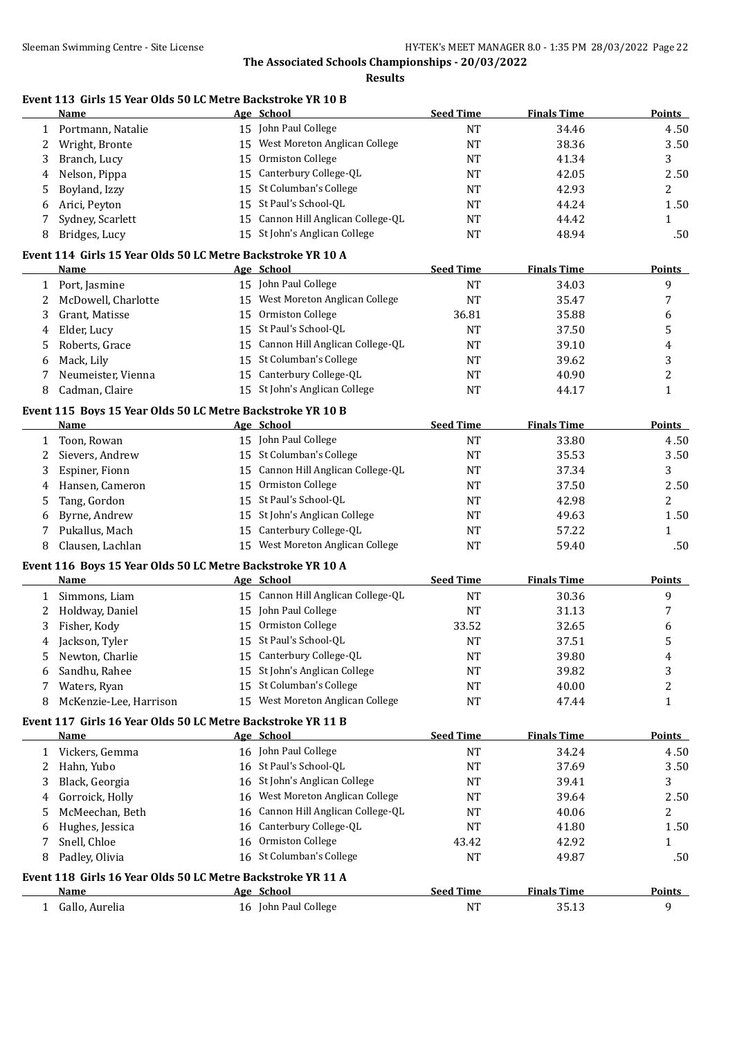**The Associated Schools Championships - 20/03/2022**

**Results**

### Event 113 Girls 15 Year Olds 50 LC Metre Backstroke YR 10 B

| | Name | Age | School | Seed Time | Finals Time | Points |
|---|---|---|---|---|---|---|
| 1 | Portmann, Natalie | 15 | John Paul College | NT | 34.46 | 4.50 |
| 2 | Wright, Bronte | 15 | West Moreton Anglican College | NT | 38.36 | 3.50 |
| 3 | Branch, Lucy | 15 | Ormiston College | NT | 41.34 | 3 |
| 4 | Nelson, Pippa | 15 | Canterbury College-QL | NT | 42.05 | 2.50 |
| 5 | Boyland, Izzy | 15 | St Columban's College | NT | 42.93 | 2 |
| 6 | Arici, Peyton | 15 | St Paul's School-QL | NT | 44.24 | 1.50 |
| 7 | Sydney, Scarlett | 15 | Cannon Hill Anglican College-QL | NT | 44.42 | 1 |
| 8 | Bridges, Lucy | 15 | St John's Anglican College | NT | 48.94 | .50 |

### Event 114 Girls 15 Year Olds 50 LC Metre Backstroke YR 10 A

| | Name | Age | School | Seed Time | Finals Time | Points |
|---|---|---|---|---|---|---|
| 1 | Port, Jasmine | 15 | John Paul College | NT | 34.03 | 9 |
| 2 | McDowell, Charlotte | 15 | West Moreton Anglican College | NT | 35.47 | 7 |
| 3 | Grant, Matisse | 15 | Ormiston College | 36.81 | 35.88 | 6 |
| 4 | Elder, Lucy | 15 | St Paul's School-QL | NT | 37.50 | 5 |
| 5 | Roberts, Grace | 15 | Cannon Hill Anglican College-QL | NT | 39.10 | 4 |
| 6 | Mack, Lily | 15 | St Columban's College | NT | 39.62 | 3 |
| 7 | Neumeister, Vienna | 15 | Canterbury College-QL | NT | 40.90 | 2 |
| 8 | Cadman, Claire | 15 | St John's Anglican College | NT | 44.17 | 1 |

### Event 115 Boys 15 Year Olds 50 LC Metre Backstroke YR 10 B

| | Name | Age | School | Seed Time | Finals Time | Points |
|---|---|---|---|---|---|---|
| 1 | Toon, Rowan | 15 | John Paul College | NT | 33.80 | 4.50 |
| 2 | Sievers, Andrew | 15 | St Columban's College | NT | 35.53 | 3.50 |
| 3 | Espiner, Fionn | 15 | Cannon Hill Anglican College-QL | NT | 37.34 | 3 |
| 4 | Hansen, Cameron | 15 | Ormiston College | NT | 37.50 | 2.50 |
| 5 | Tang, Gordon | 15 | St Paul's School-QL | NT | 42.98 | 2 |
| 6 | Byrne, Andrew | 15 | St John's Anglican College | NT | 49.63 | 1.50 |
| 7 | Pukallus, Mach | 15 | Canterbury College-QL | NT | 57.22 | 1 |
| 8 | Clausen, Lachlan | 15 | West Moreton Anglican College | NT | 59.40 | .50 |

### Event 116 Boys 15 Year Olds 50 LC Metre Backstroke YR 10 A

| | Name | Age | School | Seed Time | Finals Time | Points |
|---|---|---|---|---|---|---|
| 1 | Simmons, Liam | 15 | Cannon Hill Anglican College-QL | NT | 30.36 | 9 |
| 2 | Holdway, Daniel | 15 | John Paul College | NT | 31.13 | 7 |
| 3 | Fisher, Kody | 15 | Ormiston College | 33.52 | 32.65 | 6 |
| 4 | Jackson, Tyler | 15 | St Paul's School-QL | NT | 37.51 | 5 |
| 5 | Newton, Charlie | 15 | Canterbury College-QL | NT | 39.80 | 4 |
| 6 | Sandhu, Rahee | 15 | St John's Anglican College | NT | 39.82 | 3 |
| 7 | Waters, Ryan | 15 | St Columban's College | NT | 40.00 | 2 |
| 8 | McKenzie-Lee, Harrison | 15 | West Moreton Anglican College | NT | 47.44 | 1 |

### Event 117 Girls 16 Year Olds 50 LC Metre Backstroke YR 11 B

| | Name | Age | School | Seed Time | Finals Time | Points |
|---|---|---|---|---|---|---|
| 1 | Vickers, Gemma | 16 | John Paul College | NT | 34.24 | 4.50 |
| 2 | Hahn, Yubo | 16 | St Paul's School-QL | NT | 37.69 | 3.50 |
| 3 | Black, Georgia | 16 | St John's Anglican College | NT | 39.41 | 3 |
| 4 | Gorroick, Holly | 16 | West Moreton Anglican College | NT | 39.64 | 2.50 |
| 5 | McMeechan, Beth | 16 | Cannon Hill Anglican College-QL | NT | 40.06 | 2 |
| 6 | Hughes, Jessica | 16 | Canterbury College-QL | NT | 41.80 | 1.50 |
| 7 | Snell, Chloe | 16 | Ormiston College | 43.42 | 42.92 | 1 |
| 8 | Padley, Olivia | 16 | St Columban's College | NT | 49.87 | .50 |

### Event 118 Girls 16 Year Olds 50 LC Metre Backstroke YR 11 A

| | Name | Age | School | Seed Time | Finals Time | Points |
|---|---|---|---|---|---|---|
| 1 | Gallo, Aurelia | 16 | John Paul College | NT | 35.13 | 9 |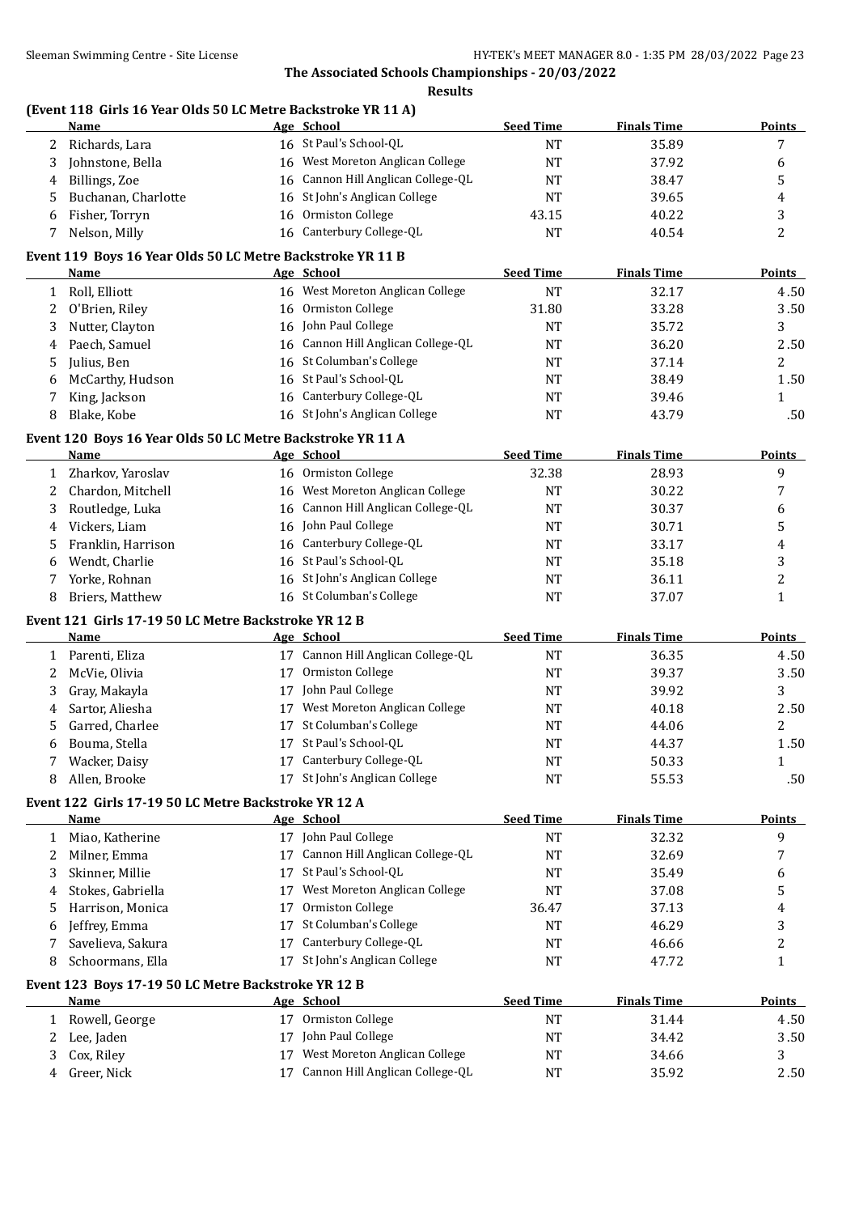## The Associated Schools Championships - 20/03/2022

### Results

#### (Event 118 Girls 16 Year Olds 50 LC Metre Backstroke YR 11 A)

| | Name | Age | School | Seed Time | Finals Time | Points |
|---|---|---|---|---|---|---|
| 2 | Richards, Lara | 16 | St Paul's School-QL | NT | 35.89 | 7 |
| 3 | Johnstone, Bella | 16 | West Moreton Anglican College | NT | 37.92 | 6 |
| 4 | Billings, Zoe | 16 | Cannon Hill Anglican College-QL | NT | 38.47 | 5 |
| 5 | Buchanan, Charlotte | 16 | St John's Anglican College | NT | 39.65 | 4 |
| 6 | Fisher, Torryn | 16 | Ormiston College | 43.15 | 40.22 | 3 |
| 7 | Nelson, Milly | 16 | Canterbury College-QL | NT | 40.54 | 2 |

#### Event 119 Boys 16 Year Olds 50 LC Metre Backstroke YR 11 B

| | Name | Age | School | Seed Time | Finals Time | Points |
|---|---|---|---|---|---|---|
| 1 | Roll, Elliott | 16 | West Moreton Anglican College | NT | 32.17 | 4.50 |
| 2 | O'Brien, Riley | 16 | Ormiston College | 31.80 | 33.28 | 3.50 |
| 3 | Nutter, Clayton | 16 | John Paul College | NT | 35.72 | 3 |
| 4 | Paech, Samuel | 16 | Cannon Hill Anglican College-QL | NT | 36.20 | 2.50 |
| 5 | Julius, Ben | 16 | St Columban's College | NT | 37.14 | 2 |
| 6 | McCarthy, Hudson | 16 | St Paul's School-QL | NT | 38.49 | 1.50 |
| 7 | King, Jackson | 16 | Canterbury College-QL | NT | 39.46 | 1 |
| 8 | Blake, Kobe | 16 | St John's Anglican College | NT | 43.79 | .50 |

#### Event 120 Boys 16 Year Olds 50 LC Metre Backstroke YR 11 A

| | Name | Age | School | Seed Time | Finals Time | Points |
|---|---|---|---|---|---|---|
| 1 | Zharkov, Yaroslav | 16 | Ormiston College | 32.38 | 28.93 | 9 |
| 2 | Chardon, Mitchell | 16 | West Moreton Anglican College | NT | 30.22 | 7 |
| 3 | Routledge, Luka | 16 | Cannon Hill Anglican College-QL | NT | 30.37 | 6 |
| 4 | Vickers, Liam | 16 | John Paul College | NT | 30.71 | 5 |
| 5 | Franklin, Harrison | 16 | Canterbury College-QL | NT | 33.17 | 4 |
| 6 | Wendt, Charlie | 16 | St Paul's School-QL | NT | 35.18 | 3 |
| 7 | Yorke, Rohnan | 16 | St John's Anglican College | NT | 36.11 | 2 |
| 8 | Briers, Matthew | 16 | St Columban's College | NT | 37.07 | 1 |

#### Event 121 Girls 17-19 50 LC Metre Backstroke YR 12 B

| | Name | Age | School | Seed Time | Finals Time | Points |
|---|---|---|---|---|---|---|
| 1 | Parenti, Eliza | 17 | Cannon Hill Anglican College-QL | NT | 36.35 | 4.50 |
| 2 | McVie, Olivia | 17 | Ormiston College | NT | 39.37 | 3.50 |
| 3 | Gray, Makayla | 17 | John Paul College | NT | 39.92 | 3 |
| 4 | Sartor, Aliesha | 17 | West Moreton Anglican College | NT | 40.18 | 2.50 |
| 5 | Garred, Charlee | 17 | St Columban's College | NT | 44.06 | 2 |
| 6 | Bouma, Stella | 17 | St Paul's School-QL | NT | 44.37 | 1.50 |
| 7 | Wacker, Daisy | 17 | Canterbury College-QL | NT | 50.33 | 1 |
| 8 | Allen, Brooke | 17 | St John's Anglican College | NT | 55.53 | .50 |

#### Event 122 Girls 17-19 50 LC Metre Backstroke YR 12 A

| | Name | Age | School | Seed Time | Finals Time | Points |
|---|---|---|---|---|---|---|
| 1 | Miao, Katherine | 17 | John Paul College | NT | 32.32 | 9 |
| 2 | Milner, Emma | 17 | Cannon Hill Anglican College-QL | NT | 32.69 | 7 |
| 3 | Skinner, Millie | 17 | St Paul's School-QL | NT | 35.49 | 6 |
| 4 | Stokes, Gabriella | 17 | West Moreton Anglican College | NT | 37.08 | 5 |
| 5 | Harrison, Monica | 17 | Ormiston College | 36.47 | 37.13 | 4 |
| 6 | Jeffrey, Emma | 17 | St Columban's College | NT | 46.29 | 3 |
| 7 | Savelieva, Sakura | 17 | Canterbury College-QL | NT | 46.66 | 2 |
| 8 | Schoormans, Ella | 17 | St John's Anglican College | NT | 47.72 | 1 |

#### Event 123 Boys 17-19 50 LC Metre Backstroke YR 12 B

| | Name | Age | School | Seed Time | Finals Time | Points |
|---|---|---|---|---|---|---|
| 1 | Rowell, George | 17 | Ormiston College | NT | 31.44 | 4.50 |
| 2 | Lee, Jaden | 17 | John Paul College | NT | 34.42 | 3.50 |
| 3 | Cox, Riley | 17 | West Moreton Anglican College | NT | 34.66 | 3 |
| 4 | Greer, Nick | 17 | Cannon Hill Anglican College-QL | NT | 35.92 | 2.50 |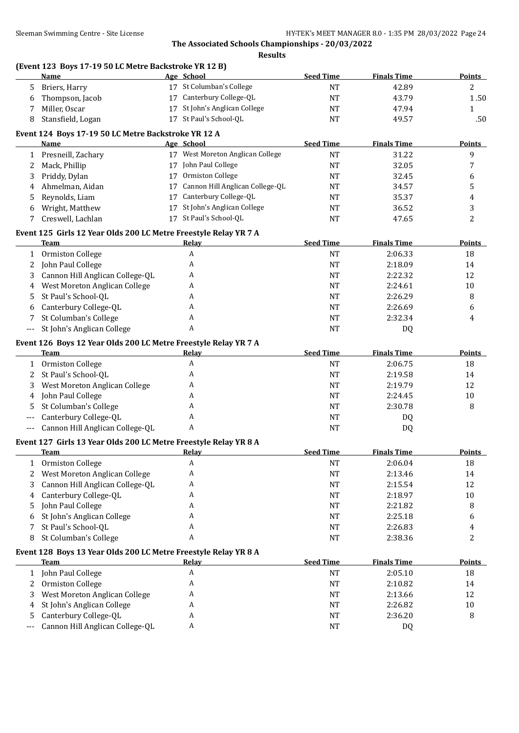**The Associated Schools Championships - 20/03/2022**

**Results**

### (Event 123 Boys 17-19 50 LC Metre Backstroke YR 12 B)

| | Name | Age | School | Seed Time | Finals Time | Points |
|---|---|---|---|---|---|---|
| 5 | Briers, Harry | 17 | St Columban's College | NT | 42.89 | 2 |
| 6 | Thompson, Jacob | 17 | Canterbury College-QL | NT | 43.79 | 1.50 |
| 7 | Miller, Oscar | 17 | St John's Anglican College | NT | 47.94 | 1 |
| 8 | Stansfield, Logan | 17 | St Paul's School-QL | NT | 49.57 | .50 |

### Event 124 Boys 17-19 50 LC Metre Backstroke YR 12 A

| | Name | Age | School | Seed Time | Finals Time | Points |
|---|---|---|---|---|---|---|
| 1 | Presneill, Zachary | 17 | West Moreton Anglican College | NT | 31.22 | 9 |
| 2 | Mack, Phillip | 17 | John Paul College | NT | 32.05 | 7 |
| 3 | Priddy, Dylan | 17 | Ormiston College | NT | 32.45 | 6 |
| 4 | Ahmelman, Aidan | 17 | Cannon Hill Anglican College-QL | NT | 34.57 | 5 |
| 5 | Reynolds, Liam | 17 | Canterbury College-QL | NT | 35.37 | 4 |
| 6 | Wright, Matthew | 17 | St John's Anglican College | NT | 36.52 | 3 |
| 7 | Creswell, Lachlan | 17 | St Paul's School-QL | NT | 47.65 | 2 |

### Event 125 Girls 12 Year Olds 200 LC Metre Freestyle Relay YR 7 A

| | Team | Relay | Seed Time | Finals Time | Points |
|---|---|---|---|---|---|
| 1 | Ormiston College | A | NT | 2:06.33 | 18 |
| 2 | John Paul College | A | NT | 2:18.09 | 14 |
| 3 | Cannon Hill Anglican College-QL | A | NT | 2:22.32 | 12 |
| 4 | West Moreton Anglican College | A | NT | 2:24.61 | 10 |
| 5 | St Paul's School-QL | A | NT | 2:26.29 | 8 |
| 6 | Canterbury College-QL | A | NT | 2:26.69 | 6 |
| 7 | St Columban's College | A | NT | 2:32.34 | 4 |
| --- | St John's Anglican College | A | NT | DQ | |

### Event 126 Boys 12 Year Olds 200 LC Metre Freestyle Relay YR 7 A

| | Team | Relay | Seed Time | Finals Time | Points |
|---|---|---|---|---|---|
| 1 | Ormiston College | A | NT | 2:06.75 | 18 |
| 2 | St Paul's School-QL | A | NT | 2:19.58 | 14 |
| 3 | West Moreton Anglican College | A | NT | 2:19.79 | 12 |
| 4 | John Paul College | A | NT | 2:24.45 | 10 |
| 5 | St Columban's College | A | NT | 2:30.78 | 8 |
| --- | Canterbury College-QL | A | NT | DQ | |
| --- | Cannon Hill Anglican College-QL | A | NT | DQ | |

### Event 127 Girls 13 Year Olds 200 LC Metre Freestyle Relay YR 8 A

| | Team | Relay | Seed Time | Finals Time | Points |
|---|---|---|---|---|---|
| 1 | Ormiston College | A | NT | 2:06.04 | 18 |
| 2 | West Moreton Anglican College | A | NT | 2:13.46 | 14 |
| 3 | Cannon Hill Anglican College-QL | A | NT | 2:15.54 | 12 |
| 4 | Canterbury College-QL | A | NT | 2:18.97 | 10 |
| 5 | John Paul College | A | NT | 2:21.82 | 8 |
| 6 | St John's Anglican College | A | NT | 2:25.18 | 6 |
| 7 | St Paul's School-QL | A | NT | 2:26.83 | 4 |
| 8 | St Columban's College | A | NT | 2:38.36 | 2 |

### Event 128 Boys 13 Year Olds 200 LC Metre Freestyle Relay YR 8 A

| | Team | Relay | Seed Time | Finals Time | Points |
|---|---|---|---|---|---|
| 1 | John Paul College | A | NT | 2:05.10 | 18 |
| 2 | Ormiston College | A | NT | 2:10.82 | 14 |
| 3 | West Moreton Anglican College | A | NT | 2:13.66 | 12 |
| 4 | St John's Anglican College | A | NT | 2:26.82 | 10 |
| 5 | Canterbury College-QL | A | NT | 2:36.20 | 8 |
| --- | Cannon Hill Anglican College-QL | A | NT | DQ | |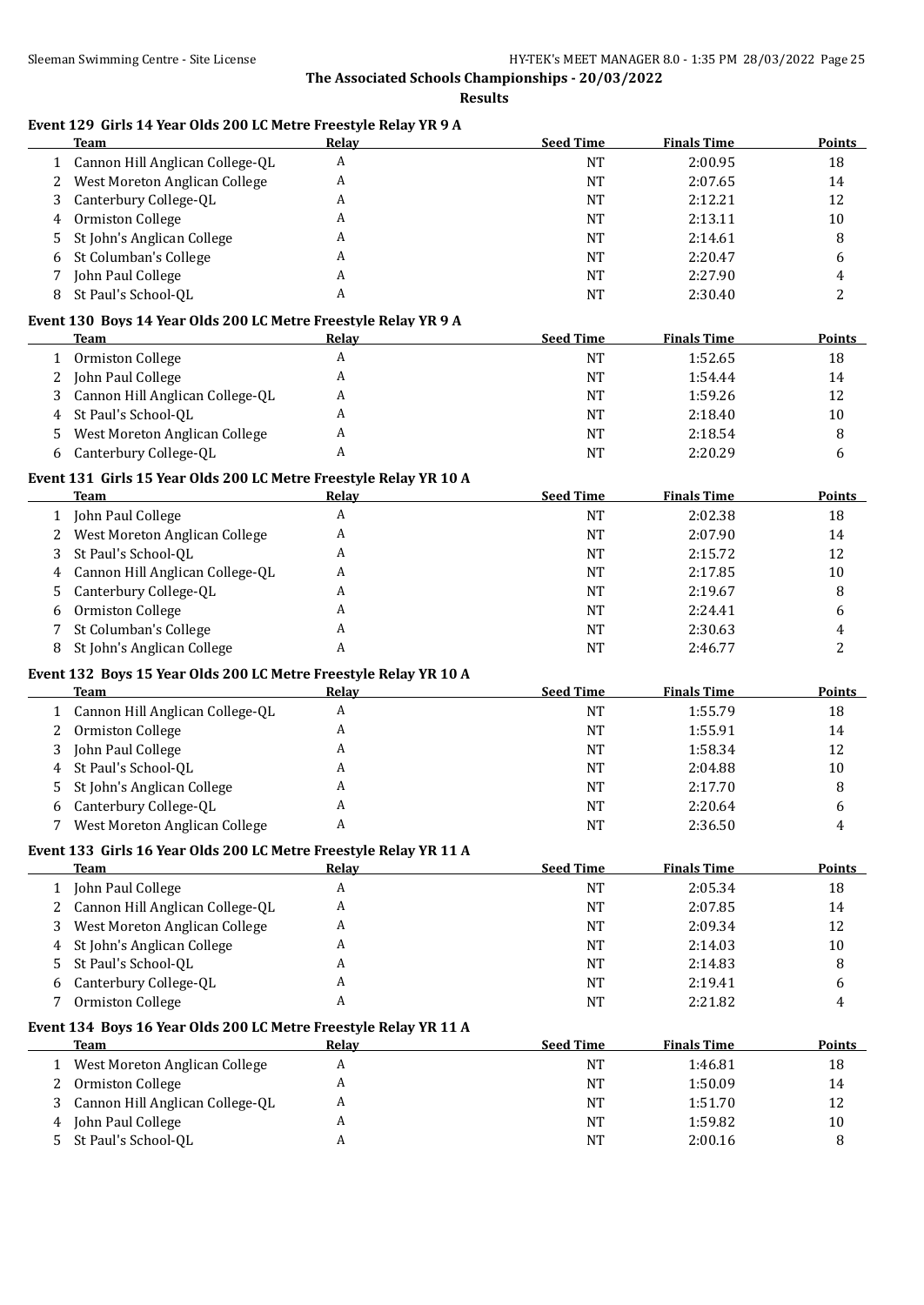The Associated Schools Championships - 20/03/2022

**Results**

### Event 129 Girls 14 Year Olds 200 LC Metre Freestyle Relay YR 9 A

| | Team | Relay | Seed Time | Finals Time | Points |
|---|---|---|---|---|---|
| 1 | Cannon Hill Anglican College-QL | A | NT | 2:00.95 | 18 |
| 2 | West Moreton Anglican College | A | NT | 2:07.65 | 14 |
| 3 | Canterbury College-QL | A | NT | 2:12.21 | 12 |
| 4 | Ormiston College | A | NT | 2:13.11 | 10 |
| 5 | St John's Anglican College | A | NT | 2:14.61 | 8 |
| 6 | St Columban's College | A | NT | 2:20.47 | 6 |
| 7 | John Paul College | A | NT | 2:27.90 | 4 |
| 8 | St Paul's School-QL | A | NT | 2:30.40 | 2 |

### Event 130 Boys 14 Year Olds 200 LC Metre Freestyle Relay YR 9 A

| | Team | Relay | Seed Time | Finals Time | Points |
|---|---|---|---|---|---|
| 1 | Ormiston College | A | NT | 1:52.65 | 18 |
| 2 | John Paul College | A | NT | 1:54.44 | 14 |
| 3 | Cannon Hill Anglican College-QL | A | NT | 1:59.26 | 12 |
| 4 | St Paul's School-QL | A | NT | 2:18.40 | 10 |
| 5 | West Moreton Anglican College | A | NT | 2:18.54 | 8 |
| 6 | Canterbury College-QL | A | NT | 2:20.29 | 6 |

### Event 131 Girls 15 Year Olds 200 LC Metre Freestyle Relay YR 10 A

| | Team | Relay | Seed Time | Finals Time | Points |
|---|---|---|---|---|---|
| 1 | John Paul College | A | NT | 2:02.38 | 18 |
| 2 | West Moreton Anglican College | A | NT | 2:07.90 | 14 |
| 3 | St Paul's School-QL | A | NT | 2:15.72 | 12 |
| 4 | Cannon Hill Anglican College-QL | A | NT | 2:17.85 | 10 |
| 5 | Canterbury College-QL | A | NT | 2:19.67 | 8 |
| 6 | Ormiston College | A | NT | 2:24.41 | 6 |
| 7 | St Columban's College | A | NT | 2:30.63 | 4 |
| 8 | St John's Anglican College | A | NT | 2:46.77 | 2 |

### Event 132 Boys 15 Year Olds 200 LC Metre Freestyle Relay YR 10 A

| | Team | Relay | Seed Time | Finals Time | Points |
|---|---|---|---|---|---|
| 1 | Cannon Hill Anglican College-QL | A | NT | 1:55.79 | 18 |
| 2 | Ormiston College | A | NT | 1:55.91 | 14 |
| 3 | John Paul College | A | NT | 1:58.34 | 12 |
| 4 | St Paul's School-QL | A | NT | 2:04.88 | 10 |
| 5 | St John's Anglican College | A | NT | 2:17.70 | 8 |
| 6 | Canterbury College-QL | A | NT | 2:20.64 | 6 |
| 7 | West Moreton Anglican College | A | NT | 2:36.50 | 4 |

### Event 133 Girls 16 Year Olds 200 LC Metre Freestyle Relay YR 11 A

| | Team | Relay | Seed Time | Finals Time | Points |
|---|---|---|---|---|---|
| 1 | John Paul College | A | NT | 2:05.34 | 18 |
| 2 | Cannon Hill Anglican College-QL | A | NT | 2:07.85 | 14 |
| 3 | West Moreton Anglican College | A | NT | 2:09.34 | 12 |
| 4 | St John's Anglican College | A | NT | 2:14.03 | 10 |
| 5 | St Paul's School-QL | A | NT | 2:14.83 | 8 |
| 6 | Canterbury College-QL | A | NT | 2:19.41 | 6 |
| 7 | Ormiston College | A | NT | 2:21.82 | 4 |

### Event 134 Boys 16 Year Olds 200 LC Metre Freestyle Relay YR 11 A

| | Team | Relay | Seed Time | Finals Time | Points |
|---|---|---|---|---|---|
| 1 | West Moreton Anglican College | A | NT | 1:46.81 | 18 |
| 2 | Ormiston College | A | NT | 1:50.09 | 14 |
| 3 | Cannon Hill Anglican College-QL | A | NT | 1:51.70 | 12 |
| 4 | John Paul College | A | NT | 1:59.82 | 10 |
| 5 | St Paul's School-QL | A | NT | 2:00.16 | 8 |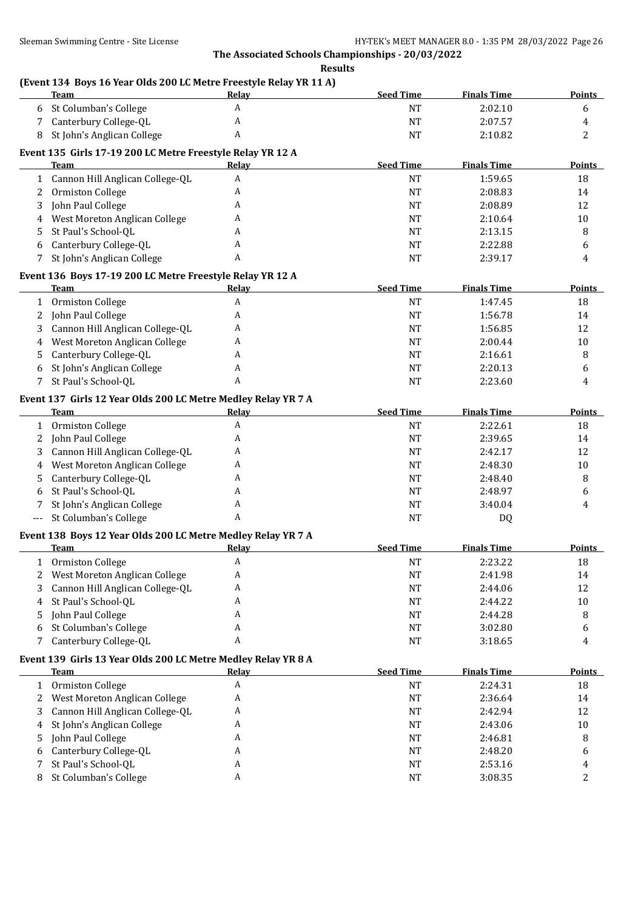The Associated Schools Championships - 20/03/2022

**Results**

### (Event 134 Boys 16 Year Olds 200 LC Metre Freestyle Relay YR 11 A)

| | Team | Relay | Seed Time | Finals Time | Points |
|---|---|---|---|---|---|
| 6 | St Columban's College | A | NT | 2:02.10 | 6 |
| 7 | Canterbury College-QL | A | NT | 2:07.57 | 4 |
| 8 | St John's Anglican College | A | NT | 2:10.82 | 2 |

### Event 135 Girls 17-19 200 LC Metre Freestyle Relay YR 12 A

| | Team | Relay | Seed Time | Finals Time | Points |
|---|---|---|---|---|---|
| 1 | Cannon Hill Anglican College-QL | A | NT | 1:59.65 | 18 |
| 2 | Ormiston College | A | NT | 2:08.83 | 14 |
| 3 | John Paul College | A | NT | 2:08.89 | 12 |
| 4 | West Moreton Anglican College | A | NT | 2:10.64 | 10 |
| 5 | St Paul's School-QL | A | NT | 2:13.15 | 8 |
| 6 | Canterbury College-QL | A | NT | 2:22.88 | 6 |
| 7 | St John's Anglican College | A | NT | 2:39.17 | 4 |

### Event 136 Boys 17-19 200 LC Metre Freestyle Relay YR 12 A

| | Team | Relay | Seed Time | Finals Time | Points |
|---|---|---|---|---|---|
| 1 | Ormiston College | A | NT | 1:47.45 | 18 |
| 2 | John Paul College | A | NT | 1:56.78 | 14 |
| 3 | Cannon Hill Anglican College-QL | A | NT | 1:56.85 | 12 |
| 4 | West Moreton Anglican College | A | NT | 2:00.44 | 10 |
| 5 | Canterbury College-QL | A | NT | 2:16.61 | 8 |
| 6 | St John's Anglican College | A | NT | 2:20.13 | 6 |
| 7 | St Paul's School-QL | A | NT | 2:23.60 | 4 |

### Event 137 Girls 12 Year Olds 200 LC Metre Medley Relay YR 7 A

| | Team | Relay | Seed Time | Finals Time | Points |
|---|---|---|---|---|---|
| 1 | Ormiston College | A | NT | 2:22.61 | 18 |
| 2 | John Paul College | A | NT | 2:39.65 | 14 |
| 3 | Cannon Hill Anglican College-QL | A | NT | 2:42.17 | 12 |
| 4 | West Moreton Anglican College | A | NT | 2:48.30 | 10 |
| 5 | Canterbury College-QL | A | NT | 2:48.40 | 8 |
| 6 | St Paul's School-QL | A | NT | 2:48.97 | 6 |
| 7 | St John's Anglican College | A | NT | 3:40.04 | 4 |
| --- | St Columban's College | A | NT | DQ | |

### Event 138 Boys 12 Year Olds 200 LC Metre Medley Relay YR 7 A

| | Team | Relay | Seed Time | Finals Time | Points |
|---|---|---|---|---|---|
| 1 | Ormiston College | A | NT | 2:23.22 | 18 |
| 2 | West Moreton Anglican College | A | NT | 2:41.98 | 14 |
| 3 | Cannon Hill Anglican College-QL | A | NT | 2:44.06 | 12 |
| 4 | St Paul's School-QL | A | NT | 2:44.22 | 10 |
| 5 | John Paul College | A | NT | 2:44.28 | 8 |
| 6 | St Columban's College | A | NT | 3:02.80 | 6 |
| 7 | Canterbury College-QL | A | NT | 3:18.65 | 4 |

### Event 139 Girls 13 Year Olds 200 LC Metre Medley Relay YR 8 A

| | Team | Relay | Seed Time | Finals Time | Points |
|---|---|---|---|---|---|
| 1 | Ormiston College | A | NT | 2:24.31 | 18 |
| 2 | West Moreton Anglican College | A | NT | 2:36.64 | 14 |
| 3 | Cannon Hill Anglican College-QL | A | NT | 2:42.94 | 12 |
| 4 | St John's Anglican College | A | NT | 2:43.06 | 10 |
| 5 | John Paul College | A | NT | 2:46.81 | 8 |
| 6 | Canterbury College-QL | A | NT | 2:48.20 | 6 |
| 7 | St Paul's School-QL | A | NT | 2:53.16 | 4 |
| 8 | St Columban's College | A | NT | 3:08.35 | 2 |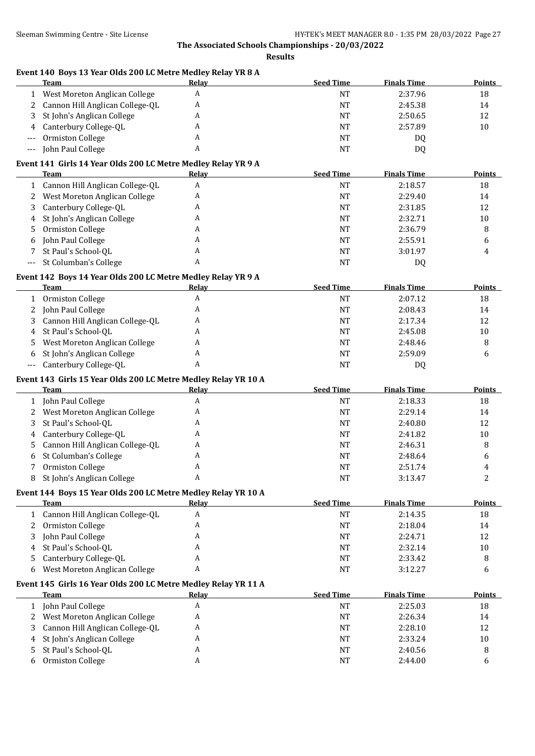The Associated Schools Championships - 20/03/2022

**Results**

### Event 140 Boys 13 Year Olds 200 LC Metre Medley Relay YR 8 A

| | Team | Relay | Seed Time | Finals Time | Points |
|---|---|---|---|---|---|
| 1 | West Moreton Anglican College | A | NT | 2:37.96 | 18 |
| 2 | Cannon Hill Anglican College-QL | A | NT | 2:45.38 | 14 |
| 3 | St John's Anglican College | A | NT | 2:50.65 | 12 |
| 4 | Canterbury College-QL | A | NT | 2:57.89 | 10 |
| --- | Ormiston College | A | NT | DQ | |
| --- | John Paul College | A | NT | DQ | |

### Event 141 Girls 14 Year Olds 200 LC Metre Medley Relay YR 9 A

| | Team | Relay | Seed Time | Finals Time | Points |
|---|---|---|---|---|---|
| 1 | Cannon Hill Anglican College-QL | A | NT | 2:18.57 | 18 |
| 2 | West Moreton Anglican College | A | NT | 2:29.40 | 14 |
| 3 | Canterbury College-QL | A | NT | 2:31.85 | 12 |
| 4 | St John's Anglican College | A | NT | 2:32.71 | 10 |
| 5 | Ormiston College | A | NT | 2:36.79 | 8 |
| 6 | John Paul College | A | NT | 2:55.91 | 6 |
| 7 | St Paul's School-QL | A | NT | 3:01.97 | 4 |
| --- | St Columban's College | A | NT | DQ | |

### Event 142 Boys 14 Year Olds 200 LC Metre Medley Relay YR 9 A

| | Team | Relay | Seed Time | Finals Time | Points |
|---|---|---|---|---|---|
| 1 | Ormiston College | A | NT | 2:07.12 | 18 |
| 2 | John Paul College | A | NT | 2:08.43 | 14 |
| 3 | Cannon Hill Anglican College-QL | A | NT | 2:17.34 | 12 |
| 4 | St Paul's School-QL | A | NT | 2:45.08 | 10 |
| 5 | West Moreton Anglican College | A | NT | 2:48.46 | 8 |
| 6 | St John's Anglican College | A | NT | 2:59.09 | 6 |
| --- | Canterbury College-QL | A | NT | DQ | |

### Event 143 Girls 15 Year Olds 200 LC Metre Medley Relay YR 10 A

| | Team | Relay | Seed Time | Finals Time | Points |
|---|---|---|---|---|---|
| 1 | John Paul College | A | NT | 2:18.33 | 18 |
| 2 | West Moreton Anglican College | A | NT | 2:29.14 | 14 |
| 3 | St Paul's School-QL | A | NT | 2:40.80 | 12 |
| 4 | Canterbury College-QL | A | NT | 2:41.82 | 10 |
| 5 | Cannon Hill Anglican College-QL | A | NT | 2:46.31 | 8 |
| 6 | St Columban's College | A | NT | 2:48.64 | 6 |
| 7 | Ormiston College | A | NT | 2:51.74 | 4 |
| 8 | St John's Anglican College | A | NT | 3:13.47 | 2 |

### Event 144 Boys 15 Year Olds 200 LC Metre Medley Relay YR 10 A

| | Team | Relay | Seed Time | Finals Time | Points |
|---|---|---|---|---|---|
| 1 | Cannon Hill Anglican College-QL | A | NT | 2:14.35 | 18 |
| 2 | Ormiston College | A | NT | 2:18.04 | 14 |
| 3 | John Paul College | A | NT | 2:24.71 | 12 |
| 4 | St Paul's School-QL | A | NT | 2:32.14 | 10 |
| 5 | Canterbury College-QL | A | NT | 2:33.42 | 8 |
| 6 | West Moreton Anglican College | A | NT | 3:12.27 | 6 |

### Event 145 Girls 16 Year Olds 200 LC Metre Medley Relay YR 11 A

| | Team | Relay | Seed Time | Finals Time | Points |
|---|---|---|---|---|---|
| 1 | John Paul College | A | NT | 2:25.03 | 18 |
| 2 | West Moreton Anglican College | A | NT | 2:26.34 | 14 |
| 3 | Cannon Hill Anglican College-QL | A | NT | 2:28.10 | 12 |
| 4 | St John's Anglican College | A | NT | 2:33.24 | 10 |
| 5 | St Paul's School-QL | A | NT | 2:40.56 | 8 |
| 6 | Ormiston College | A | NT | 2:44.00 | 6 |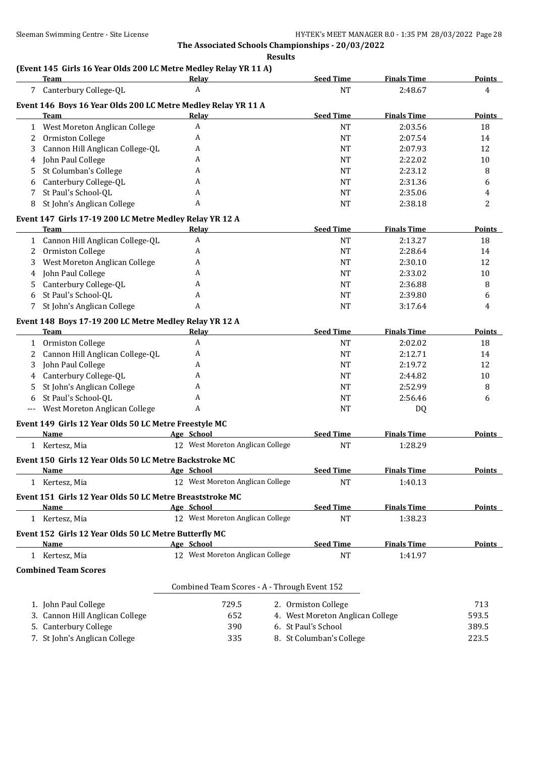**The Associated Schools Championships - 20/03/2022**

**Results**

### (Event 145 Girls 16 Year Olds 200 LC Metre Medley Relay YR 11 A)

| | Team | Relay | Seed Time | Finals Time | Points |
|---|---|---|---|---|---|
| 7 | Canterbury College-QL | A | NT | 2:48.67 | 4 |

### Event 146 Boys 16 Year Olds 200 LC Metre Medley Relay YR 11 A

| | Team | Relay | Seed Time | Finals Time | Points |
|---|---|---|---|---|---|
| 1 | West Moreton Anglican College | A | NT | 2:03.56 | 18 |
| 2 | Ormiston College | A | NT | 2:07.54 | 14 |
| 3 | Cannon Hill Anglican College-QL | A | NT | 2:07.93 | 12 |
| 4 | John Paul College | A | NT | 2:22.02 | 10 |
| 5 | St Columban's College | A | NT | 2:23.12 | 8 |
| 6 | Canterbury College-QL | A | NT | 2:31.36 | 6 |
| 7 | St Paul's School-QL | A | NT | 2:35.06 | 4 |
| 8 | St John's Anglican College | A | NT | 2:38.18 | 2 |

### Event 147 Girls 17-19 200 LC Metre Medley Relay YR 12 A

| | Team | Relay | Seed Time | Finals Time | Points |
|---|---|---|---|---|---|
| 1 | Cannon Hill Anglican College-QL | A | NT | 2:13.27 | 18 |
| 2 | Ormiston College | A | NT | 2:28.64 | 14 |
| 3 | West Moreton Anglican College | A | NT | 2:30.10 | 12 |
| 4 | John Paul College | A | NT | 2:33.02 | 10 |
| 5 | Canterbury College-QL | A | NT | 2:36.88 | 8 |
| 6 | St Paul's School-QL | A | NT | 2:39.80 | 6 |
| 7 | St John's Anglican College | A | NT | 3:17.64 | 4 |

### Event 148 Boys 17-19 200 LC Metre Medley Relay YR 12 A

| | Team | Relay | Seed Time | Finals Time | Points |
|---|---|---|---|---|---|
| 1 | Ormiston College | A | NT | 2:02.02 | 18 |
| 2 | Cannon Hill Anglican College-QL | A | NT | 2:12.71 | 14 |
| 3 | John Paul College | A | NT | 2:19.72 | 12 |
| 4 | Canterbury College-QL | A | NT | 2:44.82 | 10 |
| 5 | St John's Anglican College | A | NT | 2:52.99 | 8 |
| 6 | St Paul's School-QL | A | NT | 2:56.46 | 6 |
| --- | West Moreton Anglican College | A | NT | DQ | |

### Event 149 Girls 12 Year Olds 50 LC Metre Freestyle MC

| | Name | Age | School | Seed Time | Finals Time | Points |
|---|---|---|---|---|---|---|
| 1 | Kertesz, Mia | 12 | West Moreton Anglican College | NT | 1:28.29 | |

### Event 150 Girls 12 Year Olds 50 LC Metre Backstroke MC

| | Name | Age | School | Seed Time | Finals Time | Points |
|---|---|---|---|---|---|---|
| 1 | Kertesz, Mia | 12 | West Moreton Anglican College | NT | 1:40.13 | |

### Event 151 Girls 12 Year Olds 50 LC Metre Breaststroke MC

| | Name | Age | School | Seed Time | Finals Time | Points |
|---|---|---|---|---|---|---|
| 1 | Kertesz, Mia | 12 | West Moreton Anglican College | NT | 1:38.23 | |

### Event 152 Girls 12 Year Olds 50 LC Metre Butterfly MC

| | Name | Age | School | Seed Time | Finals Time | Points |
|---|---|---|---|---|---|---|
| 1 | Kertesz, Mia | 12 | West Moreton Anglican College | NT | 1:41.97 | |

### Combined Team Scores

Combined Team Scores - A - Through Event 152

| Place | Team | Score | Place | Team | Score |
|---|---|---|---|---|---|
| 1. | John Paul College | 729.5 | 2. | Ormiston College | 713 |
| 3. | Cannon Hill Anglican College | 652 | 4. | West Moreton Anglican College | 593.5 |
| 5. | Canterbury College | 390 | 6. | St Paul's School | 389.5 |
| 7. | St John's Anglican College | 335 | 8. | St Columban's College | 223.5 |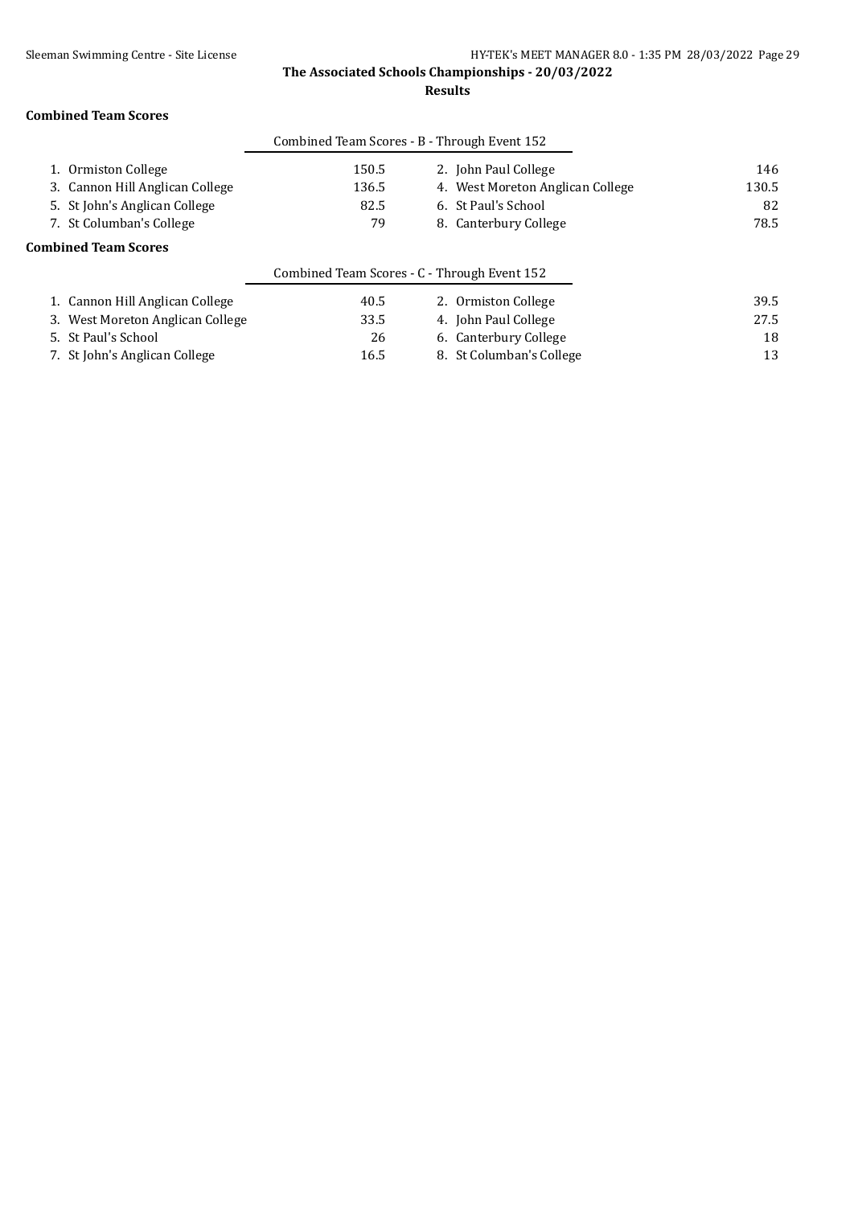**The Associated Schools Championships - 20/03/2022**

**Results**

### Combined Team Scores

Combined Team Scores - B - Through Event 152

| | | | |
|---|---|---|---|
| 1. Ormiston College | 150.5 | 2. John Paul College | 146 |
| 3. Cannon Hill Anglican College | 136.5 | 4. West Moreton Anglican College | 130.5 |
| 5. St John's Anglican College | 82.5 | 6. St Paul's School | 82 |
| 7. St Columban's College | 79 | 8. Canterbury College | 78.5 |

### Combined Team Scores

Combined Team Scores - C - Through Event 152

| | | | |
|---|---|---|---|
| 1. Cannon Hill Anglican College | 40.5 | 2. Ormiston College | 39.5 |
| 3. West Moreton Anglican College | 33.5 | 4. John Paul College | 27.5 |
| 5. St Paul's School | 26 | 6. Canterbury College | 18 |
| 7. St John's Anglican College | 16.5 | 8. St Columban's College | 13 |